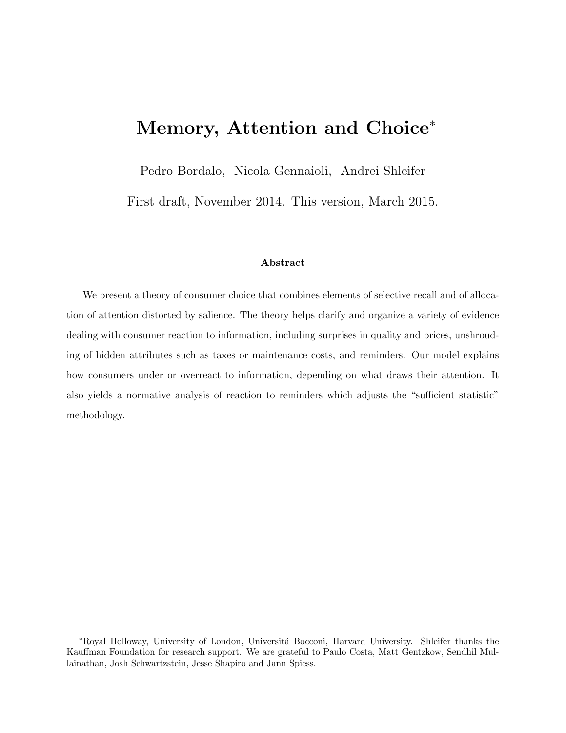# Memory, Attention and Choice*

Pedro Bordalo, Nicola Gennaioli, Andrei Shleifer

First draft, November 2014. This version, March 2015.

### Abstract

We present a theory of consumer choice that combines elements of selective recall and of allocation of attention distorted by salience. The theory helps clarify and organize a variety of evidence dealing with consumer reaction to information, including surprises in quality and prices, unshrouding of hidden attributes such as taxes or maintenance costs, and reminders. Our model explains how consumers under or overreact to information, depending on what draws their attention. It also yields a normative analysis of reaction to reminders which adjusts the "sufficient statistic" methodology.

---

*Royal Holloway, University of London, Universitá Bocconi, Harvard University. Shleifer thanks the Kauffman Foundation for research support. We are grateful to Paulo Costa, Matt Gentzkow, Sendhil Mullainathan, Josh Schwartzstein, Jesse Shapiro and Jann Spiess.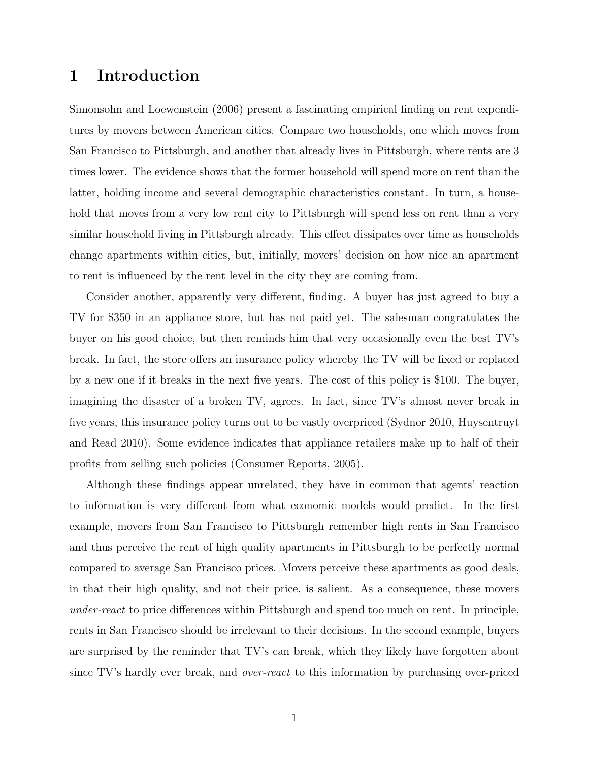# 1 Introduction

Simonsohn and Loewenstein (2006) present a fascinating empirical finding on rent expenditures by movers between American cities. Compare two households, one which moves from San Francisco to Pittsburgh, and another that already lives in Pittsburgh, where rents are 3 times lower. The evidence shows that the former household will spend more on rent than the latter, holding income and several demographic characteristics constant. In turn, a household that moves from a very low rent city to Pittsburgh will spend less on rent than a very similar household living in Pittsburgh already. This effect dissipates over time as households change apartments within cities, but, initially, movers' decision on how nice an apartment to rent is influenced by the rent level in the city they are coming from.

Consider another, apparently very different, finding. A buyer has just agreed to buy a TV for $350 in an appliance store, but has not paid yet. The salesman congratulates the buyer on his good choice, but then reminds him that very occasionally even the best TV's break. In fact, the store offers an insurance policy whereby the TV will be fixed or replaced by a new one if it breaks in the next five years. The cost of this policy is $100. The buyer, imagining the disaster of a broken TV, agrees. In fact, since TV's almost never break in five years, this insurance policy turns out to be vastly overpriced (Sydnor 2010, Huysentruyt and Read 2010). Some evidence indicates that appliance retailers make up to half of their profits from selling such policies (Consumer Reports, 2005).

Although these findings appear unrelated, they have in common that agents' reaction to information is very different from what economic models would predict. In the first example, movers from San Francisco to Pittsburgh remember high rents in San Francisco and thus perceive the rent of high quality apartments in Pittsburgh to be perfectly normal compared to average San Francisco prices. Movers perceive these apartments as good deals, in that their high quality, and not their price, is salient. As a consequence, these movers *under-react* to price differences within Pittsburgh and spend too much on rent. In principle, rents in San Francisco should be irrelevant to their decisions. In the second example, buyers are surprised by the reminder that TV's can break, which they likely have forgotten about since TV's hardly ever break, and *over-react* to this information by purchasing over-priced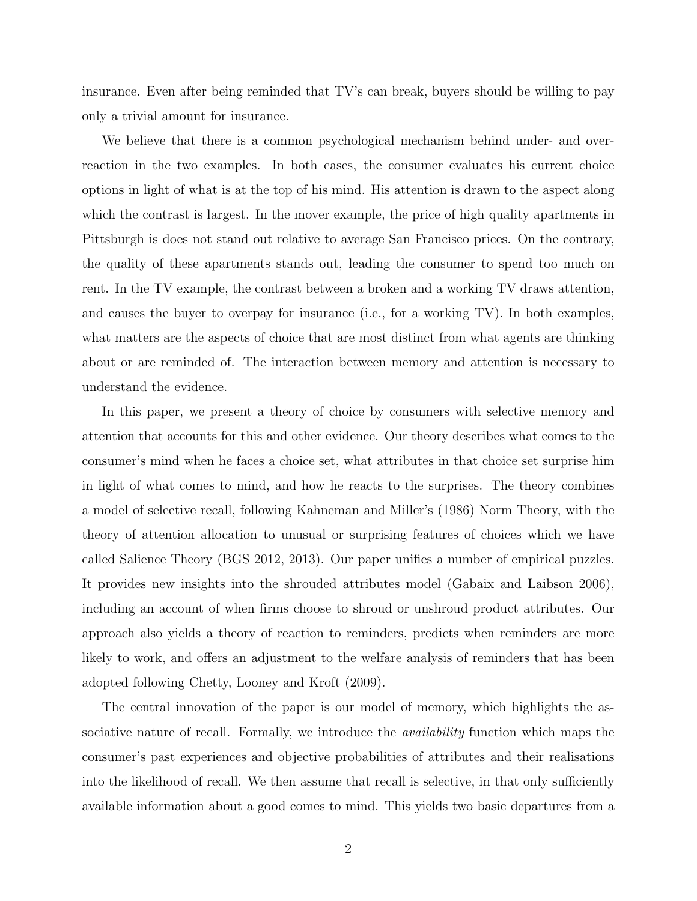insurance. Even after being reminded that TV's can break, buyers should be willing to pay only a trivial amount for insurance.

We believe that there is a common psychological mechanism behind under- and over-reaction in the two examples. In both cases, the consumer evaluates his current choice options in light of what is at the top of his mind. His attention is drawn to the aspect along which the contrast is largest. In the mover example, the price of high quality apartments in Pittsburgh is does not stand out relative to average San Francisco prices. On the contrary, the quality of these apartments stands out, leading the consumer to spend too much on rent. In the TV example, the contrast between a broken and a working TV draws attention, and causes the buyer to overpay for insurance (i.e., for a working TV). In both examples, what matters are the aspects of choice that are most distinct from what agents are thinking about or are reminded of. The interaction between memory and attention is necessary to understand the evidence.

In this paper, we present a theory of choice by consumers with selective memory and attention that accounts for this and other evidence. Our theory describes what comes to the consumer's mind when he faces a choice set, what attributes in that choice set surprise him in light of what comes to mind, and how he reacts to the surprises. The theory combines a model of selective recall, following Kahneman and Miller's (1986) Norm Theory, with the theory of attention allocation to unusual or surprising features of choices which we have called Salience Theory (BGS 2012, 2013). Our paper unifies a number of empirical puzzles. It provides new insights into the shrouded attributes model (Gabaix and Laibson 2006), including an account of when firms choose to shroud or unshroud product attributes. Our approach also yields a theory of reaction to reminders, predicts when reminders are more likely to work, and offers an adjustment to the welfare analysis of reminders that has been adopted following Chetty, Looney and Kroft (2009).

The central innovation of the paper is our model of memory, which highlights the associative nature of recall. Formally, we introduce the *availability* function which maps the consumer's past experiences and objective probabilities of attributes and their realisations into the likelihood of recall. We then assume that recall is selective, in that only sufficiently available information about a good comes to mind. This yields two basic departures from a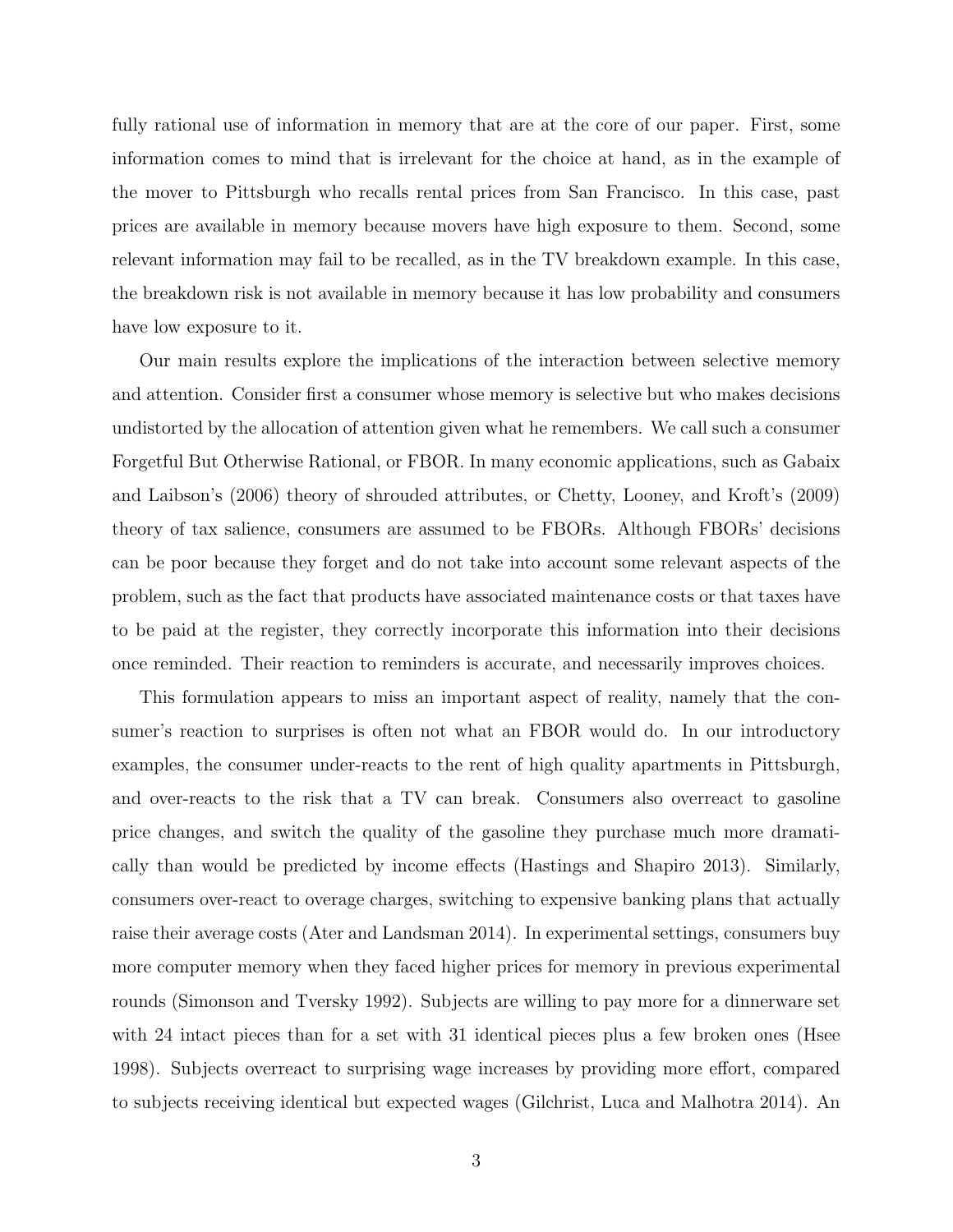fully rational use of information in memory that are at the core of our paper. First, some information comes to mind that is irrelevant for the choice at hand, as in the example of the mover to Pittsburgh who recalls rental prices from San Francisco. In this case, past prices are available in memory because movers have high exposure to them. Second, some relevant information may fail to be recalled, as in the TV breakdown example. In this case, the breakdown risk is not available in memory because it has low probability and consumers have low exposure to it.

Our main results explore the implications of the interaction between selective memory and attention. Consider first a consumer whose memory is selective but who makes decisions undistorted by the allocation of attention given what he remembers. We call such a consumer Forgetful But Otherwise Rational, or FBOR. In many economic applications, such as Gabaix and Laibson's (2006) theory of shrouded attributes, or Chetty, Looney, and Kroft's (2009) theory of tax salience, consumers are assumed to be FBORs. Although FBORs' decisions can be poor because they forget and do not take into account some relevant aspects of the problem, such as the fact that products have associated maintenance costs or that taxes have to be paid at the register, they correctly incorporate this information into their decisions once reminded. Their reaction to reminders is accurate, and necessarily improves choices.

This formulation appears to miss an important aspect of reality, namely that the consumer's reaction to surprises is often not what an FBOR would do. In our introductory examples, the consumer under-reacts to the rent of high quality apartments in Pittsburgh, and over-reacts to the risk that a TV can break. Consumers also overreact to gasoline price changes, and switch the quality of the gasoline they purchase much more dramatically than would be predicted by income effects (Hastings and Shapiro 2013). Similarly, consumers over-react to overage charges, switching to expensive banking plans that actually raise their average costs (Ater and Landsman 2014). In experimental settings, consumers buy more computer memory when they faced higher prices for memory in previous experimental rounds (Simonson and Tversky 1992). Subjects are willing to pay more for a dinnerware set with 24 intact pieces than for a set with 31 identical pieces plus a few broken ones (Hsee 1998). Subjects overreact to surprising wage increases by providing more effort, compared to subjects receiving identical but expected wages (Gilchrist, Luca and Malhotra 2014). An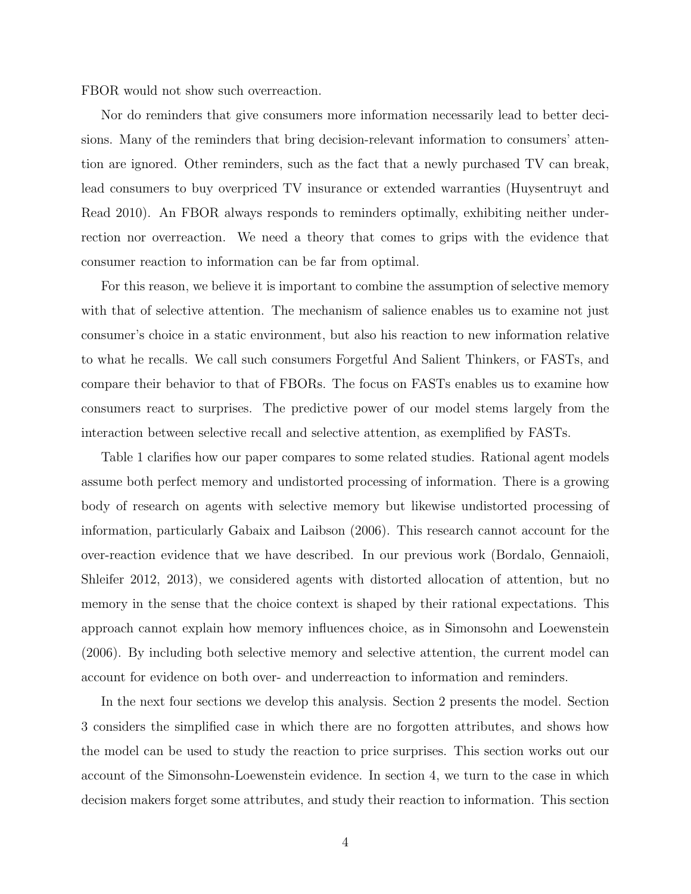FBOR would not show such overreaction.

Nor do reminders that give consumers more information necessarily lead to better decisions. Many of the reminders that bring decision-relevant information to consumers' attention are ignored. Other reminders, such as the fact that a newly purchased TV can break, lead consumers to buy overpriced TV insurance or extended warranties (Huysentruyt and Read 2010). An FBOR always responds to reminders optimally, exhibiting neither underrection nor overreaction. We need a theory that comes to grips with the evidence that consumer reaction to information can be far from optimal.

For this reason, we believe it is important to combine the assumption of selective memory with that of selective attention. The mechanism of salience enables us to examine not just consumer's choice in a static environment, but also his reaction to new information relative to what he recalls. We call such consumers Forgetful And Salient Thinkers, or FASTs, and compare their behavior to that of FBORs. The focus on FASTs enables us to examine how consumers react to surprises. The predictive power of our model stems largely from the interaction between selective recall and selective attention, as exemplified by FASTs.

Table 1 clarifies how our paper compares to some related studies. Rational agent models assume both perfect memory and undistorted processing of information. There is a growing body of research on agents with selective memory but likewise undistorted processing of information, particularly Gabaix and Laibson (2006). This research cannot account for the over-reaction evidence that we have described. In our previous work (Bordalo, Gennaioli, Shleifer 2012, 2013), we considered agents with distorted allocation of attention, but no memory in the sense that the choice context is shaped by their rational expectations. This approach cannot explain how memory influences choice, as in Simonsohn and Loewenstein (2006). By including both selective memory and selective attention, the current model can account for evidence on both over- and underreaction to information and reminders.

In the next four sections we develop this analysis. Section 2 presents the model. Section 3 considers the simplified case in which there are no forgotten attributes, and shows how the model can be used to study the reaction to price surprises. This section works out our account of the Simonsohn-Loewenstein evidence. In section 4, we turn to the case in which decision makers forget some attributes, and study their reaction to information. This section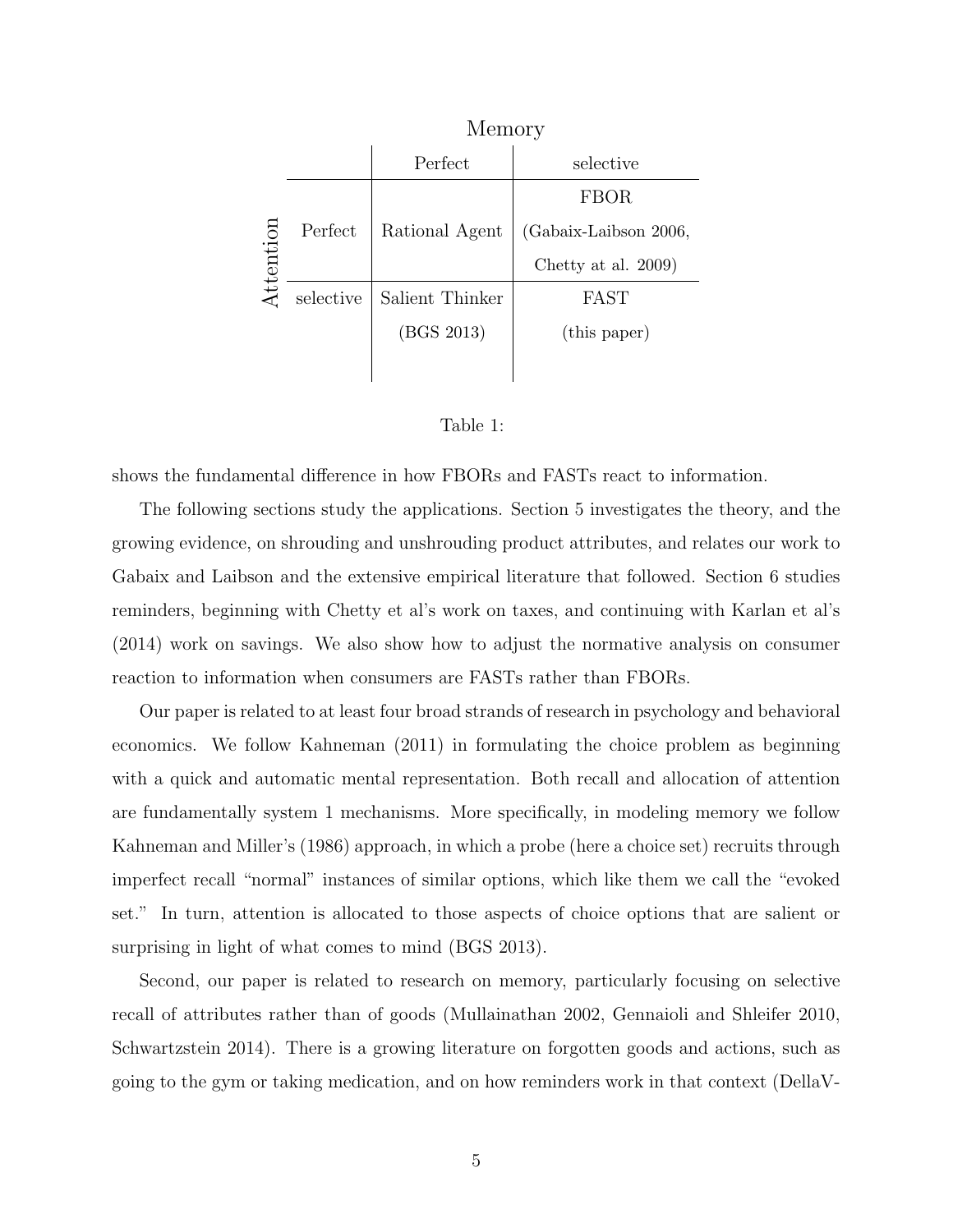| | | Memory | |
|---|---|---|---|
| | | Perfect | selective |
| Attention | Perfect | Rational Agent | FBOR (Gabaix-Laibson 2006, Chetty at al. 2009) |
| | selective | Salient Thinker (BGS 2013) | FAST (this paper) |

Table 1:

shows the fundamental difference in how FBORs and FASTs react to information.

The following sections study the applications. Section 5 investigates the theory, and the growing evidence, on shrouding and unshrouding product attributes, and relates our work to Gabaix and Laibson and the extensive empirical literature that followed. Section 6 studies reminders, beginning with Chetty et al's work on taxes, and continuing with Karlan et al's (2014) work on savings. We also show how to adjust the normative analysis on consumer reaction to information when consumers are FASTs rather than FBORs.

Our paper is related to at least four broad strands of research in psychology and behavioral economics. We follow Kahneman (2011) in formulating the choice problem as beginning with a quick and automatic mental representation. Both recall and allocation of attention are fundamentally system 1 mechanisms. More specifically, in modeling memory we follow Kahneman and Miller's (1986) approach, in which a probe (here a choice set) recruits through imperfect recall "normal" instances of similar options, which like them we call the "evoked set." In turn, attention is allocated to those aspects of choice options that are salient or surprising in light of what comes to mind (BGS 2013).

Second, our paper is related to research on memory, particularly focusing on selective recall of attributes rather than of goods (Mullainathan 2002, Gennaioli and Shleifer 2010, Schwartzstein 2014). There is a growing literature on forgotten goods and actions, such as going to the gym or taking medication, and on how reminders work in that context (DellaV-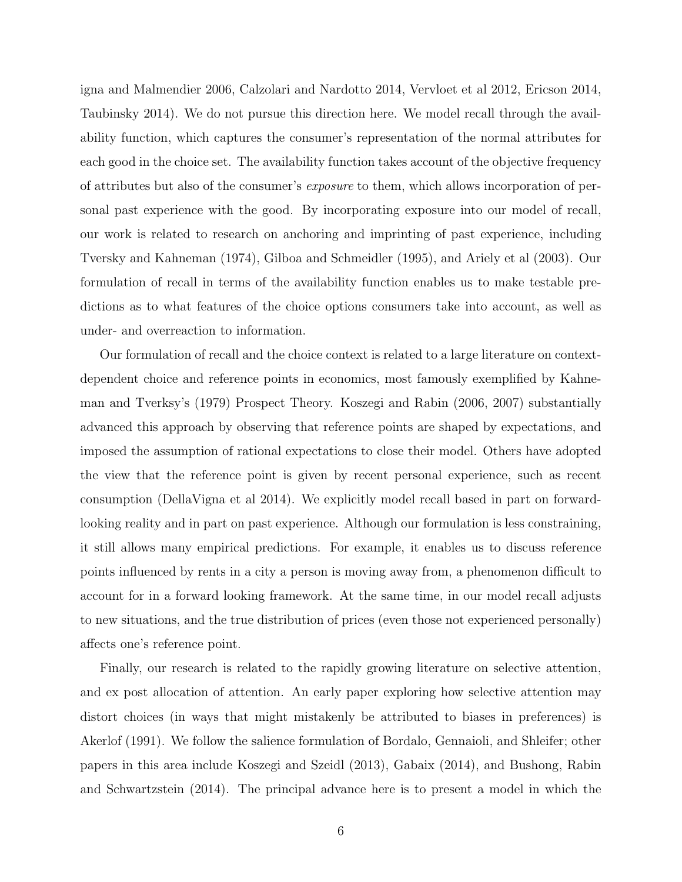igna and Malmendier 2006, Calzolari and Nardotto 2014, Vervloet et al 2012, Ericson 2014, Taubinsky 2014). We do not pursue this direction here. We model recall through the availability function, which captures the consumer's representation of the normal attributes for each good in the choice set. The availability function takes account of the objective frequency of attributes but also of the consumer's *exposure* to them, which allows incorporation of personal past experience with the good. By incorporating exposure into our model of recall, our work is related to research on anchoring and imprinting of past experience, including Tversky and Kahneman (1974), Gilboa and Schmeidler (1995), and Ariely et al (2003). Our formulation of recall in terms of the availability function enables us to make testable predictions as to what features of the choice options consumers take into account, as well as under- and overreaction to information.

Our formulation of recall and the choice context is related to a large literature on context-dependent choice and reference points in economics, most famously exemplified by Kahneman and Tverksy's (1979) Prospect Theory. Koszegi and Rabin (2006, 2007) substantially advanced this approach by observing that reference points are shaped by expectations, and imposed the assumption of rational expectations to close their model. Others have adopted the view that the reference point is given by recent personal experience, such as recent consumption (DellaVigna et al 2014). We explicitly model recall based in part on forward-looking reality and in part on past experience. Although our formulation is less constraining, it still allows many empirical predictions. For example, it enables us to discuss reference points influenced by rents in a city a person is moving away from, a phenomenon difficult to account for in a forward looking framework. At the same time, in our model recall adjusts to new situations, and the true distribution of prices (even those not experienced personally) affects one's reference point.

Finally, our research is related to the rapidly growing literature on selective attention, and ex post allocation of attention. An early paper exploring how selective attention may distort choices (in ways that might mistakenly be attributed to biases in preferences) is Akerlof (1991). We follow the salience formulation of Bordalo, Gennaioli, and Shleifer; other papers in this area include Koszegi and Szeidl (2013), Gabaix (2014), and Bushong, Rabin and Schwartzstein (2014). The principal advance here is to present a model in which the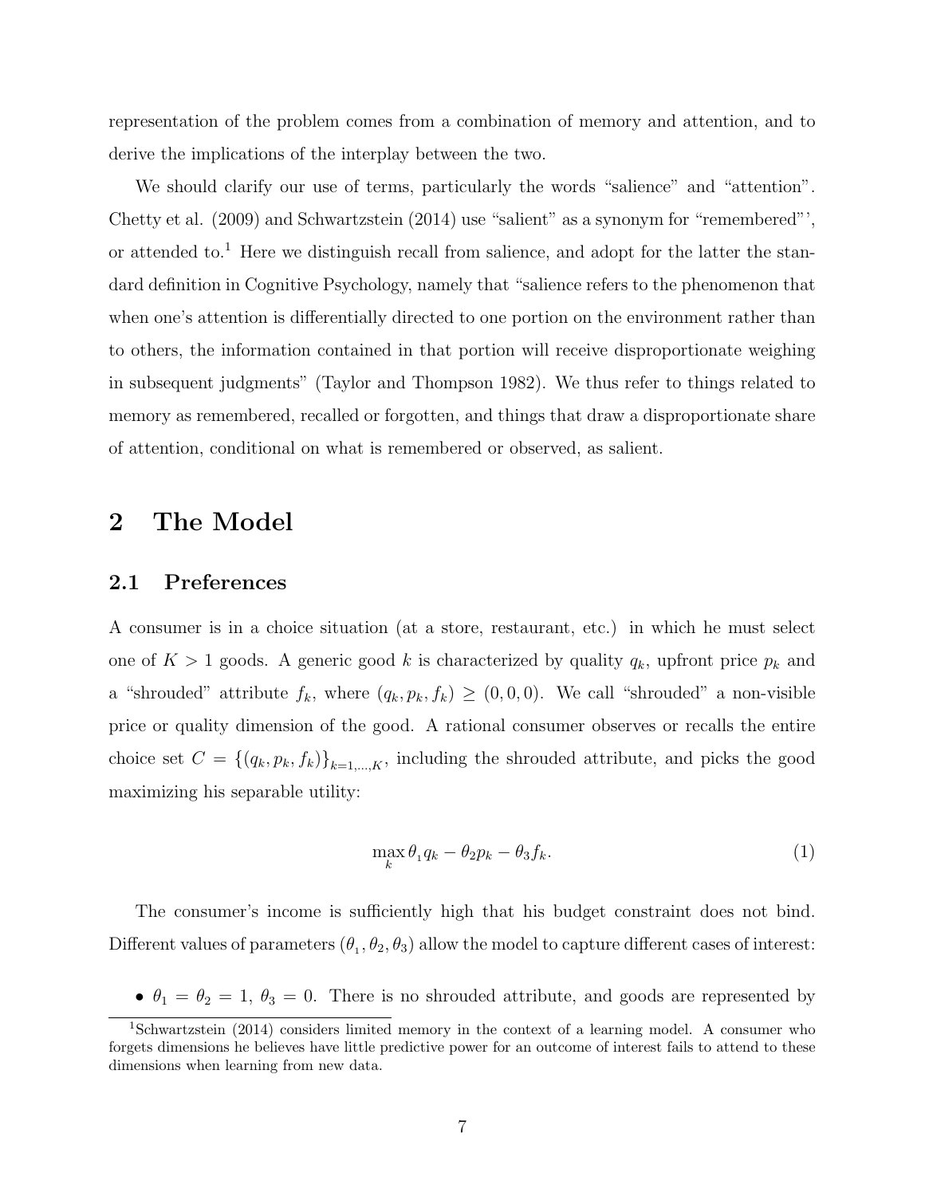representation of the problem comes from a combination of memory and attention, and to derive the implications of the interplay between the two.

We should clarify our use of terms, particularly the words "salience" and "attention". Chetty et al. (2009) and Schwartzstein (2014) use "salient" as a synonym for "remembered"', or attended to.[1] Here we distinguish recall from salience, and adopt for the latter the standard definition in Cognitive Psychology, namely that "salience refers to the phenomenon that when one's attention is differentially directed to one portion on the environment rather than to others, the information contained in that portion will receive disproportionate weighing in subsequent judgments" (Taylor and Thompson 1982). We thus refer to things related to memory as remembered, recalled or forgotten, and things that draw a disproportionate share of attention, conditional on what is remembered or observed, as salient.

## 2 The Model

### 2.1 Preferences

A consumer is in a choice situation (at a store, restaurant, etc.) in which he must select one of $K > 1$ goods. A generic good $k$ is characterized by quality $q_k$, upfront price $p_k$ and a "shrouded" attribute $f_k$, where $(q_k, p_k, f_k) \geq (0, 0, 0)$. We call "shrouded" a non-visible price or quality dimension of the good. A rational consumer observes or recalls the entire choice set $C = \{(q_k, p_k, f_k)\}_{k=1,...,K}$, including the shrouded attribute, and picks the good maximizing his separable utility:

$$\max_k \theta_1 q_k - \theta_2 p_k - \theta_3 f_k. \tag{1}$$

The consumer's income is sufficiently high that his budget constraint does not bind. Different values of parameters $(\theta_1, \theta_2, \theta_3)$ allow the model to capture different cases of interest:

- $\theta_1 = \theta_2 = 1$, $\theta_3 = 0$. There is no shrouded attribute, and goods are represented by

[1] Schwartzstein (2014) considers limited memory in the context of a learning model. A consumer who forgets dimensions he believes have little predictive power for an outcome of interest fails to attend to these dimensions when learning from new data.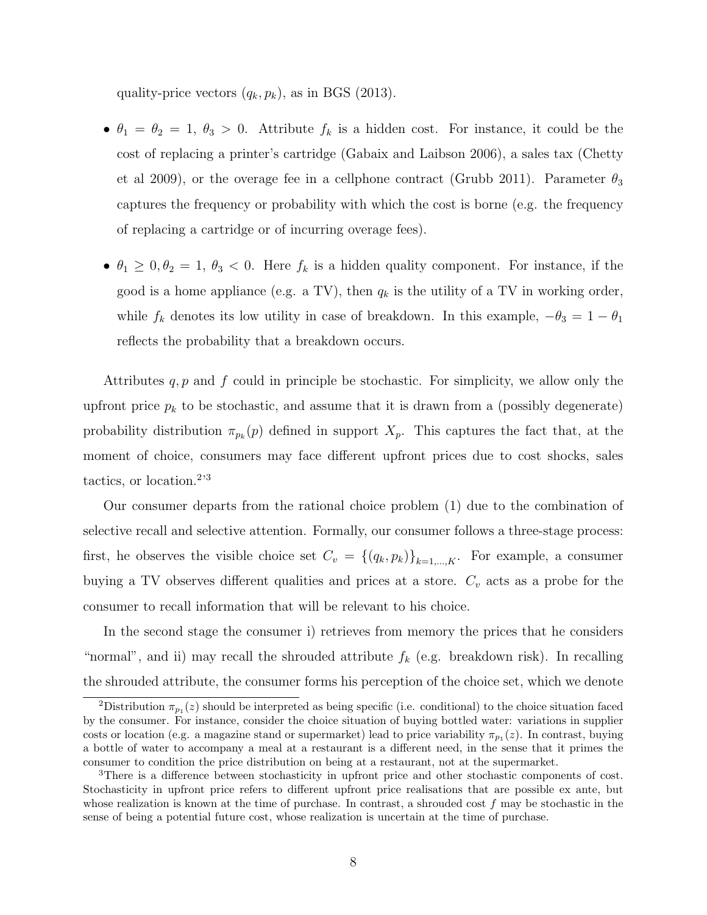quality-price vectors $(q_k, p_k)$, as in BGS (2013).

- $\theta_1 = \theta_2 = 1$, $\theta_3 > 0$. Attribute $f_k$ is a hidden cost. For instance, it could be the cost of replacing a printer's cartridge (Gabaix and Laibson 2006), a sales tax (Chetty et al 2009), or the overage fee in a cellphone contract (Grubb 2011). Parameter $\theta_3$ captures the frequency or probability with which the cost is borne (e.g. the frequency of replacing a cartridge or of incurring overage fees).

- $\theta_1 \geq 0, \theta_2 = 1$, $\theta_3 < 0$. Here $f_k$ is a hidden quality component. For instance, if the good is a home appliance (e.g. a TV), then $q_k$ is the utility of a TV in working order, while $f_k$ denotes its low utility in case of breakdown. In this example, $-\theta_3 = 1 - \theta_1$ reflects the probability that a breakdown occurs.

Attributes $q, p$ and $f$ could in principle be stochastic. For simplicity, we allow only the upfront price $p_k$ to be stochastic, and assume that it is drawn from a (possibly degenerate) probability distribution $\pi_{p_k}(p)$ defined in support $X_p$. This captures the fact that, at the moment of choice, consumers may face different upfront prices due to cost shocks, sales tactics, or location.[2,3]

Our consumer departs from the rational choice problem (1) due to the combination of selective recall and selective attention. Formally, our consumer follows a three-stage process: first, he observes the visible choice set $C_v = \{(q_k, p_k)\}_{k=1,\ldots,K}$. For example, a consumer buying a TV observes different qualities and prices at a store. $C_v$ acts as a probe for the consumer to recall information that will be relevant to his choice.

In the second stage the consumer i) retrieves from memory the prices that he considers "normal", and ii) may recall the shrouded attribute $f_k$ (e.g. breakdown risk). In recalling the shrouded attribute, the consumer forms his perception of the choice set, which we denote

[2]Distribution $\pi_{p_1}(z)$ should be interpreted as being specific (i.e. conditional) to the choice situation faced by the consumer. For instance, consider the choice situation of buying bottled water: variations in supplier costs or location (e.g. a magazine stand or supermarket) lead to price variability $\pi_{p_1}(z)$. In contrast, buying a bottle of water to accompany a meal at a restaurant is a different need, in the sense that it primes the consumer to condition the price distribution on being at a restaurant, not at the supermarket.

[3]There is a difference between stochasticity in upfront price and other stochastic components of cost. Stochasticity in upfront price refers to different upfront price realisations that are possible ex ante, but whose realization is known at the time of purchase. In contrast, a shrouded cost $f$ may be stochastic in the sense of being a potential future cost, whose realization is uncertain at the time of purchase.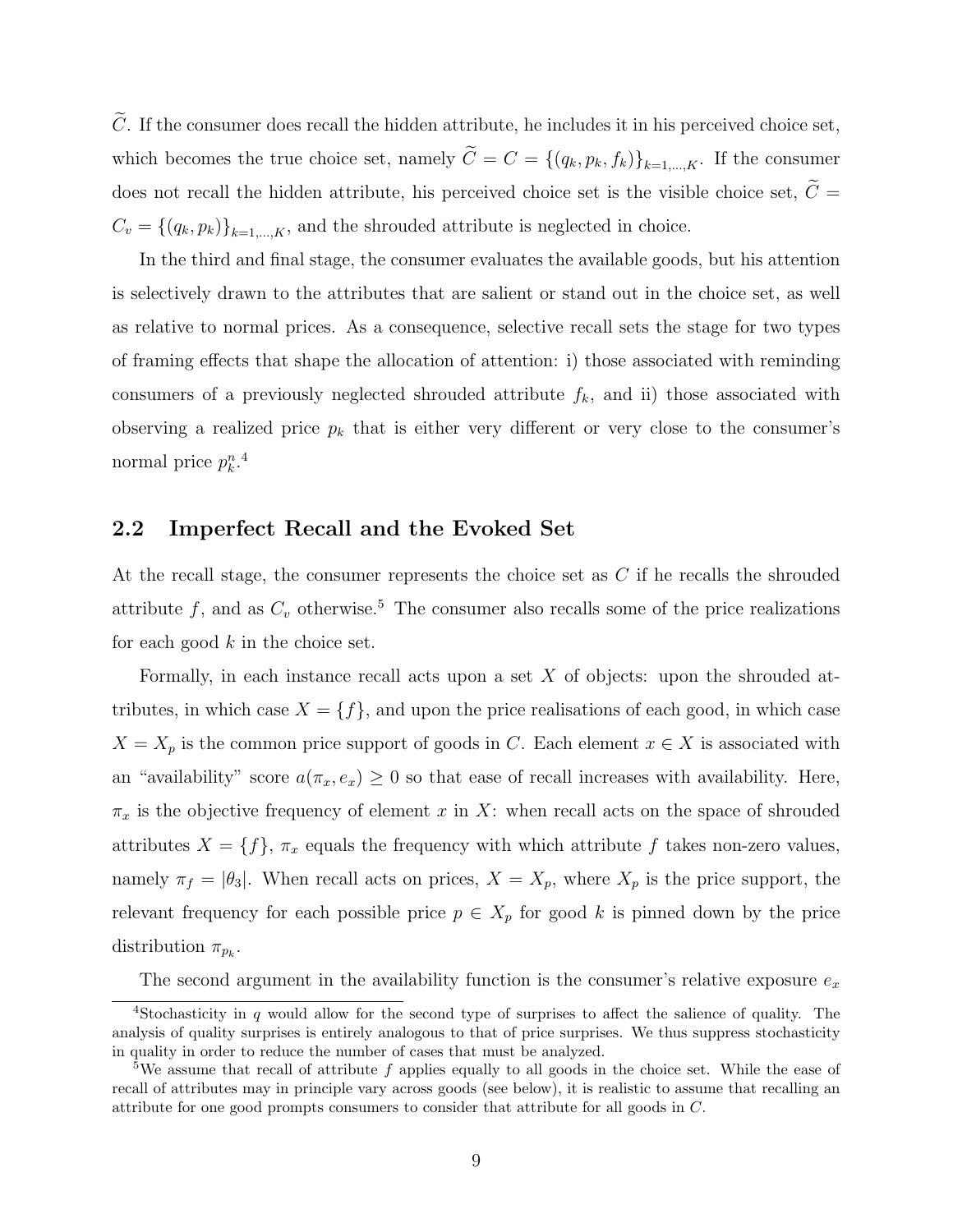$\widetilde{C}$. If the consumer does recall the hidden attribute, he includes it in his perceived choice set, which becomes the true choice set, namely $\widetilde{C} = C = \{(q_k, p_k, f_k)\}_{k=1,...,K}$. If the consumer does not recall the hidden attribute, his perceived choice set is the visible choice set, $\widetilde{C} = C_v = \{(q_k, p_k)\}_{k=1,...,K}$, and the shrouded attribute is neglected in choice.

In the third and final stage, the consumer evaluates the available goods, but his attention is selectively drawn to the attributes that are salient or stand out in the choice set, as well as relative to normal prices. As a consequence, selective recall sets the stage for two types of framing effects that shape the allocation of attention: i) those associated with reminding consumers of a previously neglected shrouded attribute $f_k$, and ii) those associated with observing a realized price $p_k$ that is either very different or very close to the consumer's normal price $p_k^n$.[4]

## 2.2 Imperfect Recall and the Evoked Set

At the recall stage, the consumer represents the choice set as $C$ if he recalls the shrouded attribute $f$, and as $C_v$ otherwise.[5] The consumer also recalls some of the price realizations for each good $k$ in the choice set.

Formally, in each instance recall acts upon a set $X$ of objects: upon the shrouded attributes, in which case $X = \{f\}$, and upon the price realisations of each good, in which case $X = X_p$ is the common price support of goods in $C$. Each element $x \in X$ is associated with an "availability" score $a(\pi_x, e_x) \geq 0$ so that ease of recall increases with availability. Here, $\pi_x$ is the objective frequency of element $x$ in $X$: when recall acts on the space of shrouded attributes $X = \{f\}$, $\pi_x$ equals the frequency with which attribute $f$ takes non-zero values, namely $\pi_f = |\theta_3|$. When recall acts on prices, $X = X_p$, where $X_p$ is the price support, the relevant frequency for each possible price $p \in X_p$ for good $k$ is pinned down by the price distribution $\pi_{p_k}$.

The second argument in the availability function is the consumer's relative exposure $e_x$

[4] Stochasticity in $q$ would allow for the second type of surprises to affect the salience of quality. The analysis of quality surprises is entirely analogous to that of price surprises. We thus suppress stochasticity in quality in order to reduce the number of cases that must be analyzed.

[5] We assume that recall of attribute $f$ applies equally to all goods in the choice set. While the ease of recall of attributes may in principle vary across goods (see below), it is realistic to assume that recalling an attribute for one good prompts consumers to consider that attribute for all goods in $C$.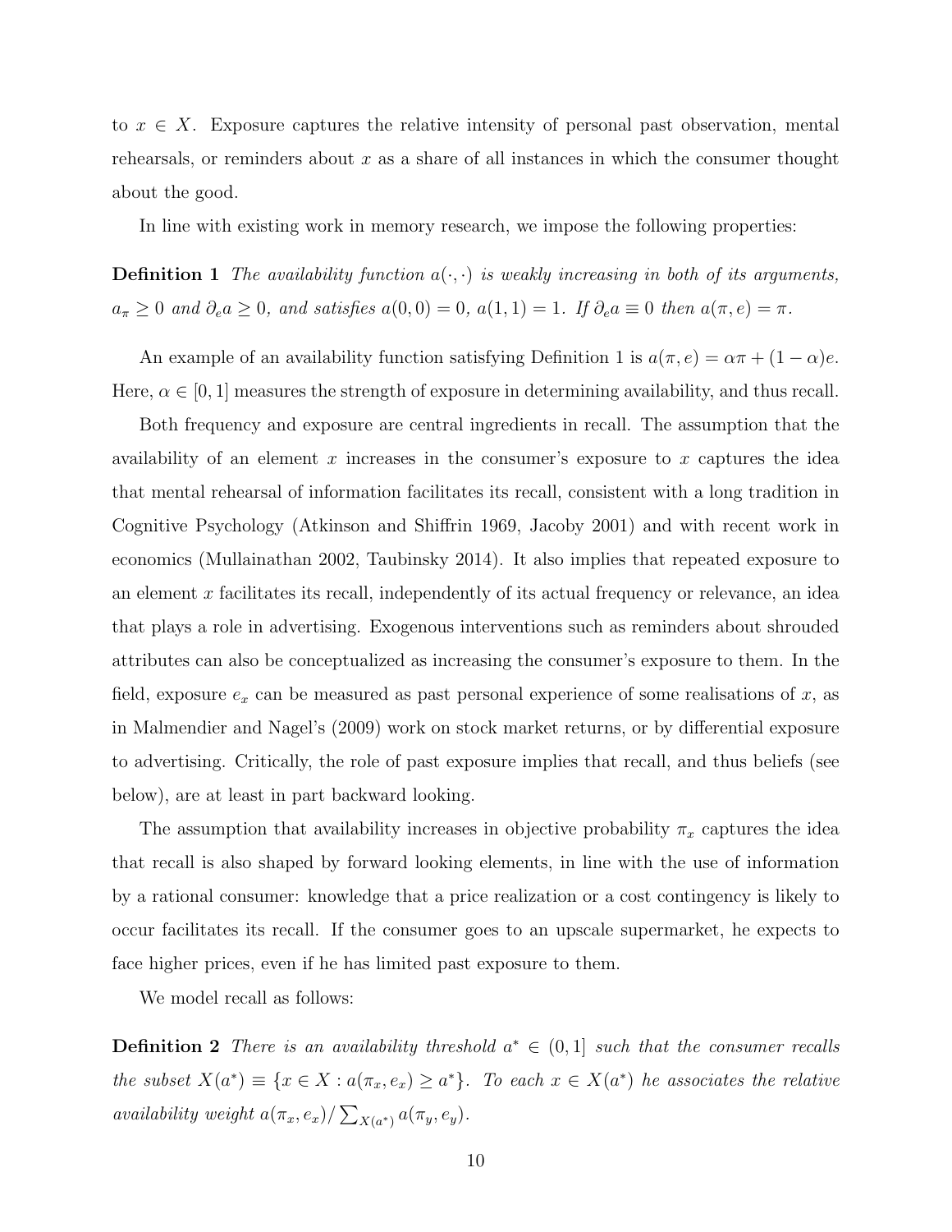to $x \in X$. Exposure captures the relative intensity of personal past observation, mental rehearsals, or reminders about $x$ as a share of all instances in which the consumer thought about the good.

In line with existing work in memory research, we impose the following properties:

**Definition 1** *The availability function $a(\cdot, \cdot)$ is weakly increasing in both of its arguments, $a_\pi \geq 0$ and $\partial_e a \geq 0$, and satisfies $a(0, 0) = 0$, $a(1, 1) = 1$. If $\partial_e a \equiv 0$ then $a(\pi, e) = \pi$.*

An example of an availability function satisfying Definition 1 is $a(\pi, e) = \alpha\pi + (1 - \alpha)e$. Here, $\alpha \in [0, 1]$ measures the strength of exposure in determining availability, and thus recall.

Both frequency and exposure are central ingredients in recall. The assumption that the availability of an element $x$ increases in the consumer's exposure to $x$ captures the idea that mental rehearsal of information facilitates its recall, consistent with a long tradition in Cognitive Psychology (Atkinson and Shiffrin 1969, Jacoby 2001) and with recent work in economics (Mullainathan 2002, Taubinsky 2014). It also implies that repeated exposure to an element $x$ facilitates its recall, independently of its actual frequency or relevance, an idea that plays a role in advertising. Exogenous interventions such as reminders about shrouded attributes can also be conceptualized as increasing the consumer's exposure to them. In the field, exposure $e_x$ can be measured as past personal experience of some realisations of $x$, as in Malmendier and Nagel's (2009) work on stock market returns, or by differential exposure to advertising. Critically, the role of past exposure implies that recall, and thus beliefs (see below), are at least in part backward looking.

The assumption that availability increases in objective probability $\pi_x$ captures the idea that recall is also shaped by forward looking elements, in line with the use of information by a rational consumer: knowledge that a price realization or a cost contingency is likely to occur facilitates its recall. If the consumer goes to an upscale supermarket, he expects to face higher prices, even if he has limited past exposure to them.

We model recall as follows:

**Definition 2** *There is an availability threshold $a^* \in (0, 1]$ such that the consumer recalls the subset $X(a^*) \equiv \{x \in X : a(\pi_x, e_x) \geq a^*\}$. To each $x \in X(a^*)$ he associates the relative availability weight $a(\pi_x, e_x)/\sum_{X(a^*)} a(\pi_y, e_y)$.*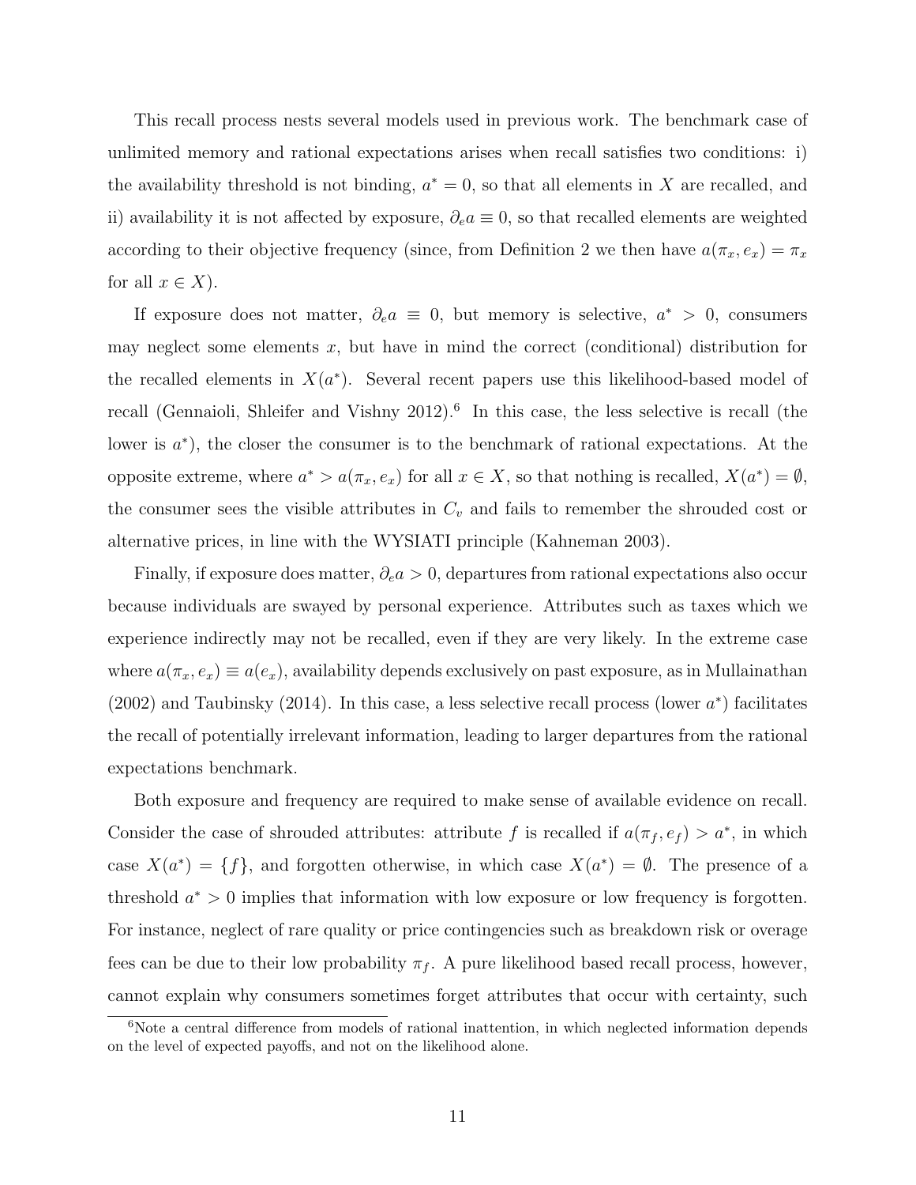This recall process nests several models used in previous work. The benchmark case of unlimited memory and rational expectations arises when recall satisfies two conditions: i) the availability threshold is not binding, $a^* = 0$, so that all elements in $X$ are recalled, and ii) availability it is not affected by exposure, $\partial_e a \equiv 0$, so that recalled elements are weighted according to their objective frequency (since, from Definition 2 we then have $a(\pi_x, e_x) = \pi_x$ for all $x \in X$).

If exposure does not matter, $\partial_e a \equiv 0$, but memory is selective, $a^* > 0$, consumers may neglect some elements $x$, but have in mind the correct (conditional) distribution for the recalled elements in $X(a^*)$. Several recent papers use this likelihood-based model of recall (Gennaioli, Shleifer and Vishny 2012).[6] In this case, the less selective is recall (the lower is $a^*$), the closer the consumer is to the benchmark of rational expectations. At the opposite extreme, where $a^* > a(\pi_x, e_x)$ for all $x \in X$, so that nothing is recalled, $X(a^*) = \emptyset$, the consumer sees the visible attributes in $C_v$ and fails to remember the shrouded cost or alternative prices, in line with the WYSIATI principle (Kahneman 2003).

Finally, if exposure does matter, $\partial_e a > 0$, departures from rational expectations also occur because individuals are swayed by personal experience. Attributes such as taxes which we experience indirectly may not be recalled, even if they are very likely. In the extreme case where $a(\pi_x, e_x) \equiv a(e_x)$, availability depends exclusively on past exposure, as in Mullainathan (2002) and Taubinsky (2014). In this case, a less selective recall process (lower $a^*$) facilitates the recall of potentially irrelevant information, leading to larger departures from the rational expectations benchmark.

Both exposure and frequency are required to make sense of available evidence on recall. Consider the case of shrouded attributes: attribute $f$ is recalled if $a(\pi_f, e_f) > a^*$, in which case $X(a^*) = \{f\}$, and forgotten otherwise, in which case $X(a^*) = \emptyset$. The presence of a threshold $a^* > 0$ implies that information with low exposure or low frequency is forgotten. For instance, neglect of rare quality or price contingencies such as breakdown risk or overage fees can be due to their low probability $\pi_f$. A pure likelihood based recall process, however, cannot explain why consumers sometimes forget attributes that occur with certainty, such

[6] Note a central difference from models of rational inattention, in which neglected information depends on the level of expected payoffs, and not on the likelihood alone.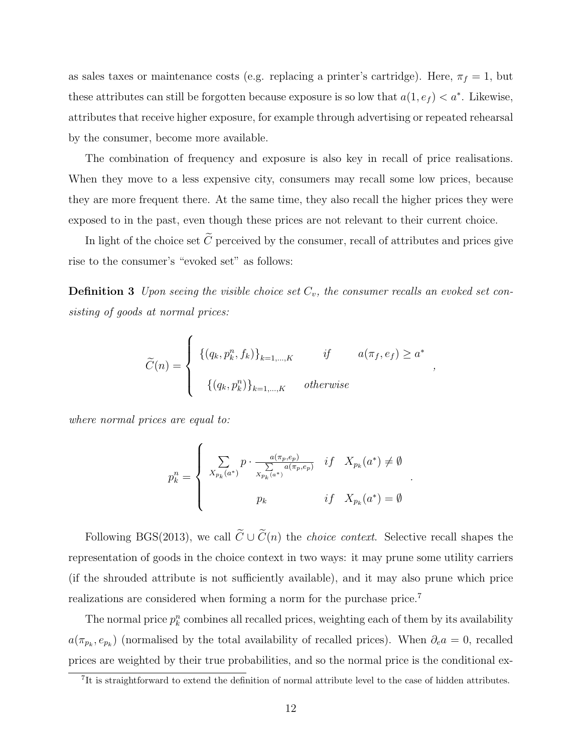as sales taxes or maintenance costs (e.g. replacing a printer's cartridge). Here, $\pi_f = 1$, but these attributes can still be forgotten because exposure is so low that $a(1, e_f) < a^*$. Likewise, attributes that receive higher exposure, for example through advertising or repeated rehearsal by the consumer, become more available.

The combination of frequency and exposure is also key in recall of price realisations. When they move to a less expensive city, consumers may recall some low prices, because they are more frequent there. At the same time, they also recall the higher prices they were exposed to in the past, even though these prices are not relevant to their current choice.

In light of the choice set $\widetilde{C}$ perceived by the consumer, recall of attributes and prices give rise to the consumer's "evoked set" as follows:

**Definition 3** *Upon seeing the visible choice set $C_v$, the consumer recalls an evoked set consisting of goods at normal prices:*

$$\widetilde{C}(n) = \begin{cases} \{(q_k, p_k^n, f_k)\}_{k=1,\dots,K} & if \quad a(\pi_f, e_f) \geq a^* \\ \{(q_k, p_k^n)\}_{k=1,\dots,K} & otherwise \end{cases},$$

*where normal prices are equal to:*

$$p_k^n = \begin{cases} \sum_{X_{p_k}(a^*)} p \cdot \frac{a(\pi_p, e_p)}{\sum_{X_{p_k}(a^*)} a(\pi_p, e_p)} & if \quad X_{p_k}(a^*) \neq \emptyset \\ p_k & if \quad X_{p_k}(a^*) = \emptyset \end{cases}.$$

Following BGS(2013), we call $\widetilde{C} \cup \widetilde{C}(n)$ the *choice context*. Selective recall shapes the representation of goods in the choice context in two ways: it may prune some utility carriers (if the shrouded attribute is not sufficiently available), and it may also prune which price realizations are considered when forming a norm for the purchase price.[7]

The normal price $p_k^n$ combines all recalled prices, weighting each of them by its availability $a(\pi_{p_k}, e_{p_k})$ (normalised by the total availability of recalled prices). When $\partial_e a = 0$, recalled prices are weighted by their true probabilities, and so the normal price is the conditional ex-

[7]It is straightforward to extend the definition of normal attribute level to the case of hidden attributes.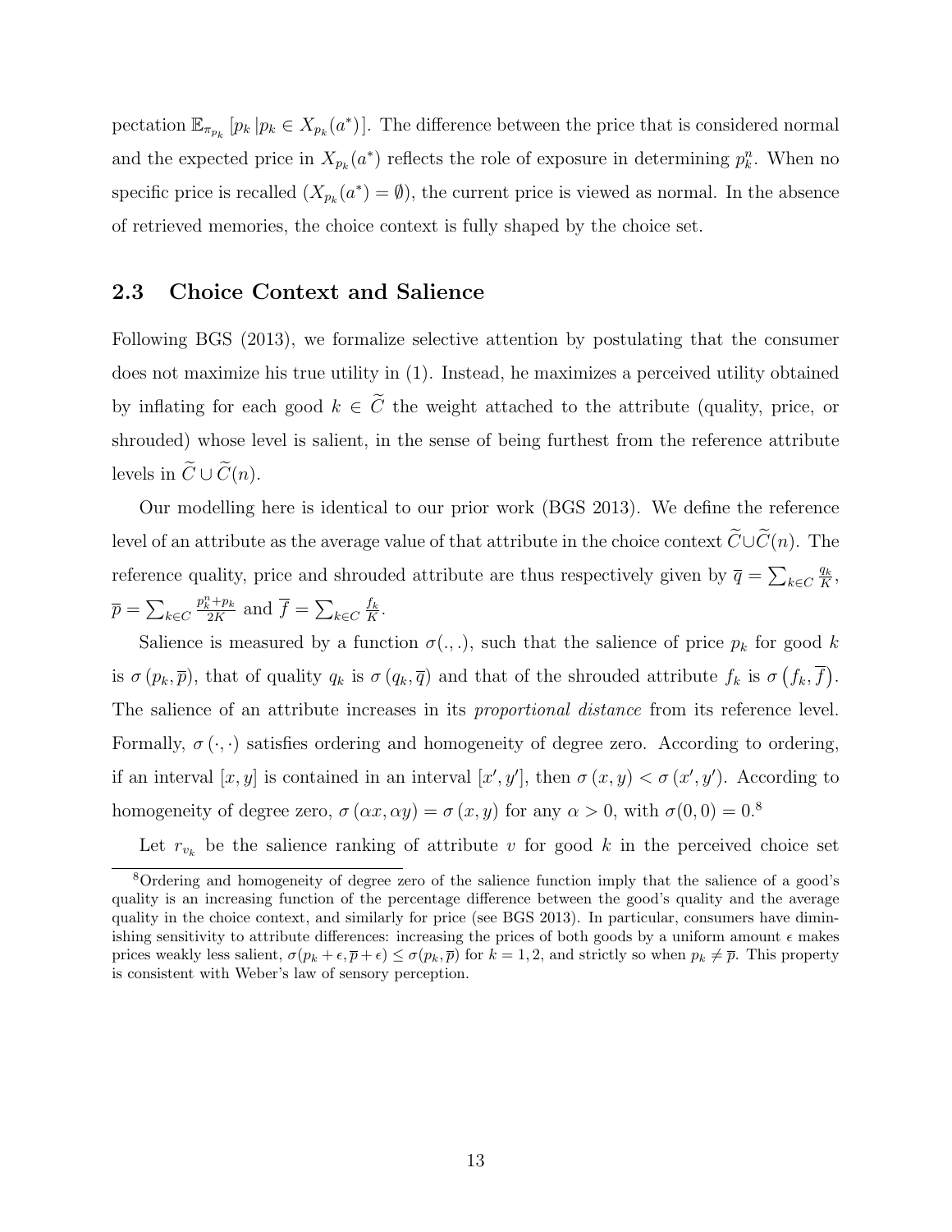pectation $\mathbb{E}_{\pi_{p_k}}\left[p_k \,|p_k \in X_{p_k}(a^*)\right]$. The difference between the price that is considered normal and the expected price in $X_{p_k}(a^*)$ reflects the role of exposure in determining $p_k^n$. When no specific price is recalled ($X_{p_k}(a^*) = \emptyset$), the current price is viewed as normal. In the absence of retrieved memories, the choice context is fully shaped by the choice set.

## 2.3 Choice Context and Salience

Following BGS (2013), we formalize selective attention by postulating that the consumer does not maximize his true utility in (1). Instead, he maximizes a perceived utility obtained by inflating for each good $k \in \widetilde{C}$ the weight attached to the attribute (quality, price, or shrouded) whose level is salient, in the sense of being furthest from the reference attribute levels in $\widetilde{C} \cup \widetilde{C}(n)$.

Our modelling here is identical to our prior work (BGS 2013). We define the reference level of an attribute as the average value of that attribute in the choice context $\widetilde{C} \cup \widetilde{C}(n)$. The reference quality, price and shrouded attribute are thus respectively given by $\overline{q} = \sum_{k \in C} \frac{q_k}{K}$, $\overline{p} = \sum_{k \in C} \frac{p_k^n + p_k}{2K}$ and $\overline{f} = \sum_{k \in C} \frac{f_k}{K}$.

Salience is measured by a function $\sigma(.,.)$, such that the salience of price $p_k$ for good $k$ is $\sigma\left(p_k, \overline{p}\right)$, that of quality $q_k$ is $\sigma\left(q_k, \overline{q}\right)$ and that of the shrouded attribute $f_k$ is $\sigma\left(f_k, \overline{f}\right)$. The salience of an attribute increases in its *proportional distance* from its reference level. Formally, $\sigma\left(\cdot,\cdot\right)$ satisfies ordering and homogeneity of degree zero. According to ordering, if an interval $[x, y]$ is contained in an interval $[x', y']$, then $\sigma\left(x, y\right) < \sigma\left(x', y'\right)$. According to homogeneity of degree zero, $\sigma\left(\alpha x, \alpha y\right) = \sigma\left(x, y\right)$ for any $\alpha > 0$, with $\sigma(0, 0) = 0$.[8]

Let $r_{v_k}$ be the salience ranking of attribute $v$ for good $k$ in the perceived choice set

[8] Ordering and homogeneity of degree zero of the salience function imply that the salience of a good's quality is an increasing function of the percentage difference between the good's quality and the average quality in the choice context, and similarly for price (see BGS 2013). In particular, consumers have diminishing sensitivity to attribute differences: increasing the prices of both goods by a uniform amount $\epsilon$ makes prices weakly less salient, $\sigma(p_k + \epsilon, \overline{p} + \epsilon) \leq \sigma(p_k, \overline{p})$ for $k = 1, 2$, and strictly so when $p_k \neq \overline{p}$. This property is consistent with Weber's law of sensory perception.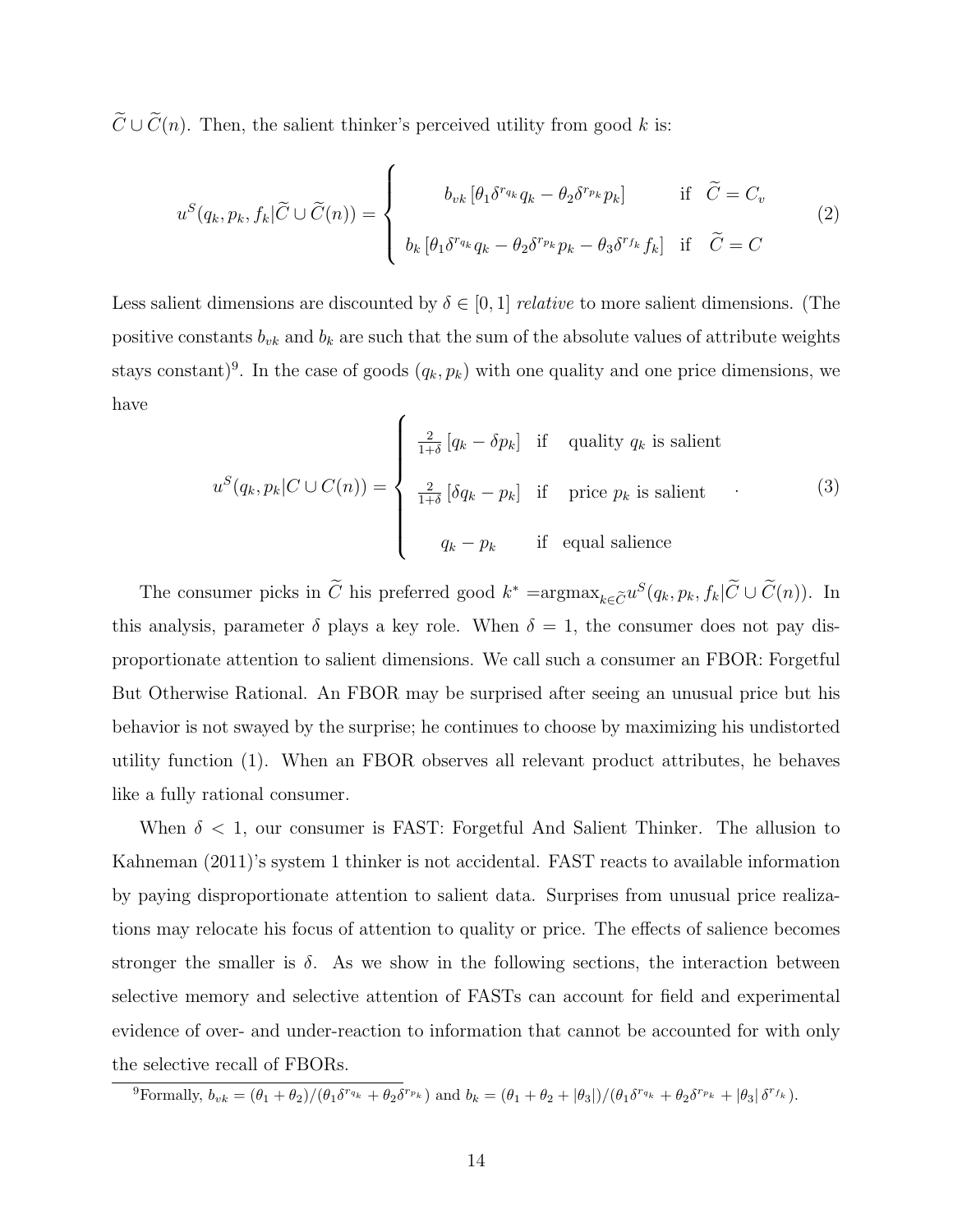$\widetilde{C} \cup \widetilde{C}(n)$. Then, the salient thinker's perceived utility from good $k$ is:

$$u^S(q_k, p_k, f_k | \widetilde{C} \cup \widetilde{C}(n)) = \begin{cases} b_{vk}\left[\theta_1 \delta^{r_{q_k}} q_k - \theta_2 \delta^{r_{p_k}} p_k\right] & \text{if} \quad \widetilde{C} = C_v \\ b_k\left[\theta_1 \delta^{r_{q_k}} q_k - \theta_2 \delta^{r_{p_k}} p_k - \theta_3 \delta^{r_{f_k}} f_k\right] & \text{if} \quad \widetilde{C} = C \end{cases} \tag{2}$$

Less salient dimensions are discounted by $\delta \in [0, 1]$ *relative* to more salient dimensions. (The positive constants $b_{vk}$ and $b_k$ are such that the sum of the absolute values of attribute weights stays constant)[9]. In the case of goods $(q_k, p_k)$ with one quality and one price dimensions, we have

$$u^S(q_k, p_k | C \cup C(n)) = \begin{cases} \frac{2}{1+\delta}\left[q_k - \delta p_k\right] & \text{if} \quad \text{quality } q_k \text{ is salient} \\ \frac{2}{1+\delta}\left[\delta q_k - p_k\right] & \text{if} \quad \text{price } p_k \text{ is salient} \\ q_k - p_k & \text{if} \quad \text{equal salience} \end{cases}. \tag{3}$$

The consumer picks in $\widetilde{C}$ his preferred good $k^* = \text{argmax}_{k \in \widetilde{C}} u^S(q_k, p_k, f_k | \widetilde{C} \cup \widetilde{C}(n))$. In this analysis, parameter $\delta$ plays a key role. When $\delta = 1$, the consumer does not pay disproportionate attention to salient dimensions. We call such a consumer an FBOR: Forgetful But Otherwise Rational. An FBOR may be surprised after seeing an unusual price but his behavior is not swayed by the surprise; he continues to choose by maximizing his undistorted utility function (1). When an FBOR observes all relevant product attributes, he behaves like a fully rational consumer.

When $\delta < 1$, our consumer is FAST: Forgetful And Salient Thinker. The allusion to Kahneman (2011)'s system 1 thinker is not accidental. FAST reacts to available information by paying disproportionate attention to salient data. Surprises from unusual price realizations may relocate his focus of attention to quality or price. The effects of salience becomes stronger the smaller is $\delta$. As we show in the following sections, the interaction between selective memory and selective attention of FASTs can account for field and experimental evidence of over- and under-reaction to information that cannot be accounted for with only the selective recall of FBORs.

[9] Formally, $b_{vk} = (\theta_1 + \theta_2)/(\theta_1 \delta^{r_{q_k}} + \theta_2 \delta^{r_{p_k}})$ and $b_k = (\theta_1 + \theta_2 + |\theta_3|)/(\theta_1 \delta^{r_{q_k}} + \theta_2 \delta^{r_{p_k}} + |\theta_3| \delta^{r_{f_k}})$.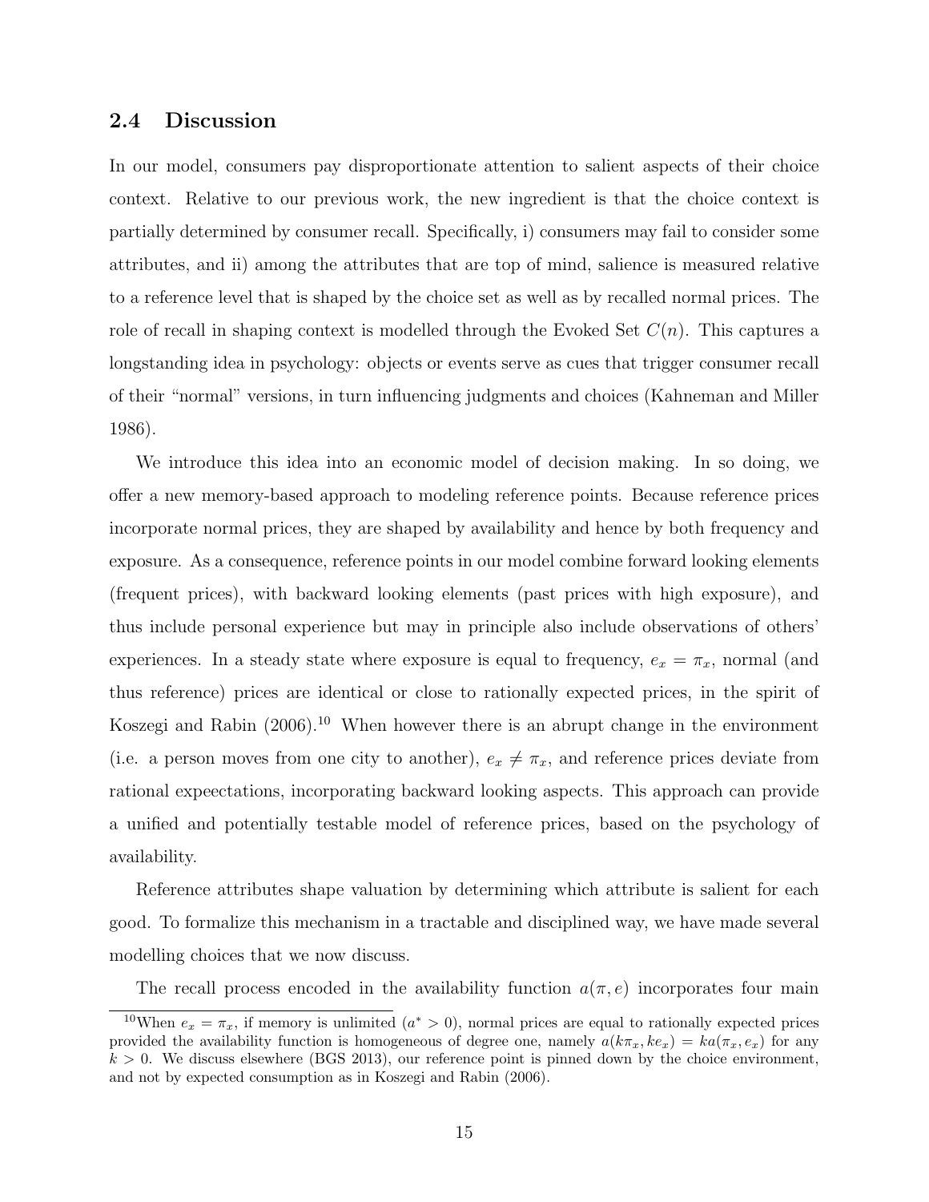### 2.4 Discussion

In our model, consumers pay disproportionate attention to salient aspects of their choice context. Relative to our previous work, the new ingredient is that the choice context is partially determined by consumer recall. Specifically, i) consumers may fail to consider some attributes, and ii) among the attributes that are top of mind, salience is measured relative to a reference level that is shaped by the choice set as well as by recalled normal prices. The role of recall in shaping context is modelled through the Evoked Set $C(n)$. This captures a longstanding idea in psychology: objects or events serve as cues that trigger consumer recall of their "normal" versions, in turn influencing judgments and choices (Kahneman and Miller 1986).

We introduce this idea into an economic model of decision making. In so doing, we offer a new memory-based approach to modeling reference points. Because reference prices incorporate normal prices, they are shaped by availability and hence by both frequency and exposure. As a consequence, reference points in our model combine forward looking elements (frequent prices), with backward looking elements (past prices with high exposure), and thus include personal experience but may in principle also include observations of others' experiences. In a steady state where exposure is equal to frequency, $e_x = \pi_x$, normal (and thus reference) prices are identical or close to rationally expected prices, in the spirit of Koszegi and Rabin (2006).[10] When however there is an abrupt change in the environment (i.e. a person moves from one city to another), $e_x \neq \pi_x$, and reference prices deviate from rational expeectations, incorporating backward looking aspects. This approach can provide a unified and potentially testable model of reference prices, based on the psychology of availability.

Reference attributes shape valuation by determining which attribute is salient for each good. To formalize this mechanism in a tractable and disciplined way, we have made several modelling choices that we now discuss.

The recall process encoded in the availability function $a(\pi, e)$ incorporates four main

[10] When $e_x = \pi_x$, if memory is unlimited ($a^* > 0$), normal prices are equal to rationally expected prices provided the availability function is homogeneous of degree one, namely $a(k\pi_x, ke_x) = ka(\pi_x, e_x)$ for any $k > 0$. We discuss elsewhere (BGS 2013), our reference point is pinned down by the choice environment, and not by expected consumption as in Koszegi and Rabin (2006).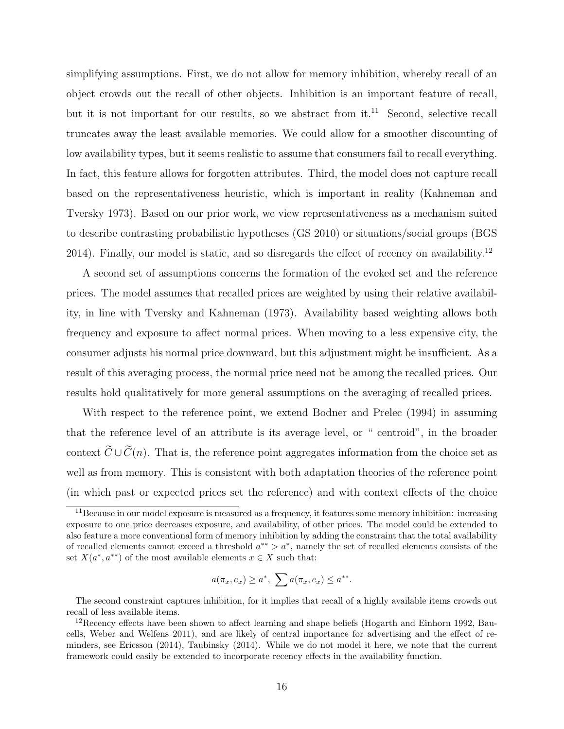simplifying assumptions. First, we do not allow for memory inhibition, whereby recall of an object crowds out the recall of other objects. Inhibition is an important feature of recall, but it is not important for our results, so we abstract from it.[11] Second, selective recall truncates away the least available memories. We could allow for a smoother discounting of low availability types, but it seems realistic to assume that consumers fail to recall everything. In fact, this feature allows for forgotten attributes. Third, the model does not capture recall based on the representativeness heuristic, which is important in reality (Kahneman and Tversky 1973). Based on our prior work, we view representativeness as a mechanism suited to describe contrasting probabilistic hypotheses (GS 2010) or situations/social groups (BGS 2014). Finally, our model is static, and so disregards the effect of recency on availability.[12]

A second set of assumptions concerns the formation of the evoked set and the reference prices. The model assumes that recalled prices are weighted by using their relative availability, in line with Tversky and Kahneman (1973). Availability based weighting allows both frequency and exposure to affect normal prices. When moving to a less expensive city, the consumer adjusts his normal price downward, but this adjustment might be insufficient. As a result of this averaging process, the normal price need not be among the recalled prices. Our results hold qualitatively for more general assumptions on the averaging of recalled prices.

With respect to the reference point, we extend Bodner and Prelec (1994) in assuming that the reference level of an attribute is its average level, or " centroid", in the broader context $\widetilde{C} \cup \widetilde{C}(n)$. That is, the reference point aggregates information from the choice set as well as from memory. This is consistent with both adaptation theories of the reference point (in which past or expected prices set the reference) and with context effects of the choice

[11] Because in our model exposure is measured as a frequency, it features some memory inhibition: increasing exposure to one price decreases exposure, and availability, of other prices. The model could be extended to also feature a more conventional form of memory inhibition by adding the constraint that the total availability of recalled elements cannot exceed a threshold $a^{**} > a^*$, namely the set of recalled elements consists of the set $X(a^*, a^{**})$ of the most available elements $x \in X$ such that:

$$a(\pi_x, e_x) \geq a^*, \ \sum a(\pi_x, e_x) \leq a^{**}.$$

The second constraint captures inhibition, for it implies that recall of a highly available items crowds out recall of less available items.

[12] Recency effects have been shown to affect learning and shape beliefs (Hogarth and Einhorn 1992, Baucells, Weber and Welfens 2011), and are likely of central importance for advertising and the effect of reminders, see Ericsson (2014), Taubinsky (2014). While we do not model it here, we note that the current framework could easily be extended to incorporate recency effects in the availability function.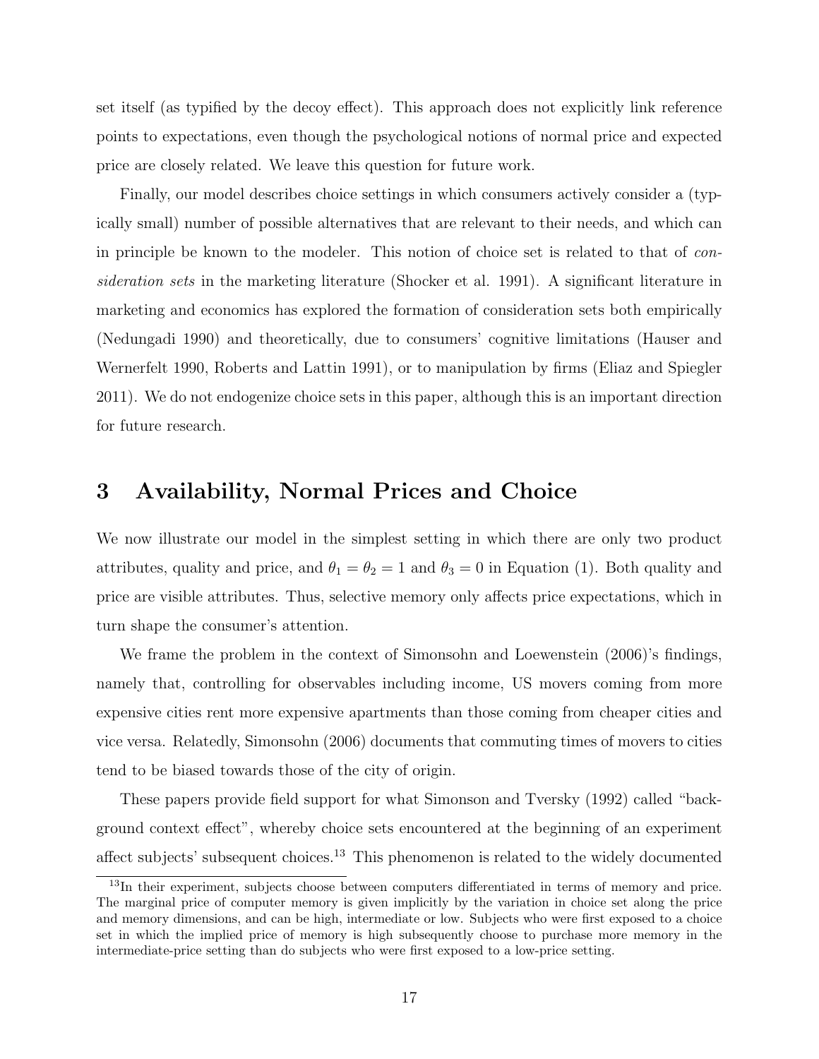set itself (as typified by the decoy effect). This approach does not explicitly link reference points to expectations, even though the psychological notions of normal price and expected price are closely related. We leave this question for future work.

Finally, our model describes choice settings in which consumers actively consider a (typically small) number of possible alternatives that are relevant to their needs, and which can in principle be known to the modeler. This notion of choice set is related to that of *consideration sets* in the marketing literature (Shocker et al. 1991). A significant literature in marketing and economics has explored the formation of consideration sets both empirically (Nedungadi 1990) and theoretically, due to consumers' cognitive limitations (Hauser and Wernerfelt 1990, Roberts and Lattin 1991), or to manipulation by firms (Eliaz and Spiegler 2011). We do not endogenize choice sets in this paper, although this is an important direction for future research.

# 3 Availability, Normal Prices and Choice

We now illustrate our model in the simplest setting in which there are only two product attributes, quality and price, and $\theta_1 = \theta_2 = 1$ and $\theta_3 = 0$ in Equation (1). Both quality and price are visible attributes. Thus, selective memory only affects price expectations, which in turn shape the consumer's attention.

We frame the problem in the context of Simonsohn and Loewenstein (2006)'s findings, namely that, controlling for observables including income, US movers coming from more expensive cities rent more expensive apartments than those coming from cheaper cities and vice versa. Relatedly, Simonsohn (2006) documents that commuting times of movers to cities tend to be biased towards those of the city of origin.

These papers provide field support for what Simonson and Tversky (1992) called "background context effect", whereby choice sets encountered at the beginning of an experiment affect subjects' subsequent choices.[13] This phenomenon is related to the widely documented

[13] In their experiment, subjects choose between computers differentiated in terms of memory and price. The marginal price of computer memory is given implicitly by the variation in choice set along the price and memory dimensions, and can be high, intermediate or low. Subjects who were first exposed to a choice set in which the implied price of memory is high subsequently choose to purchase more memory in the intermediate-price setting than do subjects who were first exposed to a low-price setting.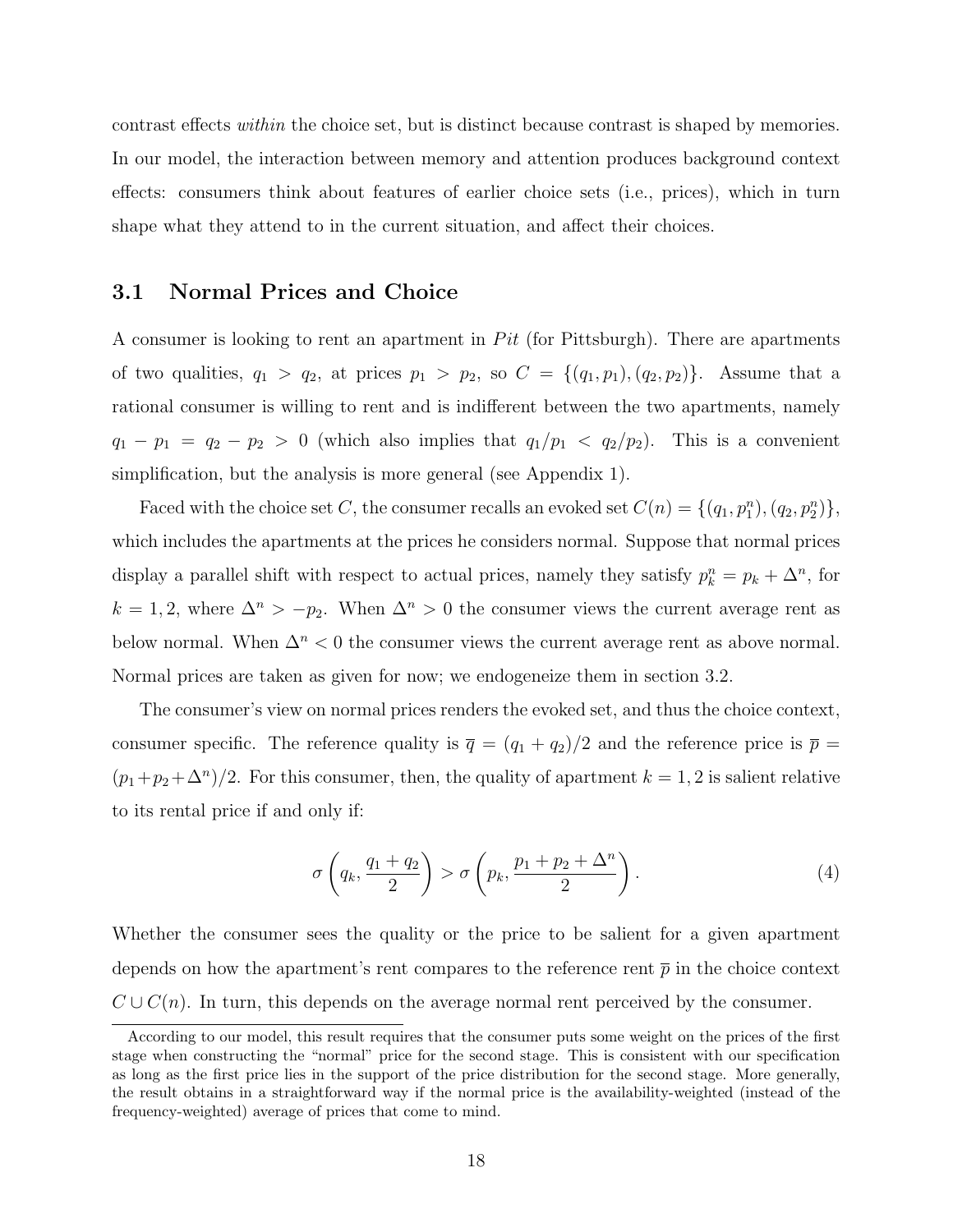contrast effects *within* the choice set, but is distinct because contrast is shaped by memories. In our model, the interaction between memory and attention produces background context effects: consumers think about features of earlier choice sets (i.e., prices), which in turn shape what they attend to in the current situation, and affect their choices.

### 3.1 Normal Prices and Choice

A consumer is looking to rent an apartment in *Pit* (for Pittsburgh). There are apartments of two qualities, $q_1 > q_2$, at prices $p_1 > p_2$, so $C = \{(q_1, p_1), (q_2, p_2)\}$. Assume that a rational consumer is willing to rent and is indifferent between the two apartments, namely $q_1 - p_1 = q_2 - p_2 > 0$ (which also implies that $q_1/p_1 < q_2/p_2$). This is a convenient simplification, but the analysis is more general (see Appendix 1).

Faced with the choice set $C$, the consumer recalls an evoked set $C(n) = \{(q_1, p_1^n), (q_2, p_2^n)\}$, which includes the apartments at the prices he considers normal. Suppose that normal prices display a parallel shift with respect to actual prices, namely they satisfy $p_k^n = p_k + \Delta^n$, for $k = 1, 2$, where $\Delta^n > -p_2$. When $\Delta^n > 0$ the consumer views the current average rent as below normal. When $\Delta^n < 0$ the consumer views the current average rent as above normal. Normal prices are taken as given for now; we endogeneize them in section 3.2.

The consumer's view on normal prices renders the evoked set, and thus the choice context, consumer specific. The reference quality is $\overline{q} = (q_1 + q_2)/2$ and the reference price is $\overline{p} = (p_1 + p_2 + \Delta^n)/2$. For this consumer, then, the quality of apartment $k = 1, 2$ is salient relative to its rental price if and only if:

$$\sigma\left(q_k, \frac{q_1 + q_2}{2}\right) > \sigma\left(p_k, \frac{p_1 + p_2 + \Delta^n}{2}\right). \tag{4}$$

Whether the consumer sees the quality or the price to be salient for a given apartment depends on how the apartment's rent compares to the reference rent $\overline{p}$ in the choice context $C \cup C(n)$. In turn, this depends on the average normal rent perceived by the consumer.

---

According to our model, this result requires that the consumer puts some weight on the prices of the first stage when constructing the "normal" price for the second stage. This is consistent with our specification as long as the first price lies in the support of the price distribution for the second stage. More generally, the result obtains in a straightforward way if the normal price is the availability-weighted (instead of the frequency-weighted) average of prices that come to mind.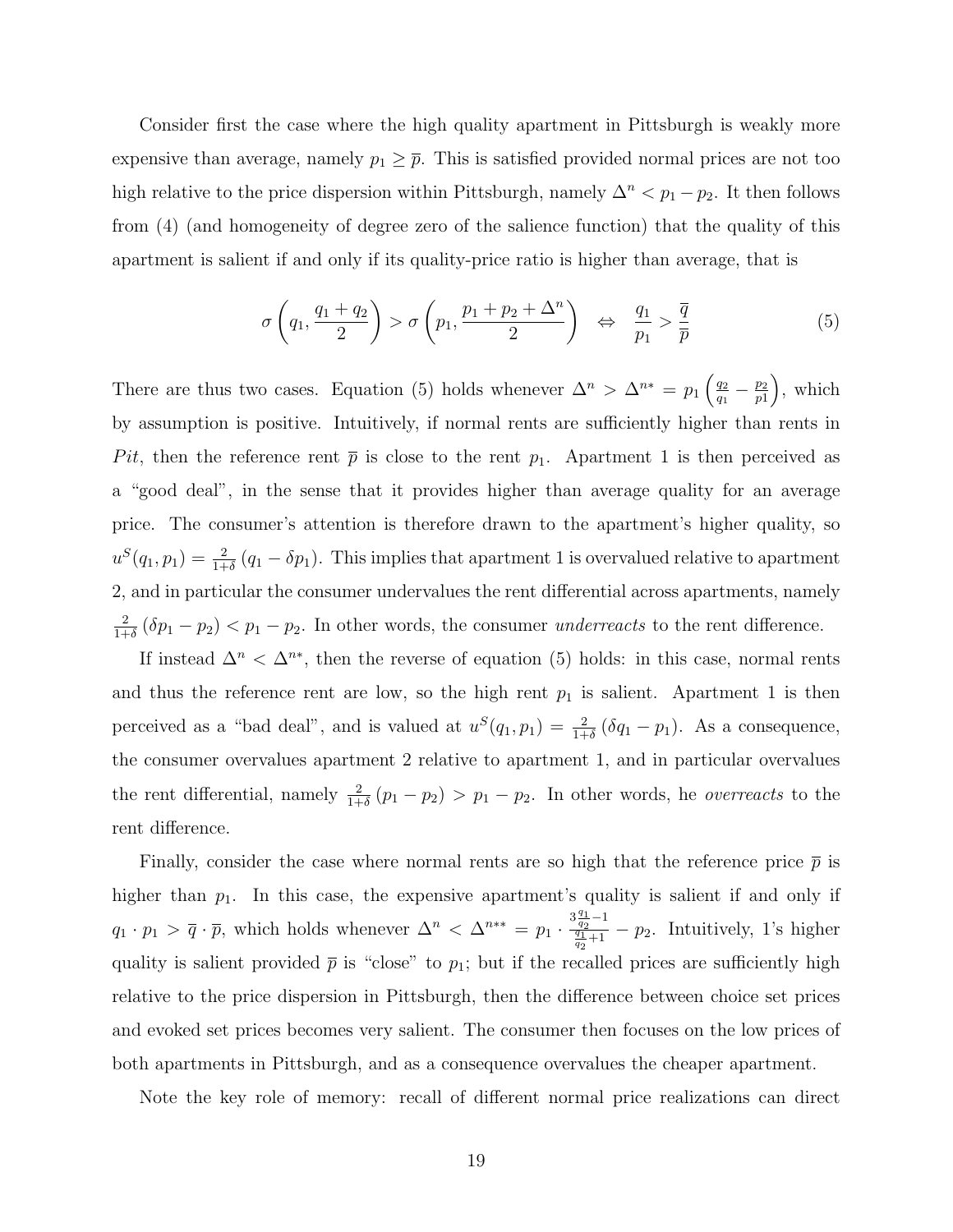Consider first the case where the high quality apartment in Pittsburgh is weakly more expensive than average, namely $p_1 \geq \overline{p}$. This is satisfied provided normal prices are not too high relative to the price dispersion within Pittsburgh, namely $\Delta^n < p_1 - p_2$. It then follows from (4) (and homogeneity of degree zero of the salience function) that the quality of this apartment is salient if and only if its quality-price ratio is higher than average, that is

$$\sigma\left(q_1, \frac{q_1 + q_2}{2}\right) > \sigma\left(p_1, \frac{p_1 + p_2 + \Delta^n}{2}\right) \quad \Leftrightarrow \quad \frac{q_1}{p_1} > \frac{\overline{q}}{\overline{p}} \tag{5}$$

There are thus two cases. Equation (5) holds whenever $\Delta^n > \Delta^{n*} = p_1 \left(\frac{q_2}{q_1} - \frac{p_2}{p1}\right)$, which by assumption is positive. Intuitively, if normal rents are sufficiently higher than rents in $Pit$, then the reference rent $\overline{p}$ is close to the rent $p_1$. Apartment 1 is then perceived as a "good deal", in the sense that it provides higher than average quality for an average price. The consumer's attention is therefore drawn to the apartment's higher quality, so $u^S(q_1, p_1) = \frac{2}{1+\delta}(q_1 - \delta p_1)$. This implies that apartment 1 is overvalued relative to apartment 2, and in particular the consumer undervalues the rent differential across apartments, namely $\frac{2}{1+\delta}(\delta p_1 - p_2) < p_1 - p_2$. In other words, the consumer *underreacts* to the rent difference.

If instead $\Delta^n < \Delta^{n*}$, then the reverse of equation (5) holds: in this case, normal rents and thus the reference rent are low, so the high rent $p_1$ is salient. Apartment 1 is then perceived as a "bad deal", and is valued at $u^S(q_1, p_1) = \frac{2}{1+\delta}(\delta q_1 - p_1)$. As a consequence, the consumer overvalues apartment 2 relative to apartment 1, and in particular overvalues the rent differential, namely $\frac{2}{1+\delta}(p_1 - p_2) > p_1 - p_2$. In other words, he *overreacts* to the rent difference.

Finally, consider the case where normal rents are so high that the reference price $\overline{p}$ is higher than $p_1$. In this case, the expensive apartment's quality is salient if and only if $q_1 \cdot p_1 > \overline{q} \cdot \overline{p}$, which holds whenever $\Delta^n < \Delta^{n**} = p_1 \cdot \frac{3\frac{q_1}{q_2} - 1}{\frac{q_1}{q_2} + 1} - p_2$. Intuitively, 1's higher quality is salient provided $\overline{p}$ is "close" to $p_1$; but if the recalled prices are sufficiently high relative to the price dispersion in Pittsburgh, then the difference between choice set prices and evoked set prices becomes very salient. The consumer then focuses on the low prices of both apartments in Pittsburgh, and as a consequence overvalues the cheaper apartment.

Note the key role of memory: recall of different normal price realizations can direct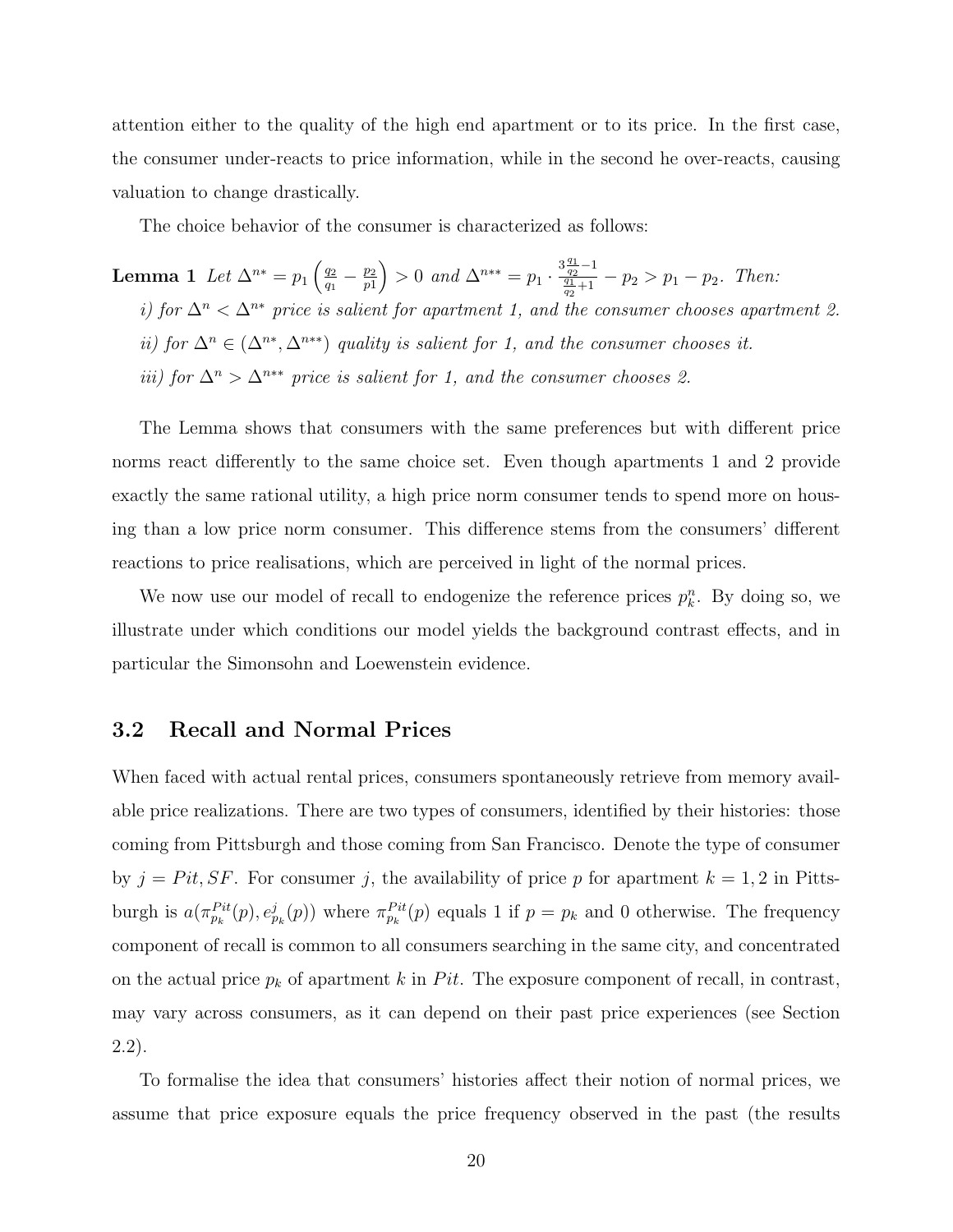attention either to the quality of the high end apartment or to its price. In the first case, the consumer under-reacts to price information, while in the second he over-reacts, causing valuation to change drastically.

The choice behavior of the consumer is characterized as follows:

**Lemma 1** *Let* $\Delta^{n*} = p_1 \left( \frac{q_2}{q_1} - \frac{p_2}{p1} \right) > 0$ *and* $\Delta^{n**} = p_1 \cdot \frac{3\frac{q_1}{q_2} - 1}{\frac{q_1}{q_2} + 1} - p_2 > p_1 - p_2$*. Then:*

*i) for* $\Delta^n < \Delta^{n*}$ *price is salient for apartment 1, and the consumer chooses apartment 2.*

*ii) for* $\Delta^n \in (\Delta^{n*}, \Delta^{n**})$ *quality is salient for 1, and the consumer chooses it.*

*iii) for* $\Delta^n > \Delta^{n**}$ *price is salient for 1, and the consumer chooses 2.*

The Lemma shows that consumers with the same preferences but with different price norms react differently to the same choice set. Even though apartments 1 and 2 provide exactly the same rational utility, a high price norm consumer tends to spend more on housing than a low price norm consumer. This difference stems from the consumers' different reactions to price realisations, which are perceived in light of the normal prices.

We now use our model of recall to endogenize the reference prices $p_k^n$. By doing so, we illustrate under which conditions our model yields the background contrast effects, and in particular the Simonsohn and Loewenstein evidence.

## 3.2 Recall and Normal Prices

When faced with actual rental prices, consumers spontaneously retrieve from memory available price realizations. There are two types of consumers, identified by their histories: those coming from Pittsburgh and those coming from San Francisco. Denote the type of consumer by $j = Pit, SF$. For consumer $j$, the availability of price $p$ for apartment $k = 1, 2$ in Pittsburgh is $a(\pi_{p_k}^{Pit}(p), e_{p_k}^j(p))$ where $\pi_{p_k}^{Pit}(p)$ equals 1 if $p = p_k$ and 0 otherwise. The frequency component of recall is common to all consumers searching in the same city, and concentrated on the actual price $p_k$ of apartment $k$ in $Pit$. The exposure component of recall, in contrast, may vary across consumers, as it can depend on their past price experiences (see Section 2.2).

To formalise the idea that consumers' histories affect their notion of normal prices, we assume that price exposure equals the price frequency observed in the past (the results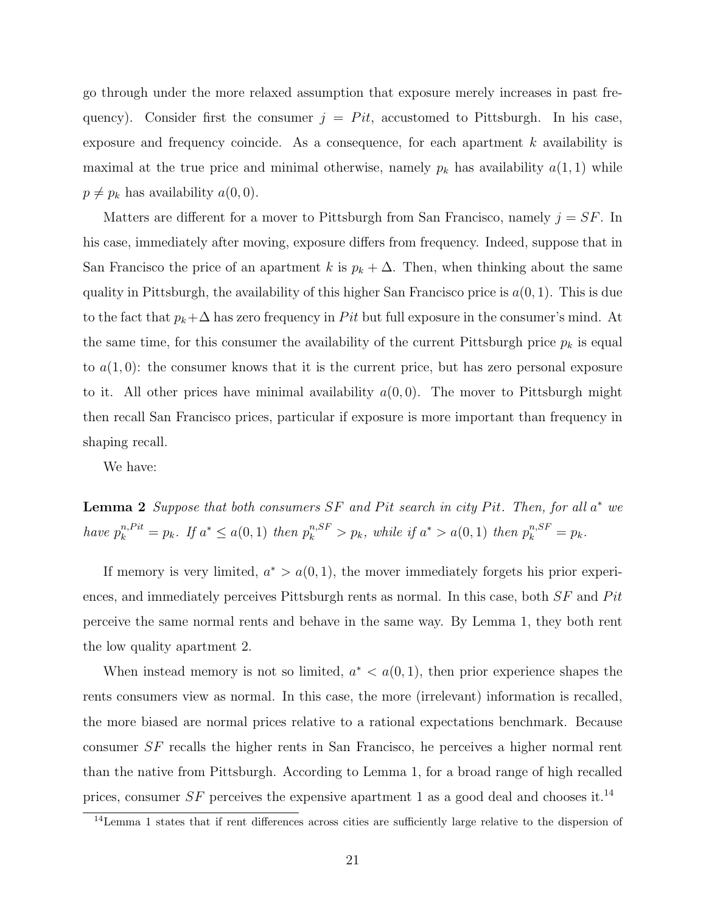go through under the more relaxed assumption that exposure merely increases in past frequency). Consider first the consumer $j = Pit$, accustomed to Pittsburgh. In his case, exposure and frequency coincide. As a consequence, for each apartment $k$ availability is maximal at the true price and minimal otherwise, namely $p_k$ has availability $a(1,1)$ while $p \neq p_k$ has availability $a(0,0)$.

Matters are different for a mover to Pittsburgh from San Francisco, namely $j = SF$. In his case, immediately after moving, exposure differs from frequency. Indeed, suppose that in San Francisco the price of an apartment $k$ is $p_k + \Delta$. Then, when thinking about the same quality in Pittsburgh, the availability of this higher San Francisco price is $a(0,1)$. This is due to the fact that $p_k + \Delta$ has zero frequency in $Pit$ but full exposure in the consumer's mind. At the same time, for this consumer the availability of the current Pittsburgh price $p_k$ is equal to $a(1,0)$: the consumer knows that it is the current price, but has zero personal exposure to it. All other prices have minimal availability $a(0,0)$. The mover to Pittsburgh might then recall San Francisco prices, particular if exposure is more important than frequency in shaping recall.

We have:

**Lemma 2** *Suppose that both consumers $SF$ and $Pit$ search in city $Pit$. Then, for all $a^*$ we have $p_k^{n,Pit} = p_k$. If $a^* \leq a(0,1)$ then $p_k^{n,SF} > p_k$, while if $a^* > a(0,1)$ then $p_k^{n,SF} = p_k$.*

If memory is very limited, $a^* > a(0,1)$, the mover immediately forgets his prior experiences, and immediately perceives Pittsburgh rents as normal. In this case, both $SF$ and $Pit$ perceive the same normal rents and behave in the same way. By Lemma 1, they both rent the low quality apartment 2.

When instead memory is not so limited, $a^* < a(0,1)$, then prior experience shapes the rents consumers view as normal. In this case, the more (irrelevant) information is recalled, the more biased are normal prices relative to a rational expectations benchmark. Because consumer $SF$ recalls the higher rents in San Francisco, he perceives a higher normal rent than the native from Pittsburgh. According to Lemma 1, for a broad range of high recalled prices, consumer $SF$ perceives the expensive apartment 1 as a good deal and chooses it.[14]

[14]Lemma 1 states that if rent differences across cities are sufficiently large relative to the dispersion of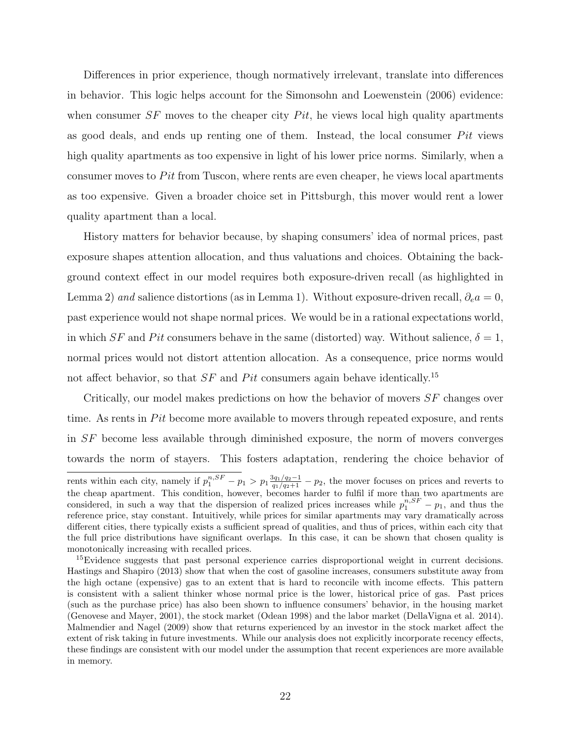Differences in prior experience, though normatively irrelevant, translate into differences in behavior. This logic helps account for the Simonsohn and Loewenstein (2006) evidence: when consumer $SF$ moves to the cheaper city $Pit$, he views local high quality apartments as good deals, and ends up renting one of them. Instead, the local consumer $Pit$ views high quality apartments as too expensive in light of his lower price norms. Similarly, when a consumer moves to $Pit$ from Tuscon, where rents are even cheaper, he views local apartments as too expensive. Given a broader choice set in Pittsburgh, this mover would rent a lower quality apartment than a local.

History matters for behavior because, by shaping consumers' idea of normal prices, past exposure shapes attention allocation, and thus valuations and choices. Obtaining the background context effect in our model requires both exposure-driven recall (as highlighted in Lemma 2) *and* salience distortions (as in Lemma 1). Without exposure-driven recall, $\partial_e a = 0$, past experience would not shape normal prices. We would be in a rational expectations world, in which $SF$ and $Pit$ consumers behave in the same (distorted) way. Without salience, $\delta = 1$, normal prices would not distort attention allocation. As a consequence, price norms would not affect behavior, so that $SF$ and $Pit$ consumers again behave identically.[15]

Critically, our model makes predictions on how the behavior of movers $SF$ changes over time. As rents in $Pit$ become more available to movers through repeated exposure, and rents in $SF$ become less available through diminished exposure, the norm of movers converges towards the norm of stayers. This fosters adaptation, rendering the choice behavior of

rents within each city, namely if $p_1^{n,SF} - p_1 > p_1 \frac{3q_1/q_2-1}{q_1/q_2+1} - p_2$, the mover focuses on prices and reverts to the cheap apartment. This condition, however, becomes harder to fulfil if more than two apartments are considered, in such a way that the dispersion of realized prices increases while $p_1^{n,SF} - p_1$, and thus the reference price, stay constant. Intuitively, while prices for similar apartments may vary dramatically across different cities, there typically exists a sufficient spread of qualities, and thus of prices, within each city that the full price distributions have significant overlaps. In this case, it can be shown that chosen quality is monotonically increasing with recalled prices.

[15]Evidence suggests that past personal experience carries disproportional weight in current decisions. Hastings and Shapiro (2013) show that when the cost of gasoline increases, consumers substitute away from the high octane (expensive) gas to an extent that is hard to reconcile with income effects. This pattern is consistent with a salient thinker whose normal price is the lower, historical price of gas. Past prices (such as the purchase price) has also been shown to influence consumers' behavior, in the housing market (Genovese and Mayer, 2001), the stock market (Odean 1998) and the labor market (DellaVigna et al. 2014). Malmendier and Nagel (2009) show that returns experienced by an investor in the stock market affect the extent of risk taking in future investments. While our analysis does not explicitly incorporate recency effects, these findings are consistent with our model under the assumption that recent experiences are more available in memory.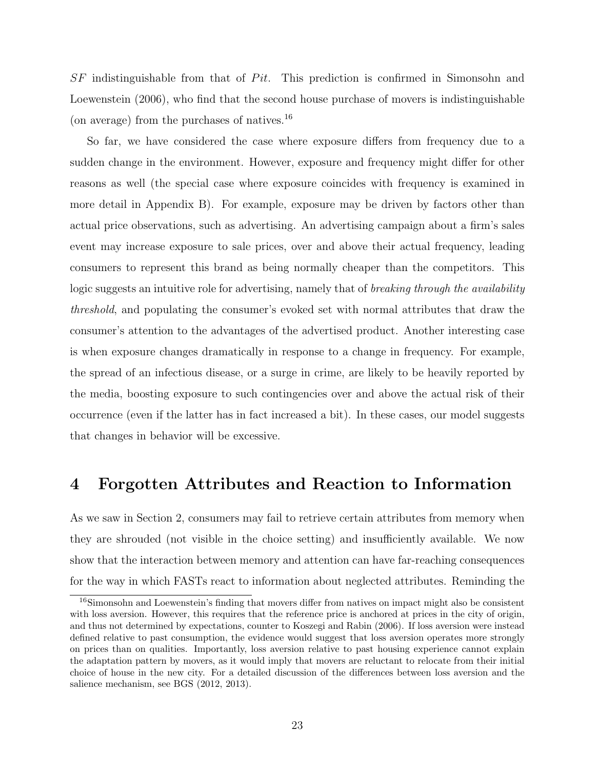$SF$ indistinguishable from that of $Pit$. This prediction is confirmed in Simonsohn and Loewenstein (2006), who find that the second house purchase of movers is indistinguishable (on average) from the purchases of natives.[16]

So far, we have considered the case where exposure differs from frequency due to a sudden change in the environment. However, exposure and frequency might differ for other reasons as well (the special case where exposure coincides with frequency is examined in more detail in Appendix B). For example, exposure may be driven by factors other than actual price observations, such as advertising. An advertising campaign about a firm's sales event may increase exposure to sale prices, over and above their actual frequency, leading consumers to represent this brand as being normally cheaper than the competitors. This logic suggests an intuitive role for advertising, namely that of *breaking through the availability threshold*, and populating the consumer's evoked set with normal attributes that draw the consumer's attention to the advantages of the advertised product. Another interesting case is when exposure changes dramatically in response to a change in frequency. For example, the spread of an infectious disease, or a surge in crime, are likely to be heavily reported by the media, boosting exposure to such contingencies over and above the actual risk of their occurrence (even if the latter has in fact increased a bit). In these cases, our model suggests that changes in behavior will be excessive.

# 4 Forgotten Attributes and Reaction to Information

As we saw in Section 2, consumers may fail to retrieve certain attributes from memory when they are shrouded (not visible in the choice setting) and insufficiently available. We now show that the interaction between memory and attention can have far-reaching consequences for the way in which FASTs react to information about neglected attributes. Reminding the

[16] Simonsohn and Loewenstein's finding that movers differ from natives on impact might also be consistent with loss aversion. However, this requires that the reference price is anchored at prices in the city of origin, and thus not determined by expectations, counter to Koszegi and Rabin (2006). If loss aversion were instead defined relative to past consumption, the evidence would suggest that loss aversion operates more strongly on prices than on qualities. Importantly, loss aversion relative to past housing experience cannot explain the adaptation pattern by movers, as it would imply that movers are reluctant to relocate from their initial choice of house in the new city. For a detailed discussion of the differences between loss aversion and the salience mechanism, see BGS (2012, 2013).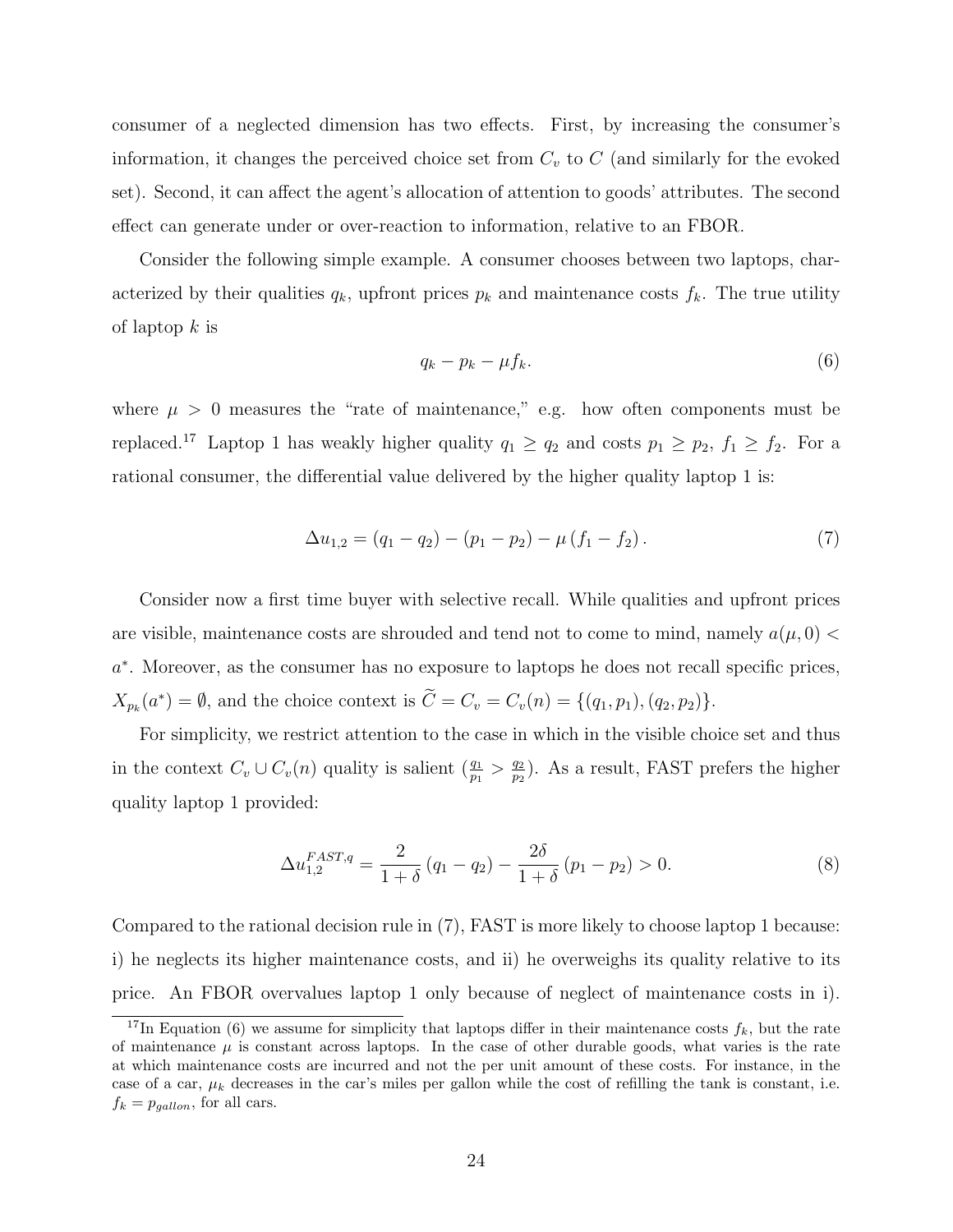consumer of a neglected dimension has two effects. First, by increasing the consumer's information, it changes the perceived choice set from $C_v$ to $C$ (and similarly for the evoked set). Second, it can affect the agent's allocation of attention to goods' attributes. The second effect can generate under or over-reaction to information, relative to an FBOR.

Consider the following simple example. A consumer chooses between two laptops, characterized by their qualities $q_k$, upfront prices $p_k$ and maintenance costs $f_k$. The true utility of laptop $k$ is

$$q_k - p_k - \mu f_k. \tag{6}$$

where $\mu > 0$ measures the "rate of maintenance," e.g. how often components must be replaced.[17] Laptop 1 has weakly higher quality $q_1 \geq q_2$ and costs $p_1 \geq p_2$, $f_1 \geq f_2$. For a rational consumer, the differential value delivered by the higher quality laptop 1 is:

$$\Delta u_{1,2} = (q_1 - q_2) - (p_1 - p_2) - \mu (f_1 - f_2). \tag{7}$$

Consider now a first time buyer with selective recall. While qualities and upfront prices are visible, maintenance costs are shrouded and tend not to come to mind, namely $a(\mu, 0) < a^*$. Moreover, as the consumer has no exposure to laptops he does not recall specific prices, $X_{p_k}(a^*) = \emptyset$, and the choice context is $\widetilde{C} = C_v = C_v(n) = \{(q_1, p_1), (q_2, p_2)\}$.

For simplicity, we restrict attention to the case in which in the visible choice set and thus in the context $C_v \cup C_v(n)$ quality is salient ($\frac{q_1}{p_1} > \frac{q_2}{p_2}$). As a result, FAST prefers the higher quality laptop 1 provided:

$$\Delta u_{1,2}^{FAST,q} = \frac{2}{1+\delta} (q_1 - q_2) - \frac{2\delta}{1+\delta} (p_1 - p_2) > 0. \tag{8}$$

Compared to the rational decision rule in (7), FAST is more likely to choose laptop 1 because: i) he neglects its higher maintenance costs, and ii) he overweighs its quality relative to its price. An FBOR overvalues laptop 1 only because of neglect of maintenance costs in i).

[17] In Equation (6) we assume for simplicity that laptops differ in their maintenance costs $f_k$, but the rate of maintenance $\mu$ is constant across laptops. In the case of other durable goods, what varies is the rate at which maintenance costs are incurred and not the per unit amount of these costs. For instance, in the case of a car, $\mu_k$ decreases in the car's miles per gallon while the cost of refilling the tank is constant, i.e. $f_k = p_{gallon}$, for all cars.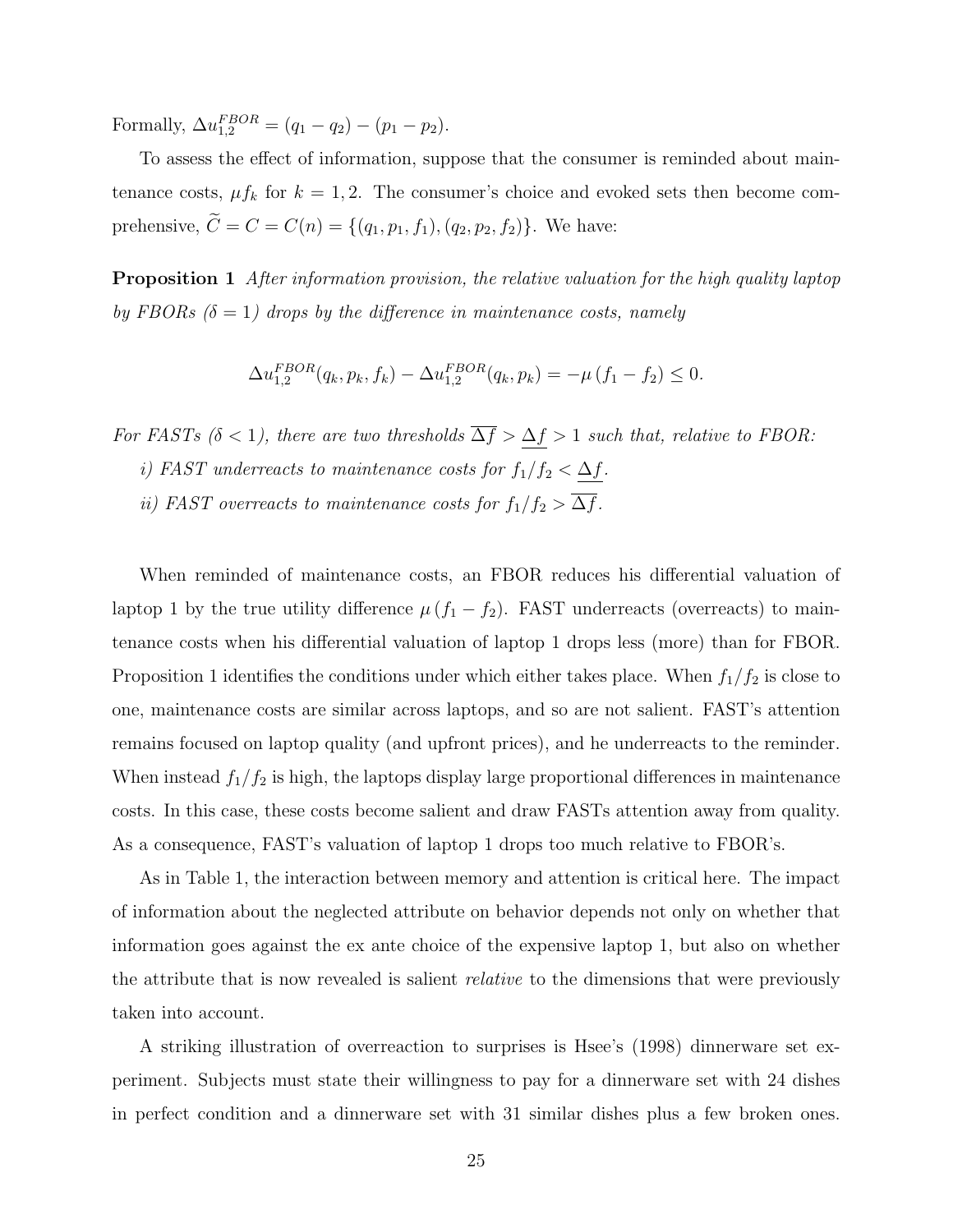Formally, $\Delta u_{1,2}^{FBOR} = (q_1 - q_2) - (p_1 - p_2)$.

To assess the effect of information, suppose that the consumer is reminded about maintenance costs, $\mu f_k$ for $k = 1, 2$. The consumer's choice and evoked sets then become comprehensive, $\widetilde{C} = C = C(n) = \{(q_1, p_1, f_1), (q_2, p_2, f_2)\}$. We have:

**Proposition 1** *After information provision, the relative valuation for the high quality laptop by FBORs ($\delta = 1$) drops by the difference in maintenance costs, namely*

$$\Delta u_{1,2}^{FBOR}(q_k, p_k, f_k) - \Delta u_{1,2}^{FBOR}(q_k, p_k) = -\mu (f_1 - f_2) \leq 0.$$

*For FASTs ($\delta < 1$), there are two thresholds $\overline{\Delta f} > \underline{\Delta f} > 1$ such that, relative to FBOR:*

*i) FAST underreacts to maintenance costs for $f_1/f_2 < \underline{\Delta f}$.*

*ii) FAST overreacts to maintenance costs for $f_1/f_2 > \overline{\Delta f}$.*

When reminded of maintenance costs, an FBOR reduces his differential valuation of laptop 1 by the true utility difference $\mu (f_1 - f_2)$. FAST underreacts (overreacts) to maintenance costs when his differential valuation of laptop 1 drops less (more) than for FBOR. Proposition 1 identifies the conditions under which either takes place. When $f_1/f_2$ is close to one, maintenance costs are similar across laptops, and so are not salient. FAST's attention remains focused on laptop quality (and upfront prices), and he underreacts to the reminder. When instead $f_1/f_2$ is high, the laptops display large proportional differences in maintenance costs. In this case, these costs become salient and draw FASTs attention away from quality. As a consequence, FAST's valuation of laptop 1 drops too much relative to FBOR's.

As in Table 1, the interaction between memory and attention is critical here. The impact of information about the neglected attribute on behavior depends not only on whether that information goes against the ex ante choice of the expensive laptop 1, but also on whether the attribute that is now revealed is salient *relative* to the dimensions that were previously taken into account.

A striking illustration of overreaction to surprises is Hsee's (1998) dinnerware set experiment. Subjects must state their willingness to pay for a dinnerware set with 24 dishes in perfect condition and a dinnerware set with 31 similar dishes plus a few broken ones.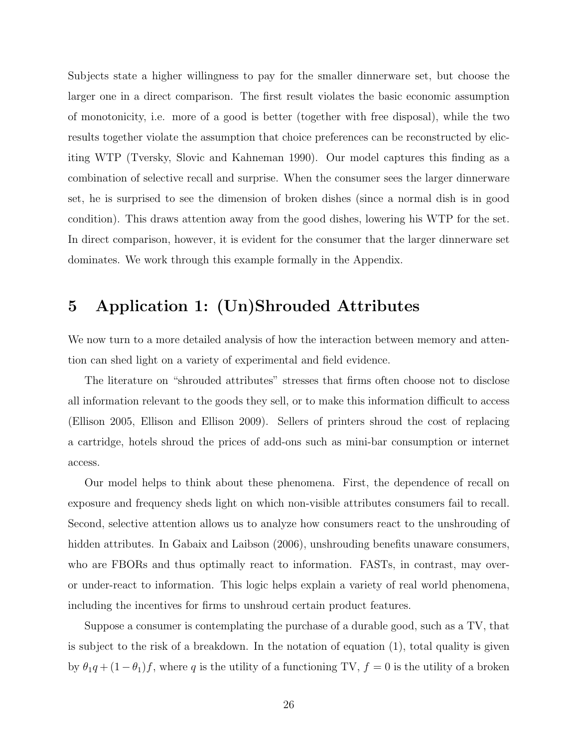Subjects state a higher willingness to pay for the smaller dinnerware set, but choose the larger one in a direct comparison. The first result violates the basic economic assumption of monotonicity, i.e. more of a good is better (together with free disposal), while the two results together violate the assumption that choice preferences can be reconstructed by eliciting WTP (Tversky, Slovic and Kahneman 1990). Our model captures this finding as a combination of selective recall and surprise. When the consumer sees the larger dinnerware set, he is surprised to see the dimension of broken dishes (since a normal dish is in good condition). This draws attention away from the good dishes, lowering his WTP for the set. In direct comparison, however, it is evident for the consumer that the larger dinnerware set dominates. We work through this example formally in the Appendix.

# 5 Application 1: (Un)Shrouded Attributes

We now turn to a more detailed analysis of how the interaction between memory and attention can shed light on a variety of experimental and field evidence.

The literature on "shrouded attributes" stresses that firms often choose not to disclose all information relevant to the goods they sell, or to make this information difficult to access (Ellison 2005, Ellison and Ellison 2009). Sellers of printers shroud the cost of replacing a cartridge, hotels shroud the prices of add-ons such as mini-bar consumption or internet access.

Our model helps to think about these phenomena. First, the dependence of recall on exposure and frequency sheds light on which non-visible attributes consumers fail to recall. Second, selective attention allows us to analyze how consumers react to the unshrouding of hidden attributes. In Gabaix and Laibson (2006), unshrouding benefits unaware consumers, who are FBORs and thus optimally react to information. FASTs, in contrast, may over- or under-react to information. This logic helps explain a variety of real world phenomena, including the incentives for firms to unshroud certain product features.

Suppose a consumer is contemplating the purchase of a durable good, such as a TV, that is subject to the risk of a breakdown. In the notation of equation (1), total quality is given by $\theta_1 q + (1 - \theta_1) f$, where $q$ is the utility of a functioning TV, $f = 0$ is the utility of a broken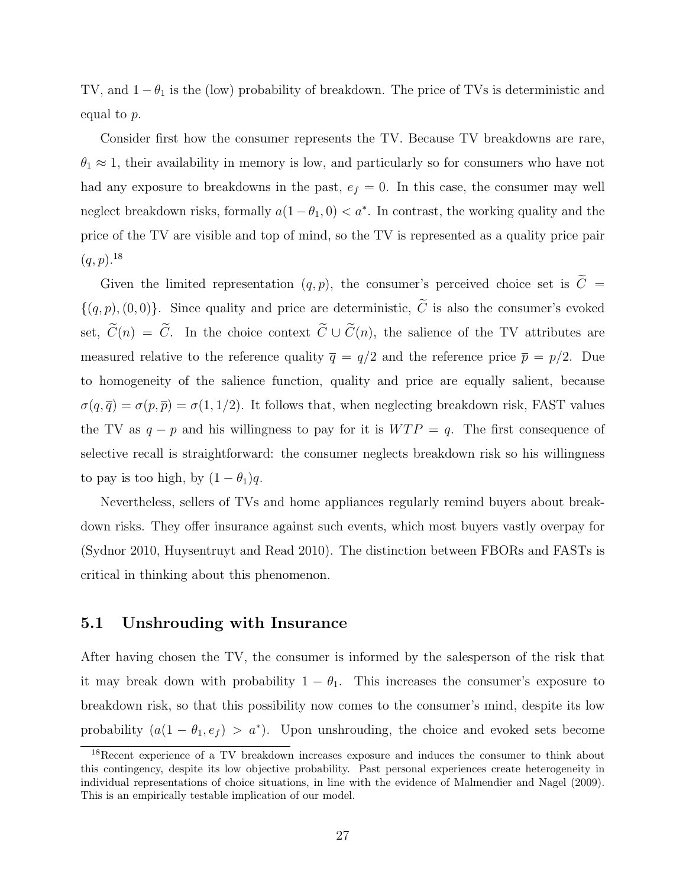TV, and $1 - \theta_1$ is the (low) probability of breakdown. The price of TVs is deterministic and equal to $p$.

Consider first how the consumer represents the TV. Because TV breakdowns are rare, $\theta_1 \approx 1$, their availability in memory is low, and particularly so for consumers who have not had any exposure to breakdowns in the past, $e_f = 0$. In this case, the consumer may well neglect breakdown risks, formally $a(1-\theta_1, 0) < a^*$. In contrast, the working quality and the price of the TV are visible and top of mind, so the TV is represented as a quality price pair $(q, p)$.[18]

Given the limited representation $(q, p)$, the consumer's perceived choice set is $\widetilde{C} = \{(q, p), (0, 0)\}$. Since quality and price are deterministic, $\widetilde{C}$ is also the consumer's evoked set, $\widetilde{C}(n) = \widetilde{C}$. In the choice context $\widetilde{C} \cup \widetilde{C}(n)$, the salience of the TV attributes are measured relative to the reference quality $\overline{q} = q/2$ and the reference price $\overline{p} = p/2$. Due to homogeneity of the salience function, quality and price are equally salient, because $\sigma(q, \overline{q}) = \sigma(p, \overline{p}) = \sigma(1, 1/2)$. It follows that, when neglecting breakdown risk, FAST values the TV as $q - p$ and his willingness to pay for it is $WTP = q$. The first consequence of selective recall is straightforward: the consumer neglects breakdown risk so his willingness to pay is too high, by $(1 - \theta_1)q$.

Nevertheless, sellers of TVs and home appliances regularly remind buyers about breakdown risks. They offer insurance against such events, which most buyers vastly overpay for (Sydnor 2010, Huysentruyt and Read 2010). The distinction between FBORs and FASTs is critical in thinking about this phenomenon.

## 5.1 Unshrouding with Insurance

After having chosen the TV, the consumer is informed by the salesperson of the risk that it may break down with probability $1 - \theta_1$. This increases the consumer's exposure to breakdown risk, so that this possibility now comes to the consumer's mind, despite its low probability ($a(1 - \theta_1, e_f) > a^*$). Upon unshrouding, the choice and evoked sets become

[18] Recent experience of a TV breakdown increases exposure and induces the consumer to think about this contingency, despite its low objective probability. Past personal experiences create heterogeneity in individual representations of choice situations, in line with the evidence of Malmendier and Nagel (2009). This is an empirically testable implication of our model.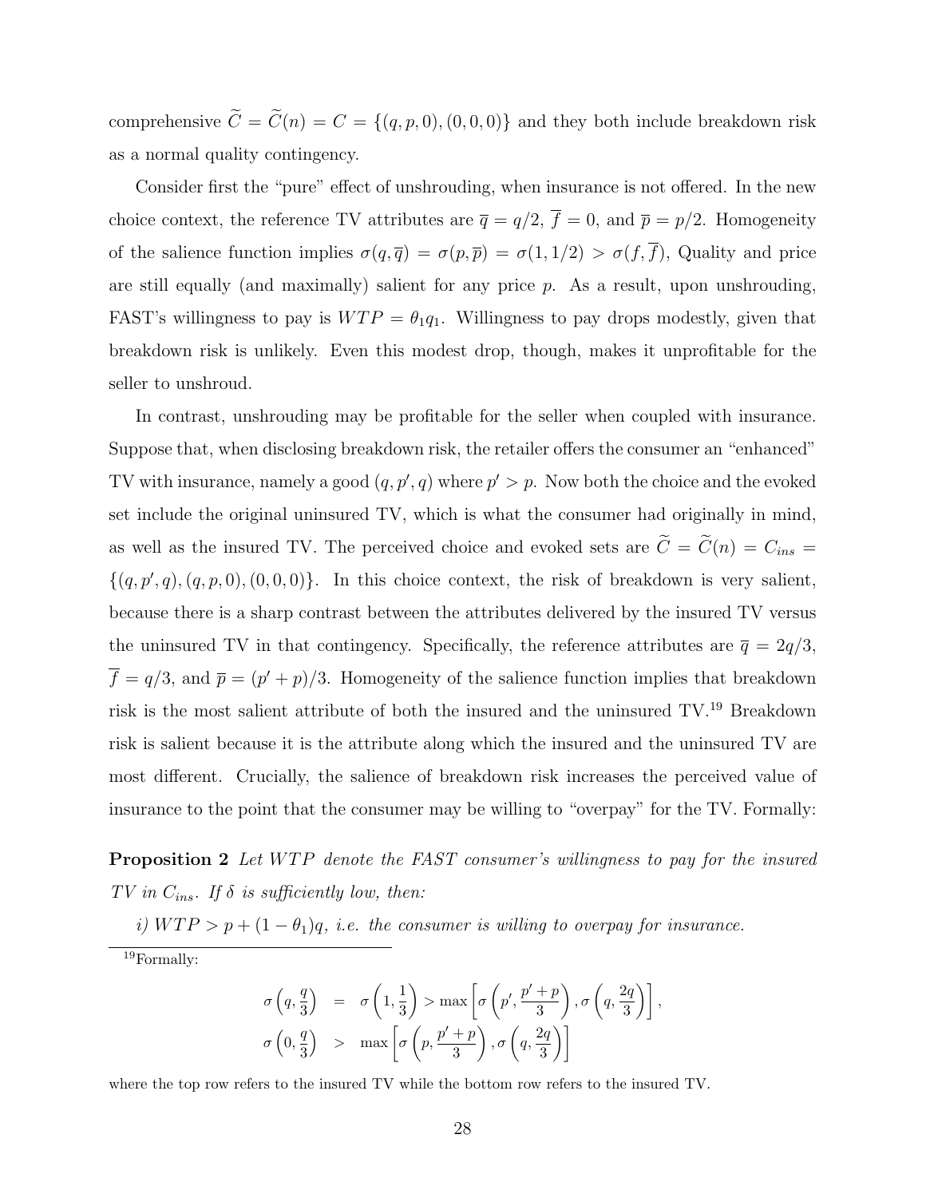comprehensive $\widetilde{C} = \widetilde{C}(n) = C = \{(q, p, 0), (0, 0, 0)\}$ and they both include breakdown risk as a normal quality contingency.

Consider first the "pure" effect of unshrouding, when insurance is not offered. In the new choice context, the reference TV attributes are $\overline{q} = q/2$, $\overline{f} = 0$, and $\overline{p} = p/2$. Homogeneity of the salience function implies $\sigma(q, \overline{q}) = \sigma(p, \overline{p}) = \sigma(1, 1/2) > \sigma(f, \overline{f})$, Quality and price are still equally (and maximally) salient for any price $p$. As a result, upon unshrouding, FAST's willingness to pay is $WTP = \theta_1 q_1$. Willingness to pay drops modestly, given that breakdown risk is unlikely. Even this modest drop, though, makes it unprofitable for the seller to unshroud.

In contrast, unshrouding may be profitable for the seller when coupled with insurance. Suppose that, when disclosing breakdown risk, the retailer offers the consumer an "enhanced" TV with insurance, namely a good $(q, p', q)$ where $p' > p$. Now both the choice and the evoked set include the original uninsured TV, which is what the consumer had originally in mind, as well as the insured TV. The perceived choice and evoked sets are $\widetilde{C} = \widetilde{C}(n) = C_{ins} = \{(q, p', q), (q, p, 0), (0, 0, 0)\}$. In this choice context, the risk of breakdown is very salient, because there is a sharp contrast between the attributes delivered by the insured TV versus the uninsured TV in that contingency. Specifically, the reference attributes are $\overline{q} = 2q/3$, $\overline{f} = q/3$, and $\overline{p} = (p' + p)/3$. Homogeneity of the salience function implies that breakdown risk is the most salient attribute of both the insured and the uninsured TV.[19] Breakdown risk is salient because it is the attribute along which the insured and the uninsured TV are most different. Crucially, the salience of breakdown risk increases the perceived value of insurance to the point that the consumer may be willing to "overpay" for the TV. Formally:

**Proposition 2** *Let $WTP$ denote the FAST consumer's willingness to pay for the insured TV in $C_{ins}$. If $\delta$ is sufficiently low, then:*

*i) $WTP > p + (1 - \theta_1)q$, i.e. the consumer is willing to overpay for insurance.*

[19] Formally:

$$
\begin{aligned}
\sigma\left(q, \frac{q}{3}\right) &= \sigma\left(1, \frac{1}{3}\right) > \max\left[\sigma\left(p', \frac{p' + p}{3}\right), \sigma\left(q, \frac{2q}{3}\right)\right], \\
\sigma\left(0, \frac{q}{3}\right) &> \max\left[\sigma\left(p, \frac{p' + p}{3}\right), \sigma\left(q, \frac{2q}{3}\right)\right]
\end{aligned}
$$

where the top row refers to the insured TV while the bottom row refers to the insured TV.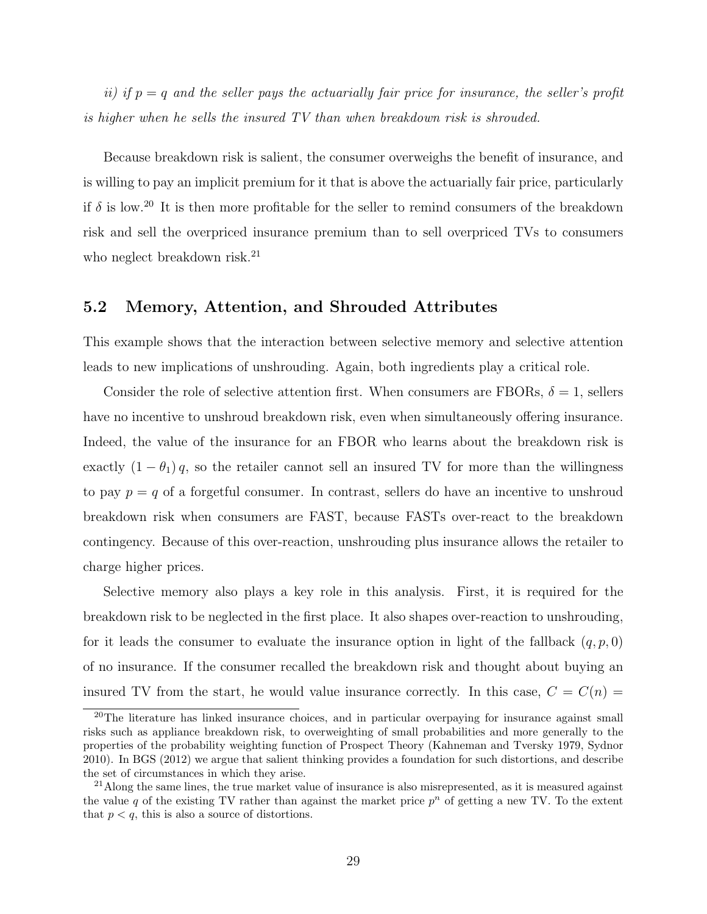*ii) if $p = q$ and the seller pays the actuarially fair price for insurance, the seller's profit is higher when he sells the insured TV than when breakdown risk is shrouded.*

Because breakdown risk is salient, the consumer overweighs the benefit of insurance, and is willing to pay an implicit premium for it that is above the actuarially fair price, particularly if $\delta$ is low.[20] It is then more profitable for the seller to remind consumers of the breakdown risk and sell the overpriced insurance premium than to sell overpriced TVs to consumers who neglect breakdown risk.[21]

## 5.2 Memory, Attention, and Shrouded Attributes

This example shows that the interaction between selective memory and selective attention leads to new implications of unshrouding. Again, both ingredients play a critical role.

Consider the role of selective attention first. When consumers are FBORs, $\delta = 1$, sellers have no incentive to unshroud breakdown risk, even when simultaneously offering insurance. Indeed, the value of the insurance for an FBOR who learns about the breakdown risk is exactly $(1 - \theta_1) q$, so the retailer cannot sell an insured TV for more than the willingness to pay $p = q$ of a forgetful consumer. In contrast, sellers do have an incentive to unshroud breakdown risk when consumers are FAST, because FASTs over-react to the breakdown contingency. Because of this over-reaction, unshrouding plus insurance allows the retailer to charge higher prices.

Selective memory also plays a key role in this analysis. First, it is required for the breakdown risk to be neglected in the first place. It also shapes over-reaction to unshrouding, for it leads the consumer to evaluate the insurance option in light of the fallback $(q, p, 0)$ of no insurance. If the consumer recalled the breakdown risk and thought about buying an insured TV from the start, he would value insurance correctly. In this case, $C = C(n) =$

[20] The literature has linked insurance choices, and in particular overpaying for insurance against small risks such as appliance breakdown risk, to overweighting of small probabilities and more generally to the properties of the probability weighting function of Prospect Theory (Kahneman and Tversky 1979, Sydnor 2010). In BGS (2012) we argue that salient thinking provides a foundation for such distortions, and describe the set of circumstances in which they arise.

[21] Along the same lines, the true market value of insurance is also misrepresented, as it is measured against the value $q$ of the existing TV rather than against the market price $p^n$ of getting a new TV. To the extent that $p < q$, this is also a source of distortions.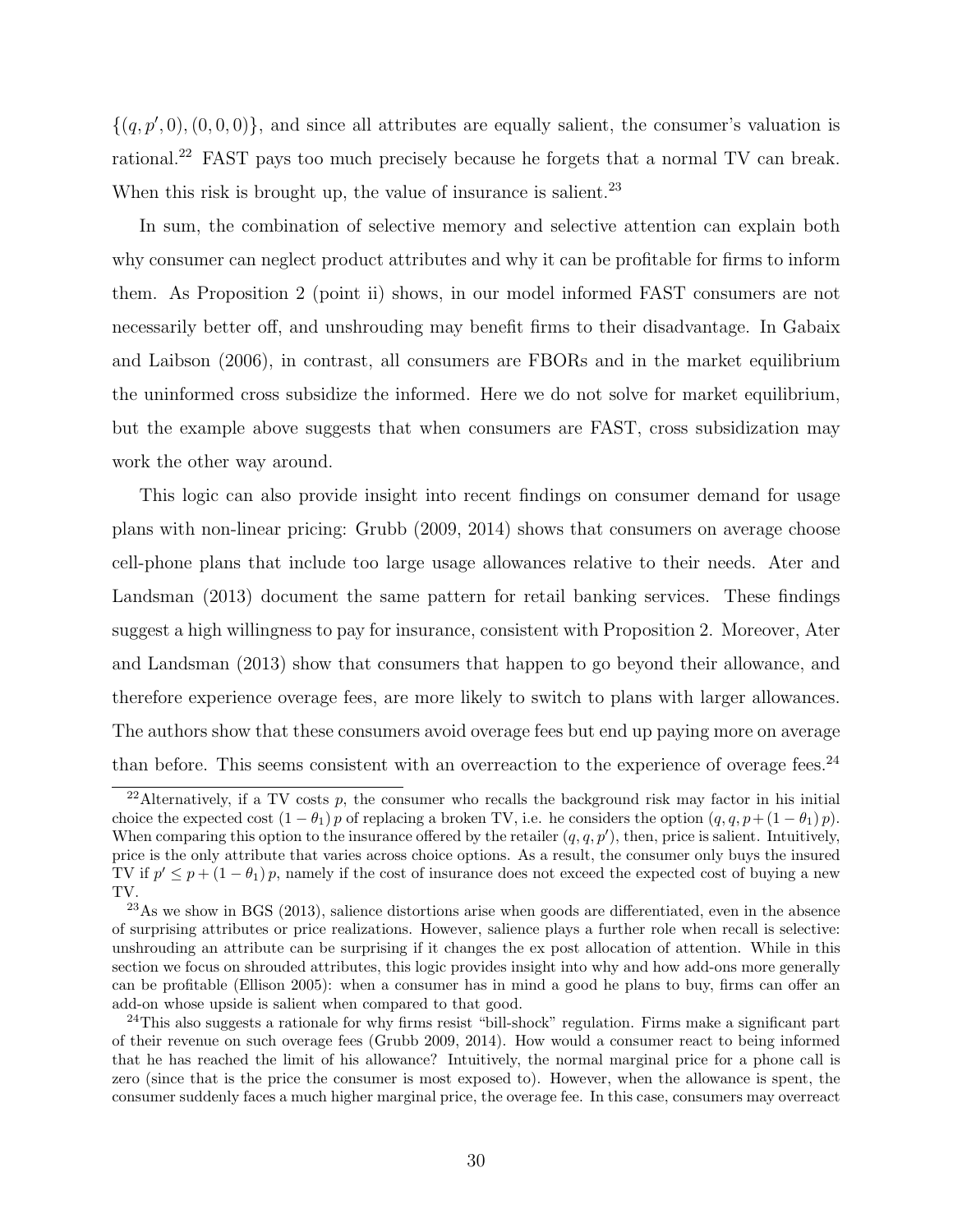$\{(q, p', 0), (0, 0, 0)\}$, and since all attributes are equally salient, the consumer's valuation is rational.[22] FAST pays too much precisely because he forgets that a normal TV can break. When this risk is brought up, the value of insurance is salient.[23]

In sum, the combination of selective memory and selective attention can explain both why consumer can neglect product attributes and why it can be profitable for firms to inform them. As Proposition 2 (point ii) shows, in our model informed FAST consumers are not necessarily better off, and unshrouding may benefit firms to their disadvantage. In Gabaix and Laibson (2006), in contrast, all consumers are FBORs and in the market equilibrium the uninformed cross subsidize the informed. Here we do not solve for market equilibrium, but the example above suggests that when consumers are FAST, cross subsidization may work the other way around.

This logic can also provide insight into recent findings on consumer demand for usage plans with non-linear pricing: Grubb (2009, 2014) shows that consumers on average choose cell-phone plans that include too large usage allowances relative to their needs. Ater and Landsman (2013) document the same pattern for retail banking services. These findings suggest a high willingness to pay for insurance, consistent with Proposition 2. Moreover, Ater and Landsman (2013) show that consumers that happen to go beyond their allowance, and therefore experience overage fees, are more likely to switch to plans with larger allowances. The authors show that these consumers avoid overage fees but end up paying more on average than before. This seems consistent with an overreaction to the experience of overage fees.[24]

---

[22] Alternatively, if a TV costs $p$, the consumer who recalls the background risk may factor in his initial choice the expected cost $(1 - \theta_1)\, p$ of replacing a broken TV, i.e. he considers the option $(q, q, p + (1 - \theta_1)\, p)$. When comparing this option to the insurance offered by the retailer $(q, q, p')$, then, price is salient. Intuitively, price is the only attribute that varies across choice options. As a result, the consumer only buys the insured TV if $p' \leq p + (1 - \theta_1)\, p$, namely if the cost of insurance does not exceed the expected cost of buying a new TV.

[23] As we show in BGS (2013), salience distortions arise when goods are differentiated, even in the absence of surprising attributes or price realizations. However, salience plays a further role when recall is selective: unshrouding an attribute can be surprising if it changes the ex post allocation of attention. While in this section we focus on shrouded attributes, this logic provides insight into why and how add-ons more generally can be profitable (Ellison 2005): when a consumer has in mind a good he plans to buy, firms can offer an add-on whose upside is salient when compared to that good.

[24] This also suggests a rationale for why firms resist "bill-shock" regulation. Firms make a significant part of their revenue on such overage fees (Grubb 2009, 2014). How would a consumer react to being informed that he has reached the limit of his allowance? Intuitively, the normal marginal price for a phone call is zero (since that is the price the consumer is most exposed to). However, when the allowance is spent, the consumer suddenly faces a much higher marginal price, the overage fee. In this case, consumers may overreact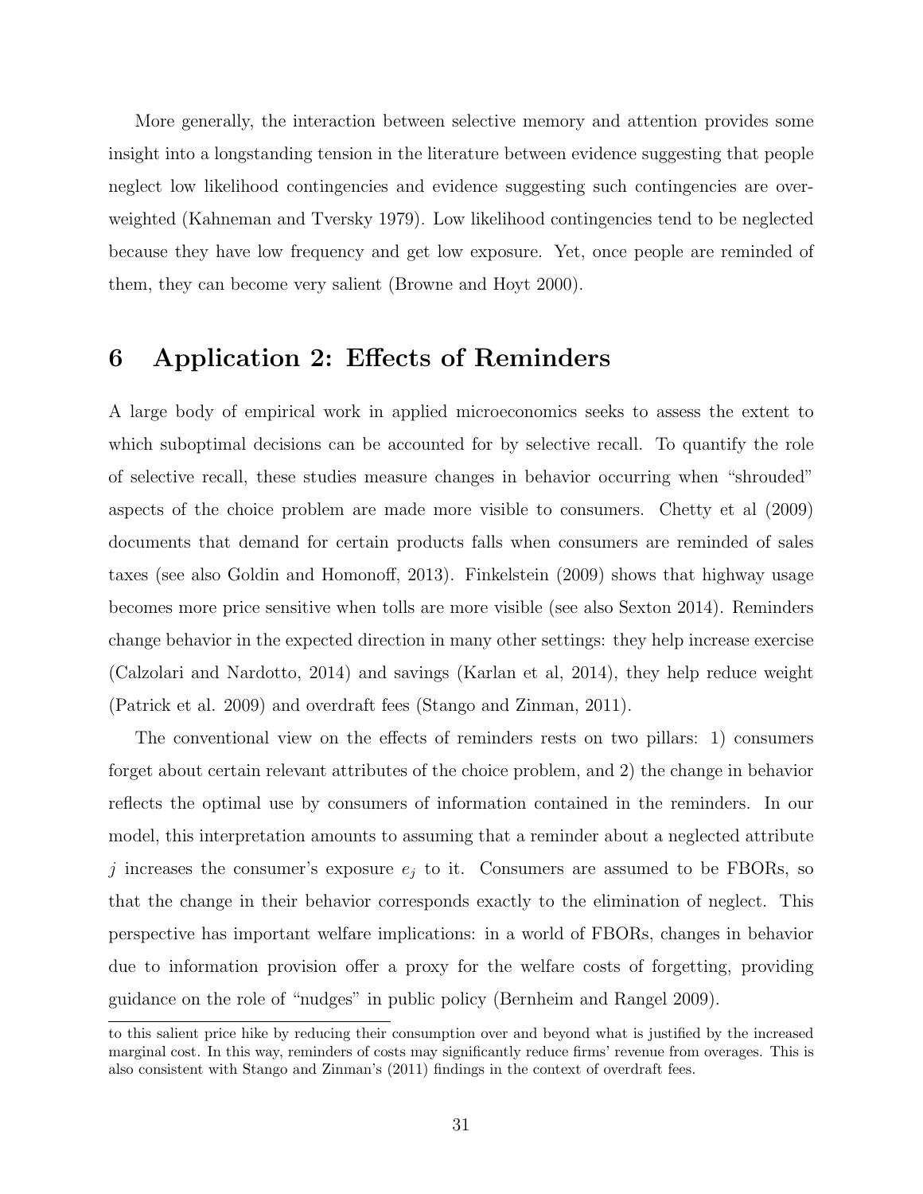More generally, the interaction between selective memory and attention provides some insight into a longstanding tension in the literature between evidence suggesting that people neglect low likelihood contingencies and evidence suggesting such contingencies are overweighted (Kahneman and Tversky 1979). Low likelihood contingencies tend to be neglected because they have low frequency and get low exposure. Yet, once people are reminded of them, they can become very salient (Browne and Hoyt 2000).

# 6 Application 2: Effects of Reminders

A large body of empirical work in applied microeconomics seeks to assess the extent to which suboptimal decisions can be accounted for by selective recall. To quantify the role of selective recall, these studies measure changes in behavior occurring when "shrouded" aspects of the choice problem are made more visible to consumers. Chetty et al (2009) documents that demand for certain products falls when consumers are reminded of sales taxes (see also Goldin and Homonoff, 2013). Finkelstein (2009) shows that highway usage becomes more price sensitive when tolls are more visible (see also Sexton 2014). Reminders change behavior in the expected direction in many other settings: they help increase exercise (Calzolari and Nardotto, 2014) and savings (Karlan et al, 2014), they help reduce weight (Patrick et al. 2009) and overdraft fees (Stango and Zinman, 2011).

The conventional view on the effects of reminders rests on two pillars: 1) consumers forget about certain relevant attributes of the choice problem, and 2) the change in behavior reflects the optimal use by consumers of information contained in the reminders. In our model, this interpretation amounts to assuming that a reminder about a neglected attribute $j$ increases the consumer's exposure $e_j$ to it. Consumers are assumed to be FBORs, so that the change in their behavior corresponds exactly to the elimination of neglect. This perspective has important welfare implications: in a world of FBORs, changes in behavior due to information provision offer a proxy for the welfare costs of forgetting, providing guidance on the role of "nudges" in public policy (Bernheim and Rangel 2009).

---

to this salient price hike by reducing their consumption over and beyond what is justified by the increased marginal cost. In this way, reminders of costs may significantly reduce firms' revenue from overages. This is also consistent with Stango and Zinman's (2011) findings in the context of overdraft fees.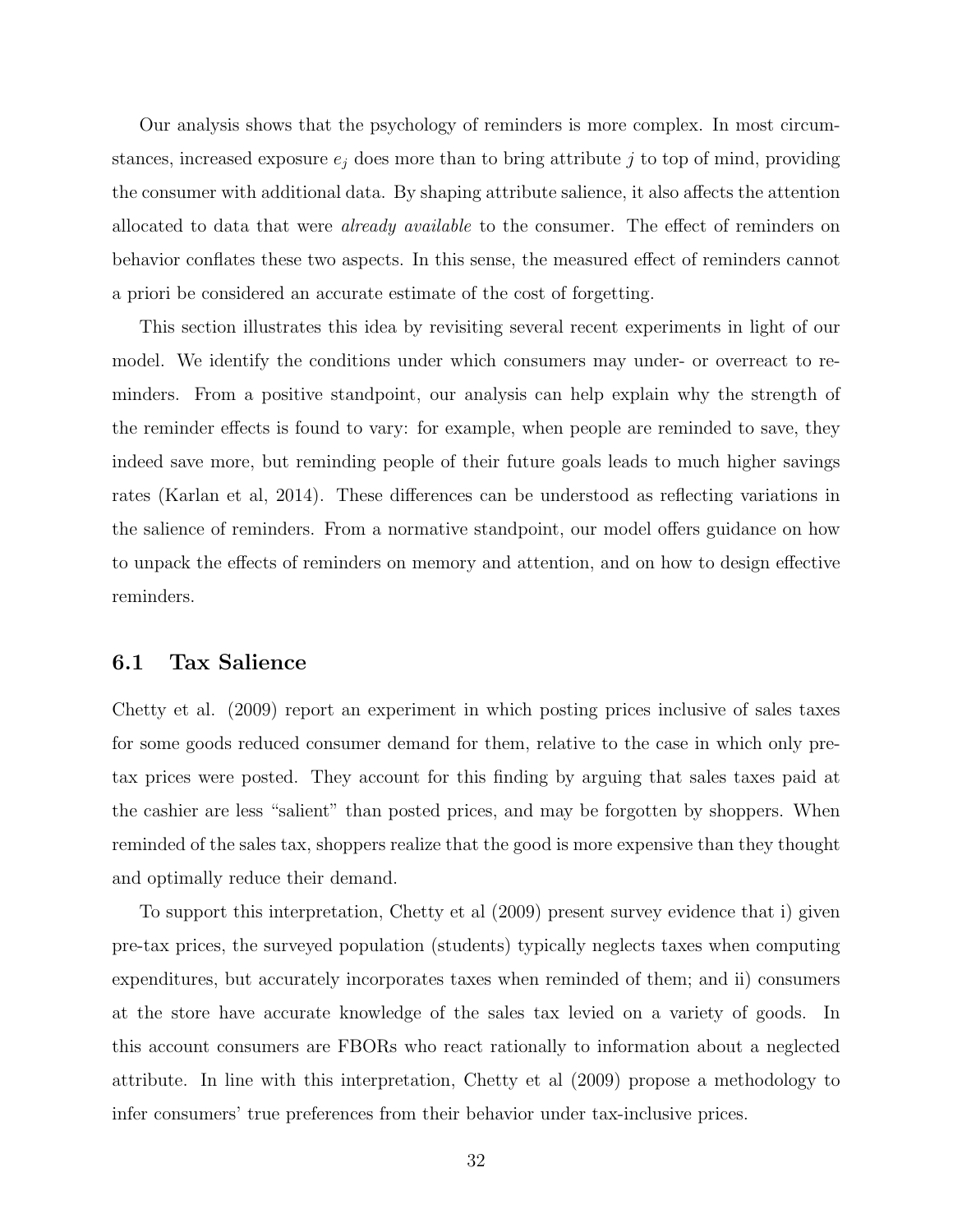Our analysis shows that the psychology of reminders is more complex. In most circumstances, increased exposure $e_j$ does more than to bring attribute $j$ to top of mind, providing the consumer with additional data. By shaping attribute salience, it also affects the attention allocated to data that were *already available* to the consumer. The effect of reminders on behavior conflates these two aspects. In this sense, the measured effect of reminders cannot a priori be considered an accurate estimate of the cost of forgetting.

This section illustrates this idea by revisiting several recent experiments in light of our model. We identify the conditions under which consumers may under- or overreact to reminders. From a positive standpoint, our analysis can help explain why the strength of the reminder effects is found to vary: for example, when people are reminded to save, they indeed save more, but reminding people of their future goals leads to much higher savings rates (Karlan et al, 2014). These differences can be understood as reflecting variations in the salience of reminders. From a normative standpoint, our model offers guidance on how to unpack the effects of reminders on memory and attention, and on how to design effective reminders.

### 6.1 Tax Salience

Chetty et al. (2009) report an experiment in which posting prices inclusive of sales taxes for some goods reduced consumer demand for them, relative to the case in which only pre-tax prices were posted. They account for this finding by arguing that sales taxes paid at the cashier are less "salient" than posted prices, and may be forgotten by shoppers. When reminded of the sales tax, shoppers realize that the good is more expensive than they thought and optimally reduce their demand.

To support this interpretation, Chetty et al (2009) present survey evidence that i) given pre-tax prices, the surveyed population (students) typically neglects taxes when computing expenditures, but accurately incorporates taxes when reminded of them; and ii) consumers at the store have accurate knowledge of the sales tax levied on a variety of goods. In this account consumers are FBORs who react rationally to information about a neglected attribute. In line with this interpretation, Chetty et al (2009) propose a methodology to infer consumers' true preferences from their behavior under tax-inclusive prices.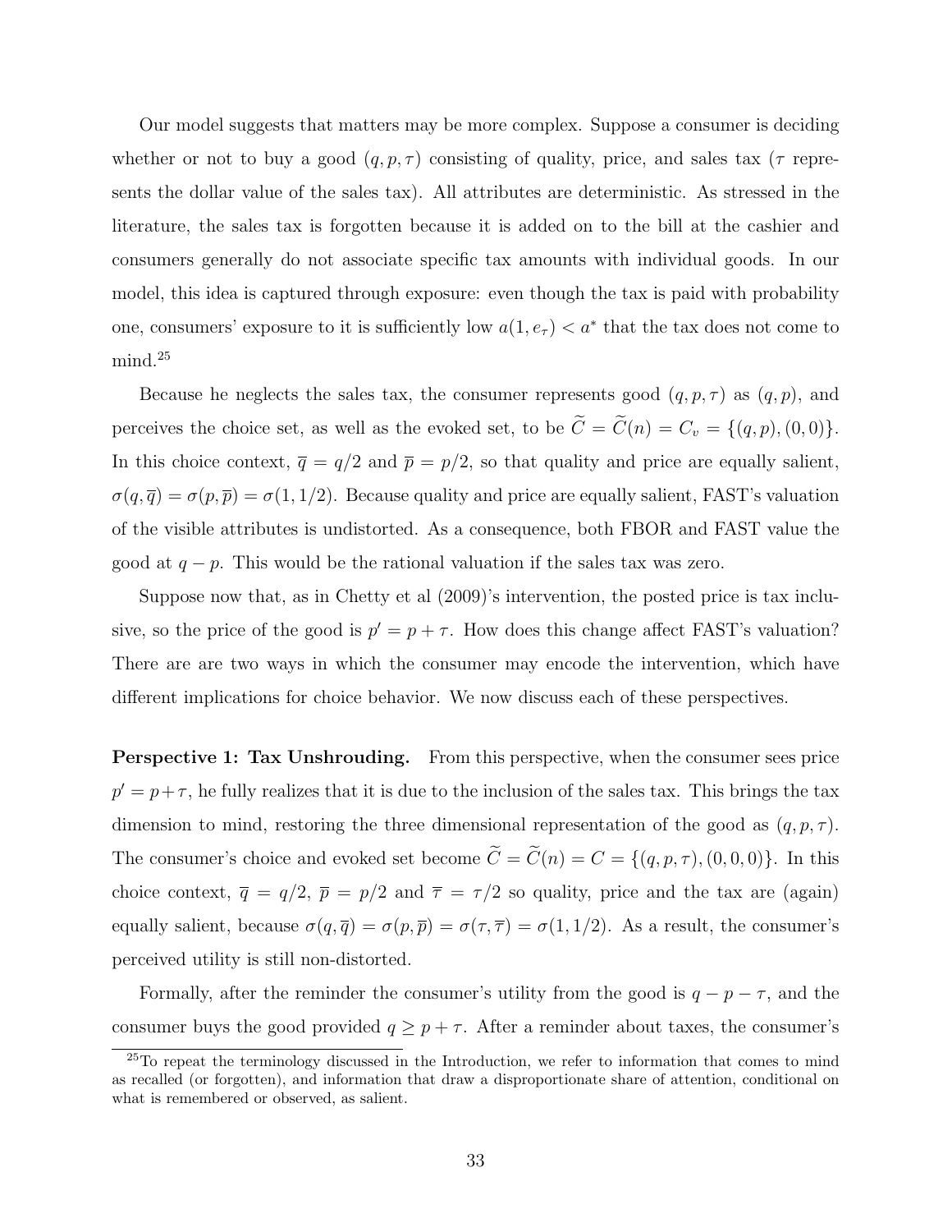Our model suggests that matters may be more complex. Suppose a consumer is deciding whether or not to buy a good $(q, p, \tau)$ consisting of quality, price, and sales tax ($\tau$ represents the dollar value of the sales tax). All attributes are deterministic. As stressed in the literature, the sales tax is forgotten because it is added on to the bill at the cashier and consumers generally do not associate specific tax amounts with individual goods. In our model, this idea is captured through exposure: even though the tax is paid with probability one, consumers' exposure to it is sufficiently low $a(1, e_\tau) < a^*$ that the tax does not come to mind.[25]

Because he neglects the sales tax, the consumer represents good $(q, p, \tau)$ as $(q, p)$, and perceives the choice set, as well as the evoked set, to be $\widetilde{C} = \widetilde{C}(n) = C_v = \{(q, p), (0, 0)\}$. In this choice context, $\overline{q} = q/2$ and $\overline{p} = p/2$, so that quality and price are equally salient, $\sigma(q, \overline{q}) = \sigma(p, \overline{p}) = \sigma(1, 1/2)$. Because quality and price are equally salient, FAST's valuation of the visible attributes is undistorted. As a consequence, both FBOR and FAST value the good at $q - p$. This would be the rational valuation if the sales tax was zero.

Suppose now that, as in Chetty et al (2009)'s intervention, the posted price is tax inclusive, so the price of the good is $p' = p + \tau$. How does this change affect FAST's valuation? There are are two ways in which the consumer may encode the intervention, which have different implications for choice behavior. We now discuss each of these perspectives.

**Perspective 1: Tax Unshrouding.** From this perspective, when the consumer sees price $p' = p + \tau$, he fully realizes that it is due to the inclusion of the sales tax. This brings the tax dimension to mind, restoring the three dimensional representation of the good as $(q, p, \tau)$. The consumer's choice and evoked set become $\widetilde{C} = \widetilde{C}(n) = C = \{(q, p, \tau), (0, 0, 0)\}$. In this choice context, $\overline{q} = q/2$, $\overline{p} = p/2$ and $\overline{\tau} = \tau/2$ so quality, price and the tax are (again) equally salient, because $\sigma(q, \overline{q}) = \sigma(p, \overline{p}) = \sigma(\tau, \overline{\tau}) = \sigma(1, 1/2)$. As a result, the consumer's perceived utility is still non-distorted.

Formally, after the reminder the consumer's utility from the good is $q - p - \tau$, and the consumer buys the good provided $q \geq p + \tau$. After a reminder about taxes, the consumer's

[25] To repeat the terminology discussed in the Introduction, we refer to information that comes to mind as recalled (or forgotten), and information that draw a disproportionate share of attention, conditional on what is remembered or observed, as salient.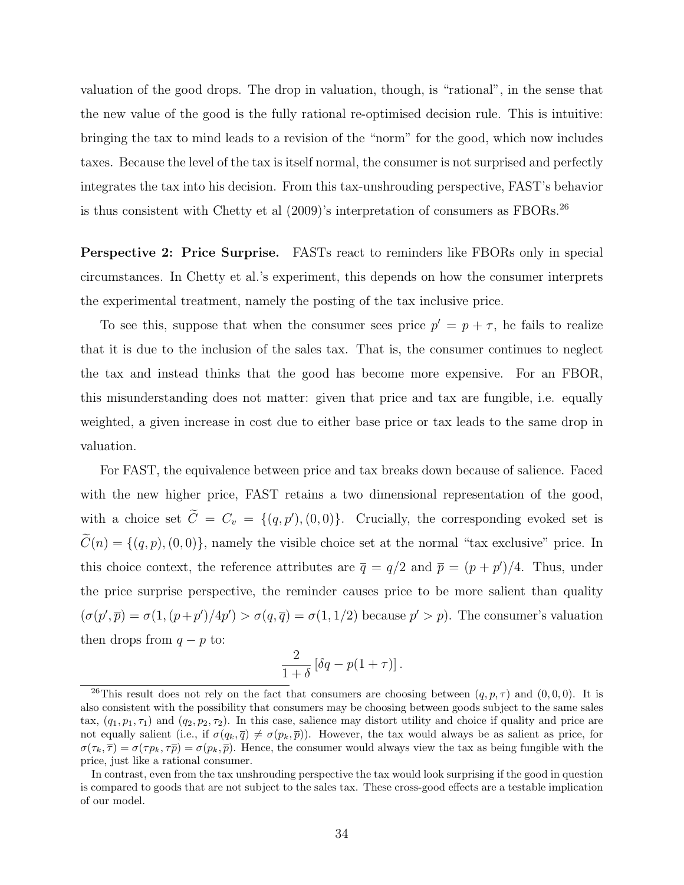valuation of the good drops. The drop in valuation, though, is "rational", in the sense that the new value of the good is the fully rational re-optimised decision rule. This is intuitive: bringing the tax to mind leads to a revision of the "norm" for the good, which now includes taxes. Because the level of the tax is itself normal, the consumer is not surprised and perfectly integrates the tax into his decision. From this tax-unshrouding perspective, FAST's behavior is thus consistent with Chetty et al (2009)'s interpretation of consumers as FBORs.[26]

**Perspective 2: Price Surprise.** FASTs react to reminders like FBORs only in special circumstances. In Chetty et al.'s experiment, this depends on how the consumer interprets the experimental treatment, namely the posting of the tax inclusive price.

To see this, suppose that when the consumer sees price $p' = p + \tau$, he fails to realize that it is due to the inclusion of the sales tax. That is, the consumer continues to neglect the tax and instead thinks that the good has become more expensive. For an FBOR, this misunderstanding does not matter: given that price and tax are fungible, i.e. equally weighted, a given increase in cost due to either base price or tax leads to the same drop in valuation.

For FAST, the equivalence between price and tax breaks down because of salience. Faced with the new higher price, FAST retains a two dimensional representation of the good, with a choice set $\widetilde{C} = C_v = \{(q, p'), (0, 0)\}$. Crucially, the corresponding evoked set is $\widetilde{C}(n) = \{(q, p), (0, 0)\}$, namely the visible choice set at the normal "tax exclusive" price. In this choice context, the reference attributes are $\overline{q} = q/2$ and $\overline{p} = (p + p')/4$. Thus, under the price surprise perspective, the reminder causes price to be more salient than quality ($\sigma(p', \overline{p}) = \sigma(1, (p+p')/4p') > \sigma(q, \overline{q}) = \sigma(1, 1/2)$ because $p' > p$). The consumer's valuation then drops from $q - p$ to:

$$\frac{2}{1+\delta}\left[\delta q - p(1+\tau)\right].$$

[26] This result does not rely on the fact that consumers are choosing between $(q, p, \tau)$ and $(0, 0, 0)$. It is also consistent with the possibility that consumers may be choosing between goods subject to the same sales tax, $(q_1, p_1, \tau_1)$ and $(q_2, p_2, \tau_2)$. In this case, salience may distort utility and choice if quality and price are not equally salient (i.e., if $\sigma(q_k, \overline{q}) \neq \sigma(p_k, \overline{p})$). However, the tax would always be as salient as price, for $\sigma(\tau_k, \overline{\tau}) = \sigma(\tau p_k, \tau \overline{p}) = \sigma(p_k, \overline{p})$. Hence, the consumer would always view the tax as being fungible with the price, just like a rational consumer.

In contrast, even from the tax unshrouding perspective the tax would look surprising if the good in question is compared to goods that are not subject to the sales tax. These cross-good effects are a testable implication of our model.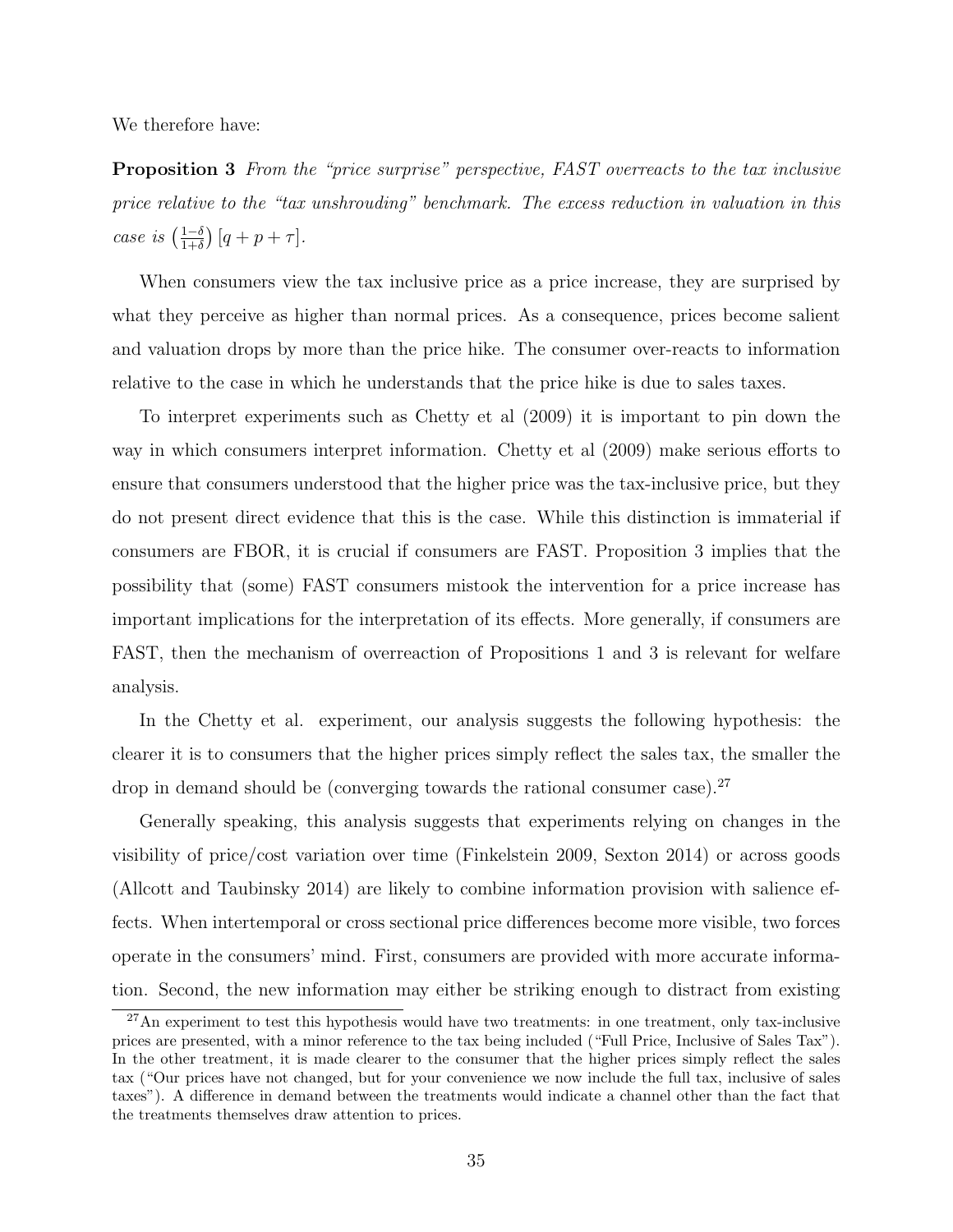We therefore have:

**Proposition 3** *From the "price surprise" perspective, FAST overreacts to the tax inclusive price relative to the "tax unshrouding" benchmark. The excess reduction in valuation in this case is* $\left(\frac{1-\delta}{1+\delta}\right)[q + p + \tau]$.

When consumers view the tax inclusive price as a price increase, they are surprised by what they perceive as higher than normal prices. As a consequence, prices become salient and valuation drops by more than the price hike. The consumer over-reacts to information relative to the case in which he understands that the price hike is due to sales taxes.

To interpret experiments such as Chetty et al (2009) it is important to pin down the way in which consumers interpret information. Chetty et al (2009) make serious efforts to ensure that consumers understood that the higher price was the tax-inclusive price, but they do not present direct evidence that this is the case. While this distinction is immaterial if consumers are FBOR, it is crucial if consumers are FAST. Proposition 3 implies that the possibility that (some) FAST consumers mistook the intervention for a price increase has important implications for the interpretation of its effects. More generally, if consumers are FAST, then the mechanism of overreaction of Propositions 1 and 3 is relevant for welfare analysis.

In the Chetty et al. experiment, our analysis suggests the following hypothesis: the clearer it is to consumers that the higher prices simply reflect the sales tax, the smaller the drop in demand should be (converging towards the rational consumer case).[27]

Generally speaking, this analysis suggests that experiments relying on changes in the visibility of price/cost variation over time (Finkelstein 2009, Sexton 2014) or across goods (Allcott and Taubinsky 2014) are likely to combine information provision with salience effects. When intertemporal or cross sectional price differences become more visible, two forces operate in the consumers' mind. First, consumers are provided with more accurate information. Second, the new information may either be striking enough to distract from existing

[27] An experiment to test this hypothesis would have two treatments: in one treatment, only tax-inclusive prices are presented, with a minor reference to the tax being included ("Full Price, Inclusive of Sales Tax"). In the other treatment, it is made clearer to the consumer that the higher prices simply reflect the sales tax ("Our prices have not changed, but for your convenience we now include the full tax, inclusive of sales taxes"). A difference in demand between the treatments would indicate a channel other than the fact that the treatments themselves draw attention to prices.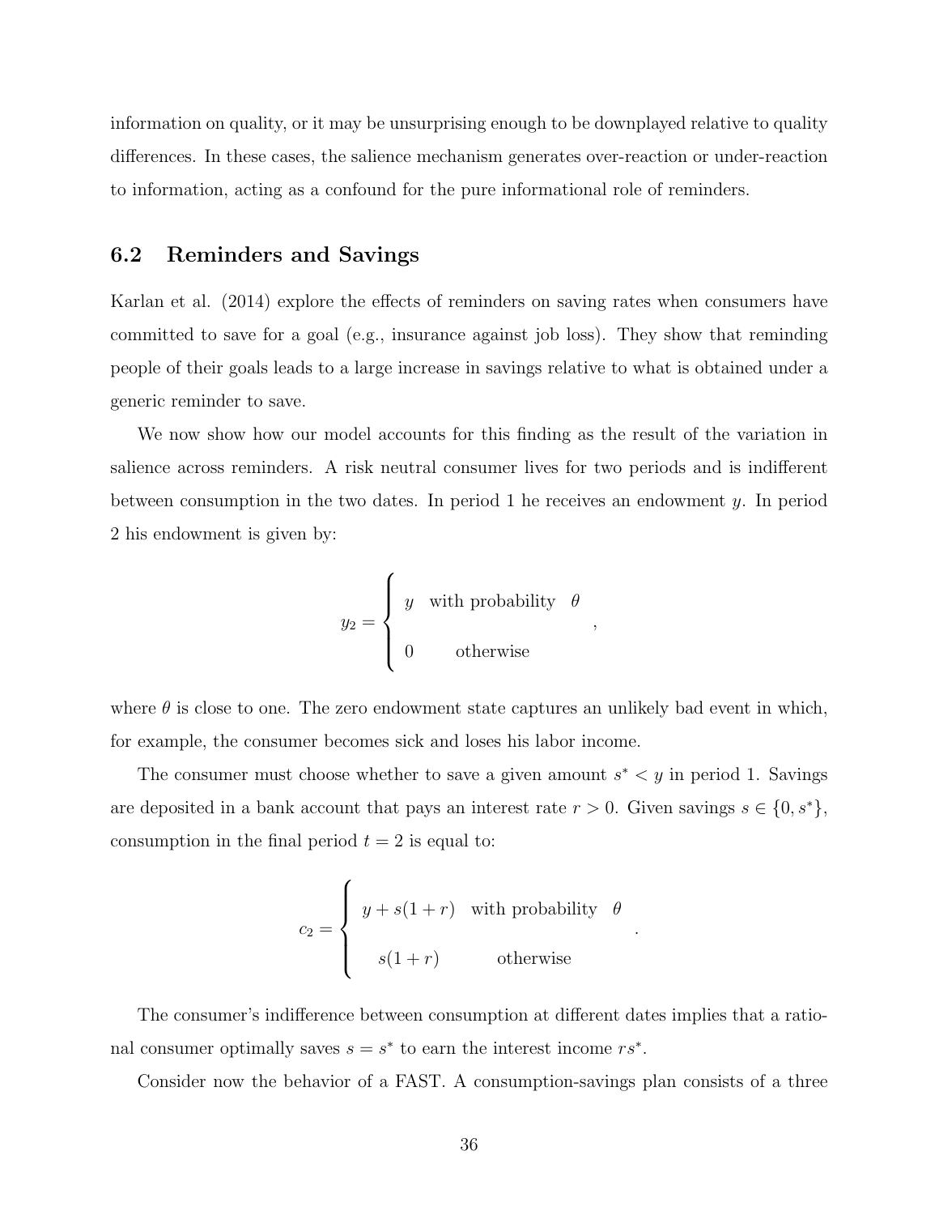information on quality, or it may be unsurprising enough to be downplayed relative to quality differences. In these cases, the salience mechanism generates over-reaction or under-reaction to information, acting as a confound for the pure informational role of reminders.

## 6.2 Reminders and Savings

Karlan et al. (2014) explore the effects of reminders on saving rates when consumers have committed to save for a goal (e.g., insurance against job loss). They show that reminding people of their goals leads to a large increase in savings relative to what is obtained under a generic reminder to save.

We now show how our model accounts for this finding as the result of the variation in salience across reminders. A risk neutral consumer lives for two periods and is indifferent between consumption in the two dates. In period 1 he receives an endowment $y$. In period 2 his endowment is given by:

$$y_2 = \begin{cases} y & \text{with probability} \quad \theta \\ 0 & \text{otherwise} \end{cases},$$

where $\theta$ is close to one. The zero endowment state captures an unlikely bad event in which, for example, the consumer becomes sick and loses his labor income.

The consumer must choose whether to save a given amount $s^* < y$ in period 1. Savings are deposited in a bank account that pays an interest rate $r > 0$. Given savings $s \in \{0, s^*\}$, consumption in the final period $t = 2$ is equal to:

$$c_2 = \begin{cases} y + s(1+r) & \text{with probability} \quad \theta \\ s(1+r) & \text{otherwise} \end{cases}.$$

The consumer's indifference between consumption at different dates implies that a rational consumer optimally saves $s = s^*$ to earn the interest income $rs^*$.

Consider now the behavior of a FAST. A consumption-savings plan consists of a three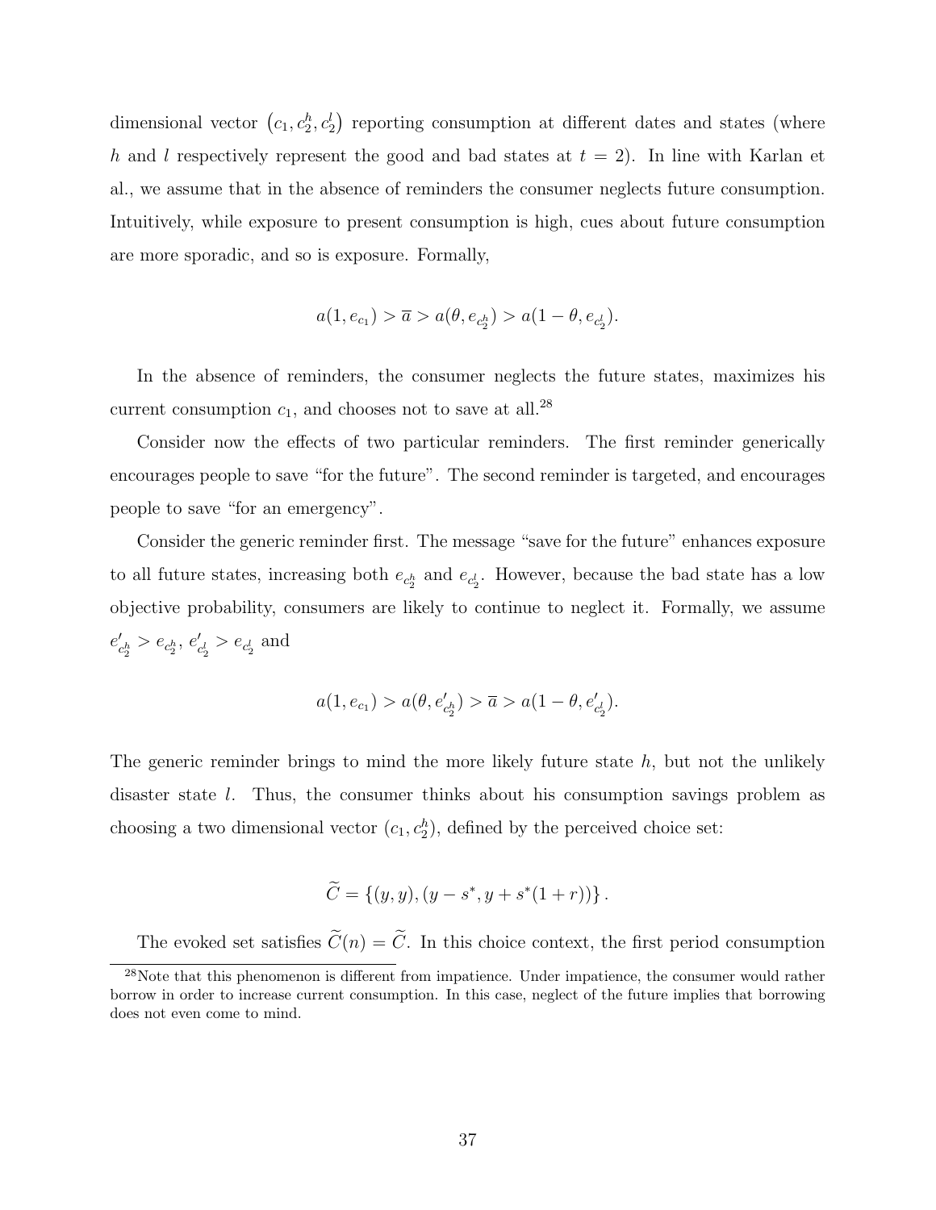dimensional vector $\left(c_1, c_2^h, c_2^l\right)$ reporting consumption at different dates and states (where $h$ and $l$ respectively represent the good and bad states at $t = 2$). In line with Karlan et al., we assume that in the absence of reminders the consumer neglects future consumption. Intuitively, while exposure to present consumption is high, cues about future consumption are more sporadic, and so is exposure. Formally,

$$a(1, e_{c_1}) > \overline{a} > a(\theta, e_{c_2^h}) > a(1-\theta, e_{c_2^l}).$$

In the absence of reminders, the consumer neglects the future states, maximizes his current consumption $c_1$, and chooses not to save at all.[28]

Consider now the effects of two particular reminders. The first reminder generically encourages people to save "for the future". The second reminder is targeted, and encourages people to save "for an emergency".

Consider the generic reminder first. The message "save for the future" enhances exposure to all future states, increasing both $e_{c_2^h}$ and $e_{c_2^l}$. However, because the bad state has a low objective probability, consumers are likely to continue to neglect it. Formally, we assume $e'_{c_2^h} > e_{c_2^h}$, $e'_{c_2^l} > e_{c_2^l}$ and

$$a(1, e_{c_1}) > a(\theta, e'_{c_2^h}) > \overline{a} > a(1-\theta, e'_{c_2^l}).$$

The generic reminder brings to mind the more likely future state $h$, but not the unlikely disaster state $l$. Thus, the consumer thinks about his consumption savings problem as choosing a two dimensional vector $(c_1, c_2^h)$, defined by the perceived choice set:

$$\widetilde{C} = \left\{(y, y), (y - s^*, y + s^*(1+r))\right\}.$$

The evoked set satisfies $\widetilde{C}(n) = \widetilde{C}$. In this choice context, the first period consumption

[28] Note that this phenomenon is different from impatience. Under impatience, the consumer would rather borrow in order to increase current consumption. In this case, neglect of the future implies that borrowing does not even come to mind.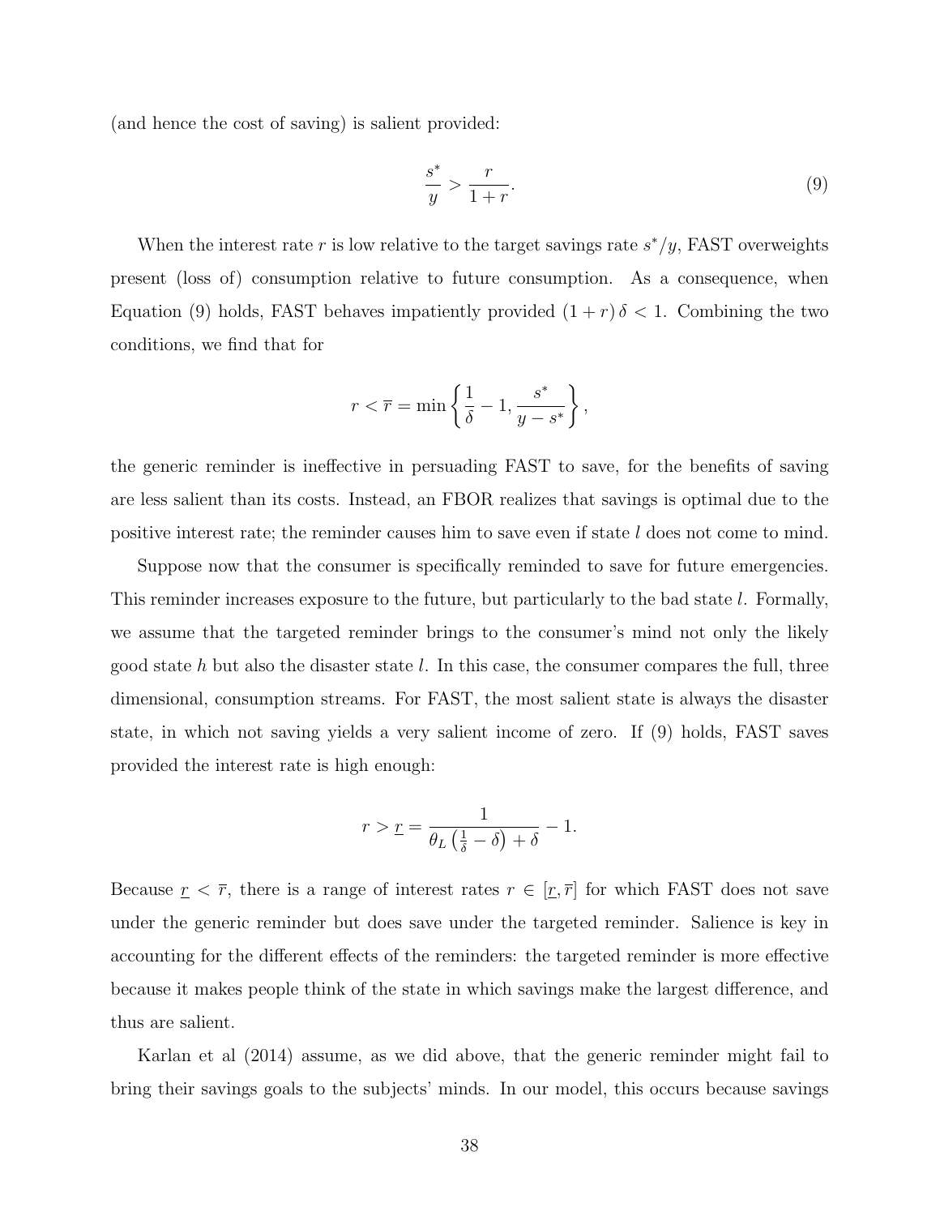(and hence the cost of saving) is salient provided:

$$\frac{s^*}{y} > \frac{r}{1+r}. \tag{9}$$

When the interest rate $r$ is low relative to the target savings rate $s^*/y$, FAST overweights present (loss of) consumption relative to future consumption. As a consequence, when Equation (9) holds, FAST behaves impatiently provided $(1+r)\,\delta < 1$. Combining the two conditions, we find that for

$$r < \bar{r} = \min\left\{\frac{1}{\delta} - 1, \frac{s^*}{y - s^*}\right\},$$

the generic reminder is ineffective in persuading FAST to save, for the benefits of saving are less salient than its costs. Instead, an FBOR realizes that savings is optimal due to the positive interest rate; the reminder causes him to save even if state $l$ does not come to mind.

Suppose now that the consumer is specifically reminded to save for future emergencies. This reminder increases exposure to the future, but particularly to the bad state $l$. Formally, we assume that the targeted reminder brings to the consumer's mind not only the likely good state $h$ but also the disaster state $l$. In this case, the consumer compares the full, three dimensional, consumption streams. For FAST, the most salient state is always the disaster state, in which not saving yields a very salient income of zero. If (9) holds, FAST saves provided the interest rate is high enough:

$$r > \underline{r} = \frac{1}{\theta_L\left(\frac{1}{\delta} - \delta\right) + \delta} - 1.$$

Because $\underline{r} < \bar{r}$, there is a range of interest rates $r \in [\underline{r}, \bar{r}]$ for which FAST does not save under the generic reminder but does save under the targeted reminder. Salience is key in accounting for the different effects of the reminders: the targeted reminder is more effective because it makes people think of the state in which savings make the largest difference, and thus are salient.

Karlan et al (2014) assume, as we did above, that the generic reminder might fail to bring their savings goals to the subjects' minds. In our model, this occurs because savings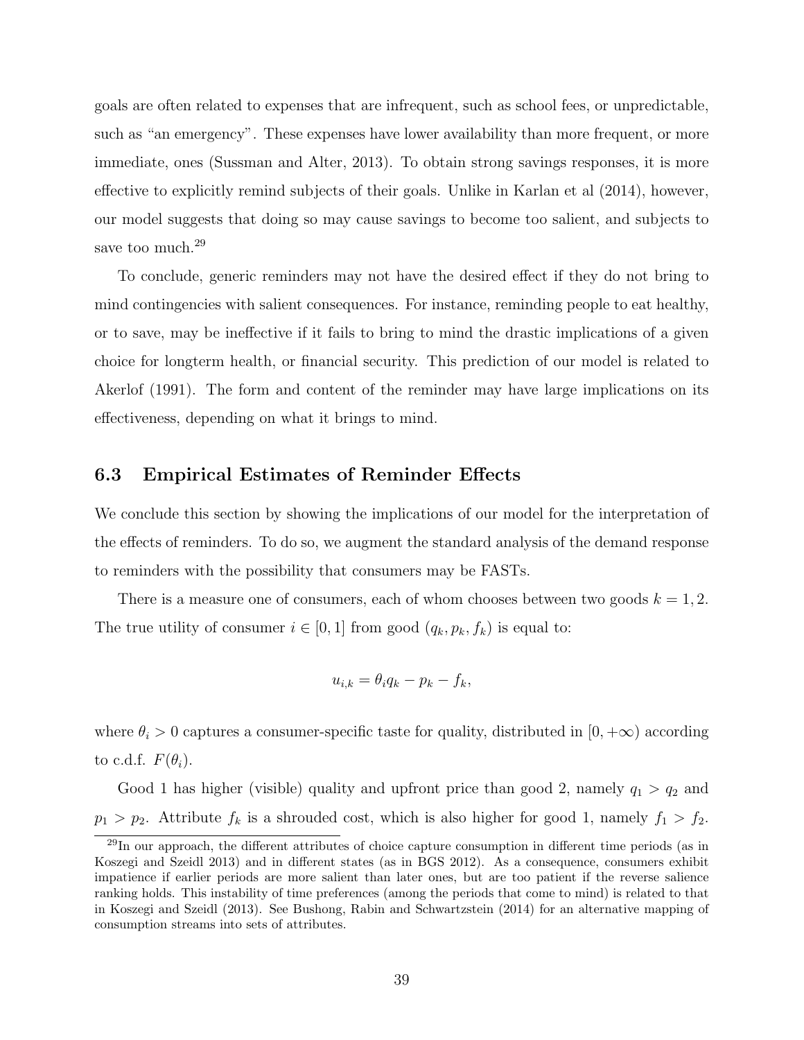goals are often related to expenses that are infrequent, such as school fees, or unpredictable, such as "an emergency". These expenses have lower availability than more frequent, or more immediate, ones (Sussman and Alter, 2013). To obtain strong savings responses, it is more effective to explicitly remind subjects of their goals. Unlike in Karlan et al (2014), however, our model suggests that doing so may cause savings to become too salient, and subjects to save too much.[29]

To conclude, generic reminders may not have the desired effect if they do not bring to mind contingencies with salient consequences. For instance, reminding people to eat healthy, or to save, may be ineffective if it fails to bring to mind the drastic implications of a given choice for longterm health, or financial security. This prediction of our model is related to Akerlof (1991). The form and content of the reminder may have large implications on its effectiveness, depending on what it brings to mind.

### 6.3 Empirical Estimates of Reminder Effects

We conclude this section by showing the implications of our model for the interpretation of the effects of reminders. To do so, we augment the standard analysis of the demand response to reminders with the possibility that consumers may be FASTs.

There is a measure one of consumers, each of whom chooses between two goods $k = 1, 2$. The true utility of consumer $i \in [0, 1]$ from good $(q_k, p_k, f_k)$ is equal to:

$$u_{i,k} = \theta_i q_k - p_k - f_k,$$

where $\theta_i > 0$ captures a consumer-specific taste for quality, distributed in $[0, +\infty)$ according to c.d.f. $F(\theta_i)$.

Good 1 has higher (visible) quality and upfront price than good 2, namely $q_1 > q_2$ and $p_1 > p_2$. Attribute $f_k$ is a shrouded cost, which is also higher for good 1, namely $f_1 > f_2$.

[29] In our approach, the different attributes of choice capture consumption in different time periods (as in Koszegi and Szeidl 2013) and in different states (as in BGS 2012). As a consequence, consumers exhibit impatience if earlier periods are more salient than later ones, but are too patient if the reverse salience ranking holds. This instability of time preferences (among the periods that come to mind) is related to that in Koszegi and Szeidl (2013). See Bushong, Rabin and Schwartzstein (2014) for an alternative mapping of consumption streams into sets of attributes.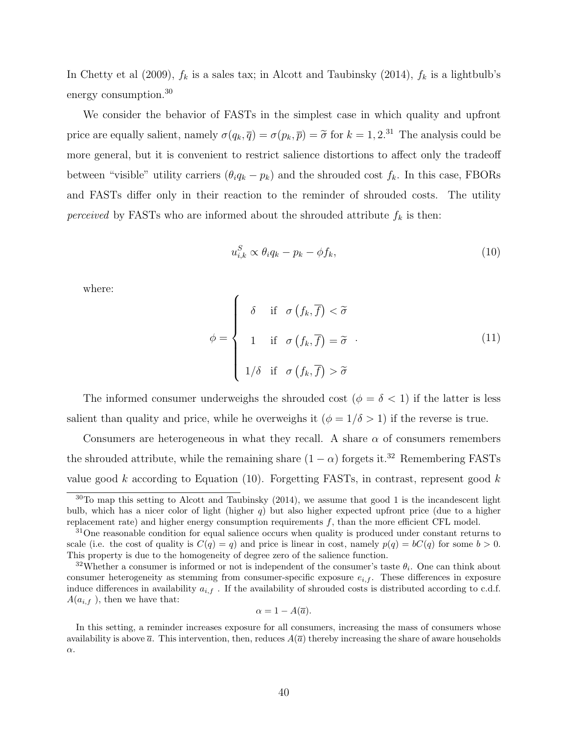In Chetty et al (2009), $f_k$ is a sales tax; in Alcott and Taubinsky (2014), $f_k$ is a lightbulb's energy consumption.[30]

We consider the behavior of FASTs in the simplest case in which quality and upfront price are equally salient, namely $\sigma(q_k, \overline{q}) = \sigma(p_k, \overline{p}) = \widetilde{\sigma}$ for $k = 1, 2$.[31] The analysis could be more general, but it is convenient to restrict salience distortions to affect only the tradeoff between "visible" utility carriers ($\theta_i q_k - p_k$) and the shrouded cost $f_k$. In this case, FBORs and FASTs differ only in their reaction to the reminder of shrouded costs. The utility *perceived* by FASTs who are informed about the shrouded attribute $f_k$ is then:

$$u^S_{i,k} \propto \theta_i q_k - p_k - \phi f_k, \tag{10}$$

where:

$$\phi = \begin{cases} \delta & \text{if} \quad \sigma\left(f_k, \overline{f}\right) < \widetilde{\sigma} \\ 1 & \text{if} \quad \sigma\left(f_k, \overline{f}\right) = \widetilde{\sigma} \\ 1/\delta & \text{if} \quad \sigma\left(f_k, \overline{f}\right) > \widetilde{\sigma} \end{cases} . \tag{11}$$

The informed consumer underweighs the shrouded cost ($\phi = \delta < 1$) if the latter is less salient than quality and price, while he overweighs it ($\phi = 1/\delta > 1$) if the reverse is true.

Consumers are heterogeneous in what they recall. A share $\alpha$ of consumers remembers the shrouded attribute, while the remaining share $(1 - \alpha)$ forgets it.[32] Remembering FASTs value good $k$ according to Equation (10). Forgetting FASTs, in contrast, represent good $k$

[30] To map this setting to Alcott and Taubinsky (2014), we assume that good 1 is the incandescent light bulb, which has a nicer color of light (higher $q$) but also higher expected upfront price (due to a higher replacement rate) and higher energy consumption requirements $f$, than the more efficient CFL model.

[31] One reasonable condition for equal salience occurs when quality is produced under constant returns to scale (i.e. the cost of quality is $C(q) = q$) and price is linear in cost, namely $p(q) = bC(q)$ for some $b > 0$. This property is due to the homogeneity of degree zero of the salience function.

[32] Whether a consumer is informed or not is independent of the consumer's taste $\theta_i$. One can think about consumer heterogeneity as stemming from consumer-specific exposure $e_{i,f}$. These differences in exposure induce differences in availability $a_{i,f}$. If the availability of shrouded costs is distributed according to c.d.f. $A(a_{i,f})$, then we have that:

$$\alpha = 1 - A(\overline{a}).$$

In this setting, a reminder increases exposure for all consumers, increasing the mass of consumers whose availability is above $\overline{a}$. This intervention, then, reduces $A(\overline{a})$ thereby increasing the share of aware households $\alpha$.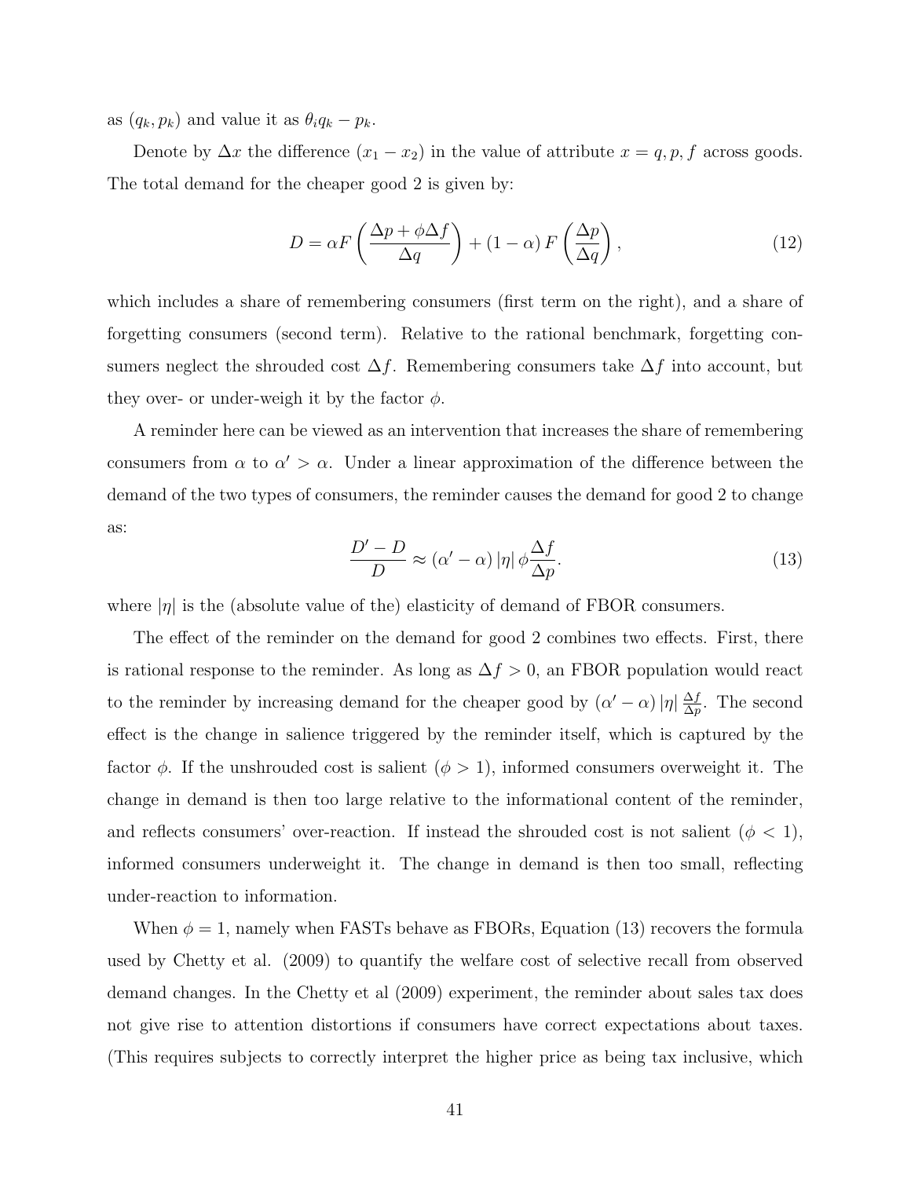as $(q_k, p_k)$ and value it as $\theta_i q_k - p_k$.

Denote by $\Delta x$ the difference $(x_1 - x_2)$ in the value of attribute $x = q, p, f$ across goods. The total demand for the cheaper good 2 is given by:

$$D = \alpha F\left(\frac{\Delta p + \phi \Delta f}{\Delta q}\right) + (1-\alpha) F\left(\frac{\Delta p}{\Delta q}\right), \tag{12}$$

which includes a share of remembering consumers (first term on the right), and a share of forgetting consumers (second term). Relative to the rational benchmark, forgetting consumers neglect the shrouded cost $\Delta f$. Remembering consumers take $\Delta f$ into account, but they over- or under-weigh it by the factor $\phi$.

A reminder here can be viewed as an intervention that increases the share of remembering consumers from $\alpha$ to $\alpha' > \alpha$. Under a linear approximation of the difference between the demand of the two types of consumers, the reminder causes the demand for good 2 to change as:

$$\frac{D' - D}{D} \approx (\alpha' - \alpha) |\eta| \phi \frac{\Delta f}{\Delta p}. \tag{13}$$

where $|\eta|$ is the (absolute value of the) elasticity of demand of FBOR consumers.

The effect of the reminder on the demand for good 2 combines two effects. First, there is rational response to the reminder. As long as $\Delta f > 0$, an FBOR population would react to the reminder by increasing demand for the cheaper good by $(\alpha' - \alpha) |\eta| \frac{\Delta f}{\Delta p}$. The second effect is the change in salience triggered by the reminder itself, which is captured by the factor $\phi$. If the unshrouded cost is salient ($\phi > 1$), informed consumers overweight it. The change in demand is then too large relative to the informational content of the reminder, and reflects consumers' over-reaction. If instead the shrouded cost is not salient ($\phi < 1$), informed consumers underweight it. The change in demand is then too small, reflecting under-reaction to information.

When $\phi = 1$, namely when FASTs behave as FBORs, Equation (13) recovers the formula used by Chetty et al. (2009) to quantify the welfare cost of selective recall from observed demand changes. In the Chetty et al (2009) experiment, the reminder about sales tax does not give rise to attention distortions if consumers have correct expectations about taxes. (This requires subjects to correctly interpret the higher price as being tax inclusive, which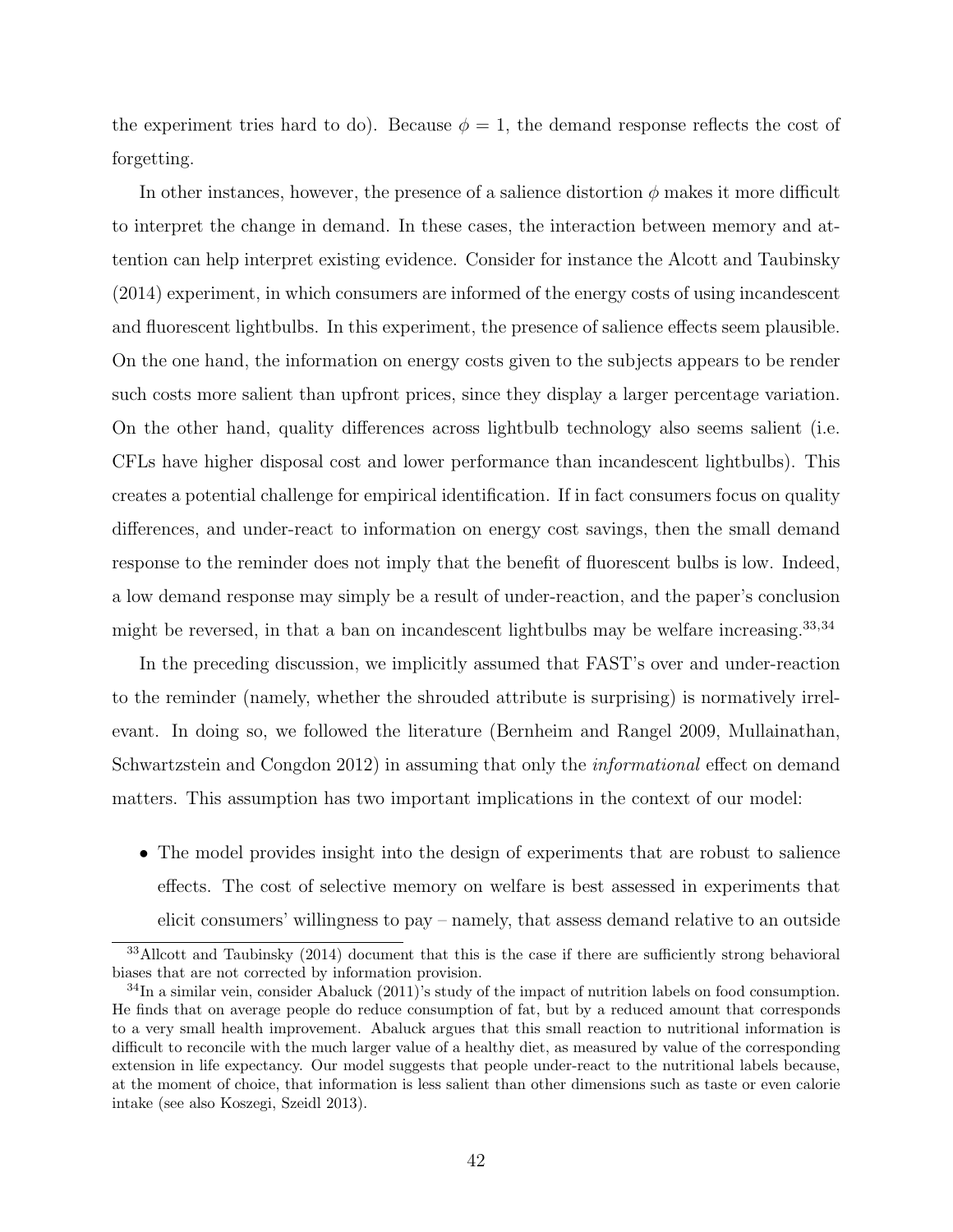the experiment tries hard to do). Because $\phi = 1$, the demand response reflects the cost of forgetting.

In other instances, however, the presence of a salience distortion $\phi$ makes it more difficult to interpret the change in demand. In these cases, the interaction between memory and attention can help interpret existing evidence. Consider for instance the Alcott and Taubinsky (2014) experiment, in which consumers are informed of the energy costs of using incandescent and fluorescent lightbulbs. In this experiment, the presence of salience effects seem plausible. On the one hand, the information on energy costs given to the subjects appears to be render such costs more salient than upfront prices, since they display a larger percentage variation. On the other hand, quality differences across lightbulb technology also seems salient (i.e. CFLs have higher disposal cost and lower performance than incandescent lightbulbs). This creates a potential challenge for empirical identification. If in fact consumers focus on quality differences, and under-react to information on energy cost savings, then the small demand response to the reminder does not imply that the benefit of fluorescent bulbs is low. Indeed, a low demand response may simply be a result of under-reaction, and the paper's conclusion might be reversed, in that a ban on incandescent lightbulbs may be welfare increasing.[33,34]

In the preceding discussion, we implicitly assumed that FAST's over and under-reaction to the reminder (namely, whether the shrouded attribute is surprising) is normatively irrelevant. In doing so, we followed the literature (Bernheim and Rangel 2009, Mullainathan, Schwartzstein and Congdon 2012) in assuming that only the *informational* effect on demand matters. This assumption has two important implications in the context of our model:

- The model provides insight into the design of experiments that are robust to salience effects. The cost of selective memory on welfare is best assessed in experiments that elicit consumers' willingness to pay – namely, that assess demand relative to an outside

[33] Allcott and Taubinsky (2014) document that this is the case if there are sufficiently strong behavioral biases that are not corrected by information provision.

[34] In a similar vein, consider Abaluck (2011)'s study of the impact of nutrition labels on food consumption. He finds that on average people do reduce consumption of fat, but by a reduced amount that corresponds to a very small health improvement. Abaluck argues that this small reaction to nutritional information is difficult to reconcile with the much larger value of a healthy diet, as measured by value of the corresponding extension in life expectancy. Our model suggests that people under-react to the nutritional labels because, at the moment of choice, that information is less salient than other dimensions such as taste or even calorie intake (see also Koszegi, Szeidl 2013).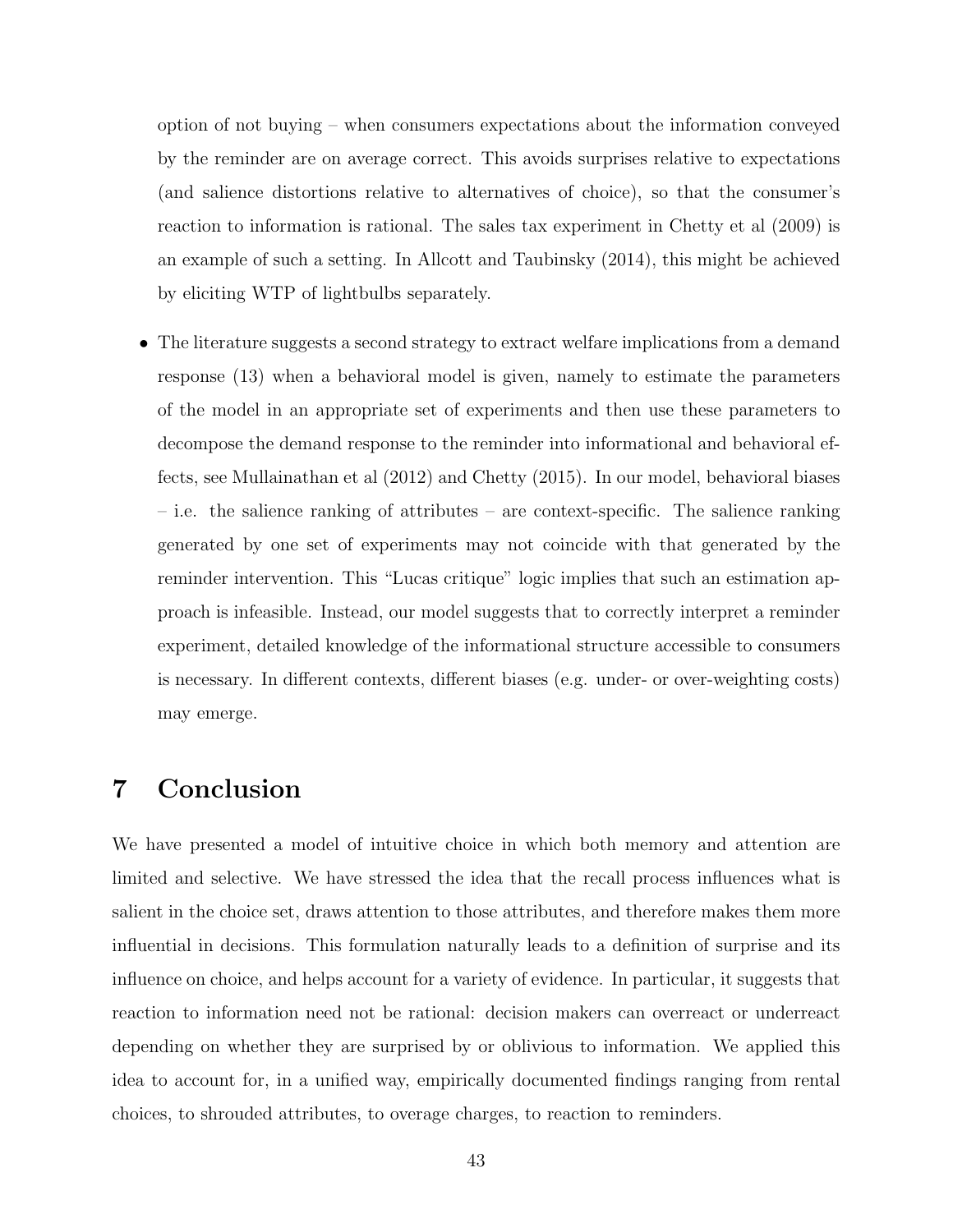option of not buying – when consumers expectations about the information conveyed by the reminder are on average correct. This avoids surprises relative to expectations (and salience distortions relative to alternatives of choice), so that the consumer's reaction to information is rational. The sales tax experiment in Chetty et al (2009) is an example of such a setting. In Allcott and Taubinsky (2014), this might be achieved by eliciting WTP of lightbulbs separately.

- The literature suggests a second strategy to extract welfare implications from a demand response (13) when a behavioral model is given, namely to estimate the parameters of the model in an appropriate set of experiments and then use these parameters to decompose the demand response to the reminder into informational and behavioral effects, see Mullainathan et al (2012) and Chetty (2015). In our model, behavioral biases – i.e. the salience ranking of attributes – are context-specific. The salience ranking generated by one set of experiments may not coincide with that generated by the reminder intervention. This "Lucas critique" logic implies that such an estimation approach is infeasible. Instead, our model suggests that to correctly interpret a reminder experiment, detailed knowledge of the informational structure accessible to consumers is necessary. In different contexts, different biases (e.g. under- or over-weighting costs) may emerge.

# 7 Conclusion

We have presented a model of intuitive choice in which both memory and attention are limited and selective. We have stressed the idea that the recall process influences what is salient in the choice set, draws attention to those attributes, and therefore makes them more influential in decisions. This formulation naturally leads to a definition of surprise and its influence on choice, and helps account for a variety of evidence. In particular, it suggests that reaction to information need not be rational: decision makers can overreact or underreact depending on whether they are surprised by or oblivious to information. We applied this idea to account for, in a unified way, empirically documented findings ranging from rental choices, to shrouded attributes, to overage charges, to reaction to reminders.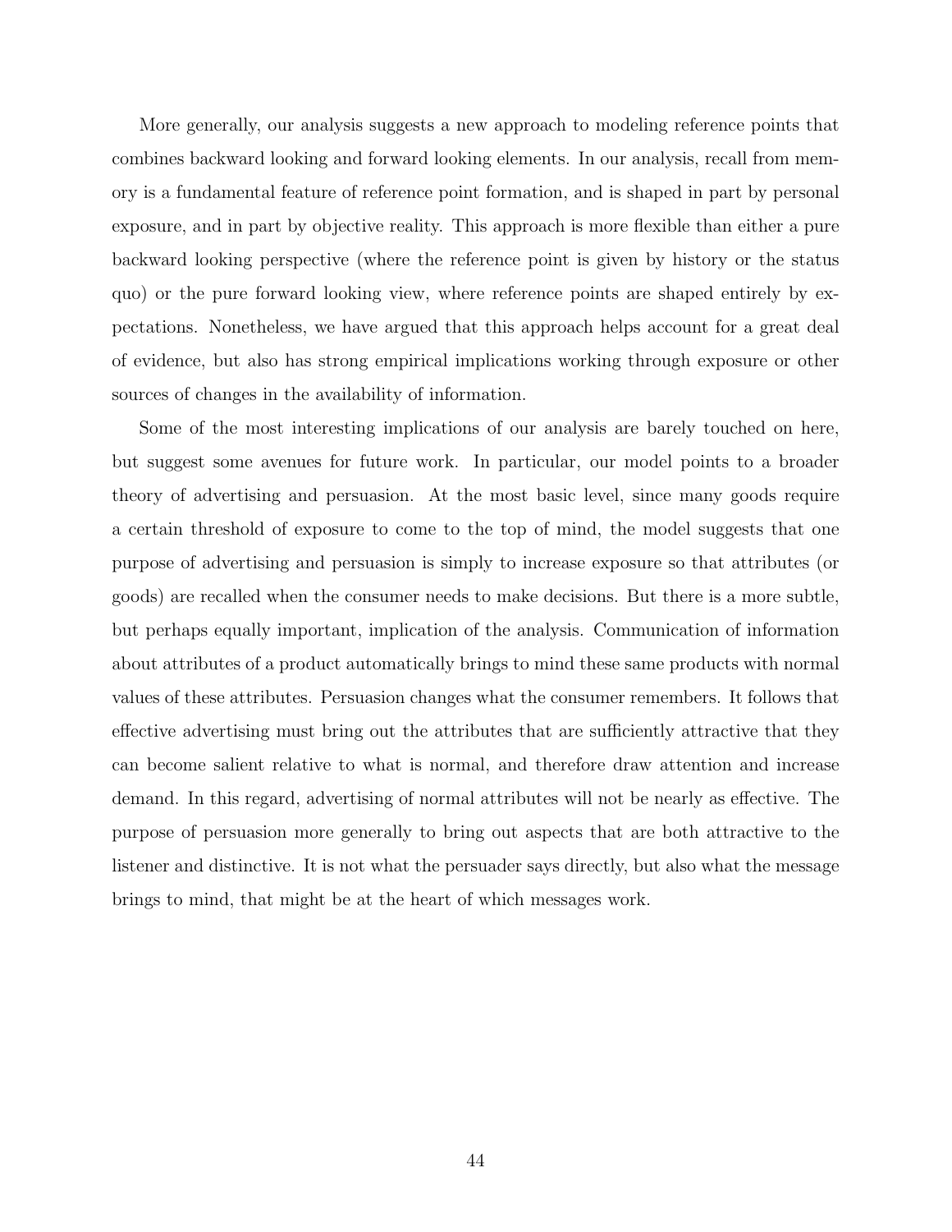More generally, our analysis suggests a new approach to modeling reference points that combines backward looking and forward looking elements. In our analysis, recall from memory is a fundamental feature of reference point formation, and is shaped in part by personal exposure, and in part by objective reality. This approach is more flexible than either a pure backward looking perspective (where the reference point is given by history or the status quo) or the pure forward looking view, where reference points are shaped entirely by expectations. Nonetheless, we have argued that this approach helps account for a great deal of evidence, but also has strong empirical implications working through exposure or other sources of changes in the availability of information.

Some of the most interesting implications of our analysis are barely touched on here, but suggest some avenues for future work. In particular, our model points to a broader theory of advertising and persuasion. At the most basic level, since many goods require a certain threshold of exposure to come to the top of mind, the model suggests that one purpose of advertising and persuasion is simply to increase exposure so that attributes (or goods) are recalled when the consumer needs to make decisions. But there is a more subtle, but perhaps equally important, implication of the analysis. Communication of information about attributes of a product automatically brings to mind these same products with normal values of these attributes. Persuasion changes what the consumer remembers. It follows that effective advertising must bring out the attributes that are sufficiently attractive that they can become salient relative to what is normal, and therefore draw attention and increase demand. In this regard, advertising of normal attributes will not be nearly as effective. The purpose of persuasion more generally to bring out aspects that are both attractive to the listener and distinctive. It is not what the persuader says directly, but also what the message brings to mind, that might be at the heart of which messages work.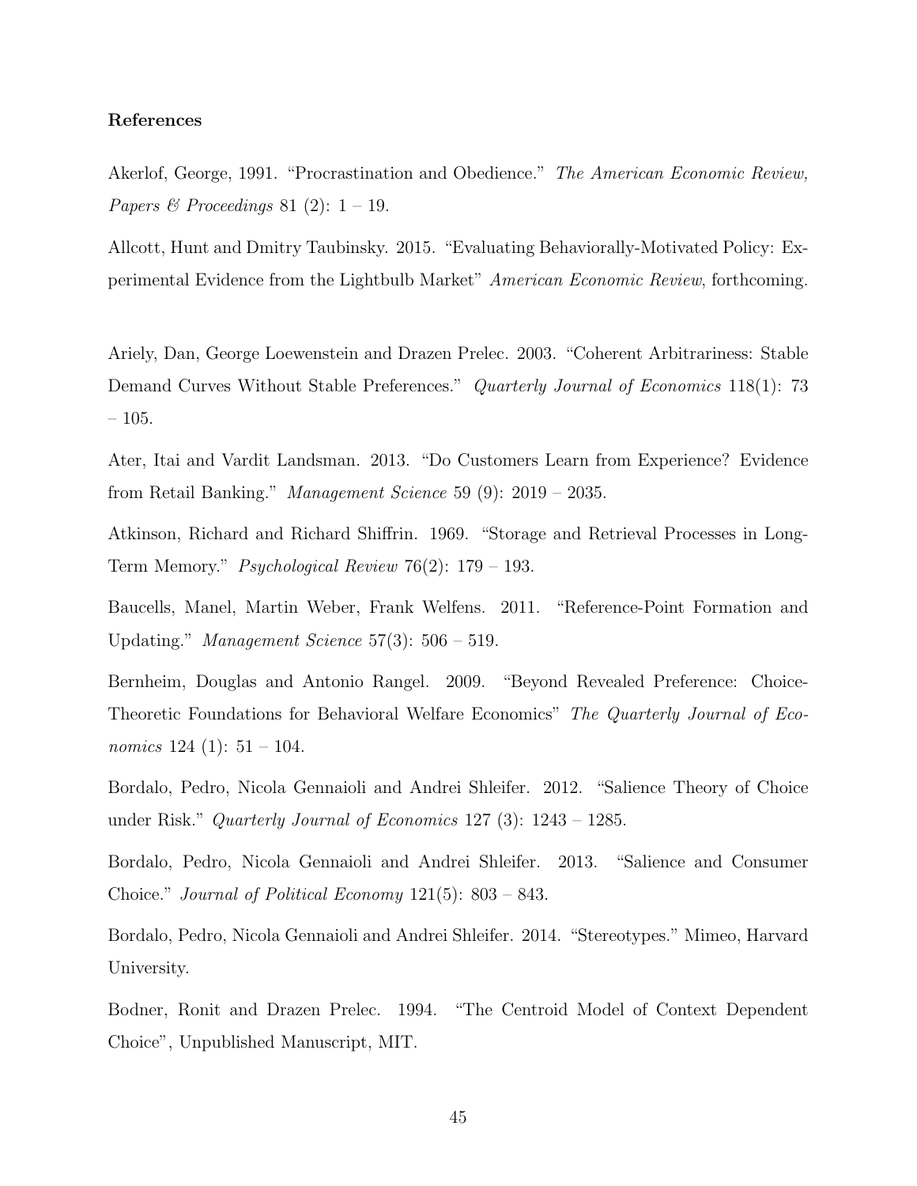**References**

Akerlof, George, 1991. "Procrastination and Obedience." *The American Economic Review, Papers & Proceedings* 81 (2): 1 – 19.

Allcott, Hunt and Dmitry Taubinsky. 2015. "Evaluating Behaviorally-Motivated Policy: Experimental Evidence from the Lightbulb Market" *American Economic Review*, forthcoming.

Ariely, Dan, George Loewenstein and Drazen Prelec. 2003. "Coherent Arbitrariness: Stable Demand Curves Without Stable Preferences." *Quarterly Journal of Economics* 118(1): 73 – 105.

Ater, Itai and Vardit Landsman. 2013. "Do Customers Learn from Experience? Evidence from Retail Banking." *Management Science* 59 (9): 2019 – 2035.

Atkinson, Richard and Richard Shiffrin. 1969. "Storage and Retrieval Processes in Long-Term Memory." *Psychological Review* 76(2): 179 – 193.

Baucells, Manel, Martin Weber, Frank Welfens. 2011. "Reference-Point Formation and Updating." *Management Science* 57(3): 506 – 519.

Bernheim, Douglas and Antonio Rangel. 2009. "Beyond Revealed Preference: Choice-Theoretic Foundations for Behavioral Welfare Economics" *The Quarterly Journal of Economics* 124 (1): 51 – 104.

Bordalo, Pedro, Nicola Gennaioli and Andrei Shleifer. 2012. "Salience Theory of Choice under Risk." *Quarterly Journal of Economics* 127 (3): 1243 – 1285.

Bordalo, Pedro, Nicola Gennaioli and Andrei Shleifer. 2013. "Salience and Consumer Choice." *Journal of Political Economy* 121(5): 803 – 843.

Bordalo, Pedro, Nicola Gennaioli and Andrei Shleifer. 2014. "Stereotypes." Mimeo, Harvard University.

Bodner, Ronit and Drazen Prelec. 1994. "The Centroid Model of Context Dependent Choice", Unpublished Manuscript, MIT.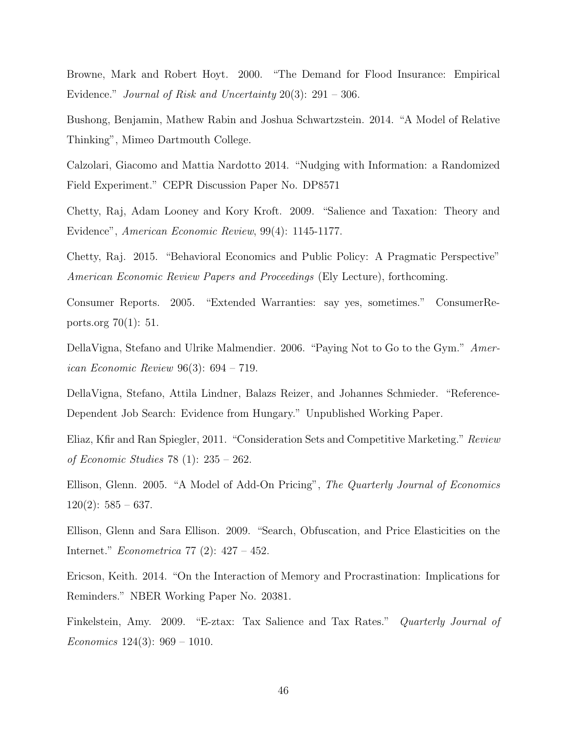Browne, Mark and Robert Hoyt. 2000. "The Demand for Flood Insurance: Empirical Evidence." *Journal of Risk and Uncertainty* 20(3): 291 – 306.

Bushong, Benjamin, Mathew Rabin and Joshua Schwartzstein. 2014. "A Model of Relative Thinking", Mimeo Dartmouth College.

Calzolari, Giacomo and Mattia Nardotto 2014. "Nudging with Information: a Randomized Field Experiment." CEPR Discussion Paper No. DP8571

Chetty, Raj, Adam Looney and Kory Kroft. 2009. "Salience and Taxation: Theory and Evidence", *American Economic Review*, 99(4): 1145-1177.

Chetty, Raj. 2015. "Behavioral Economics and Public Policy: A Pragmatic Perspective" *American Economic Review Papers and Proceedings* (Ely Lecture), forthcoming.

Consumer Reports. 2005. "Extended Warranties: say yes, sometimes." ConsumerReports.org 70(1): 51.

DellaVigna, Stefano and Ulrike Malmendier. 2006. "Paying Not to Go to the Gym." *American Economic Review* 96(3): 694 – 719.

DellaVigna, Stefano, Attila Lindner, Balazs Reizer, and Johannes Schmieder. "Reference-Dependent Job Search: Evidence from Hungary." Unpublished Working Paper.

Eliaz, Kfir and Ran Spiegler, 2011. "Consideration Sets and Competitive Marketing." *Review of Economic Studies* 78 (1): 235 – 262.

Ellison, Glenn. 2005. "A Model of Add-On Pricing", *The Quarterly Journal of Economics* 120(2): 585 – 637.

Ellison, Glenn and Sara Ellison. 2009. "Search, Obfuscation, and Price Elasticities on the Internet." *Econometrica* 77 (2): 427 – 452.

Ericson, Keith. 2014. "On the Interaction of Memory and Procrastination: Implications for Reminders." NBER Working Paper No. 20381.

Finkelstein, Amy. 2009. "E-ztax: Tax Salience and Tax Rates." *Quarterly Journal of Economics* 124(3): 969 – 1010.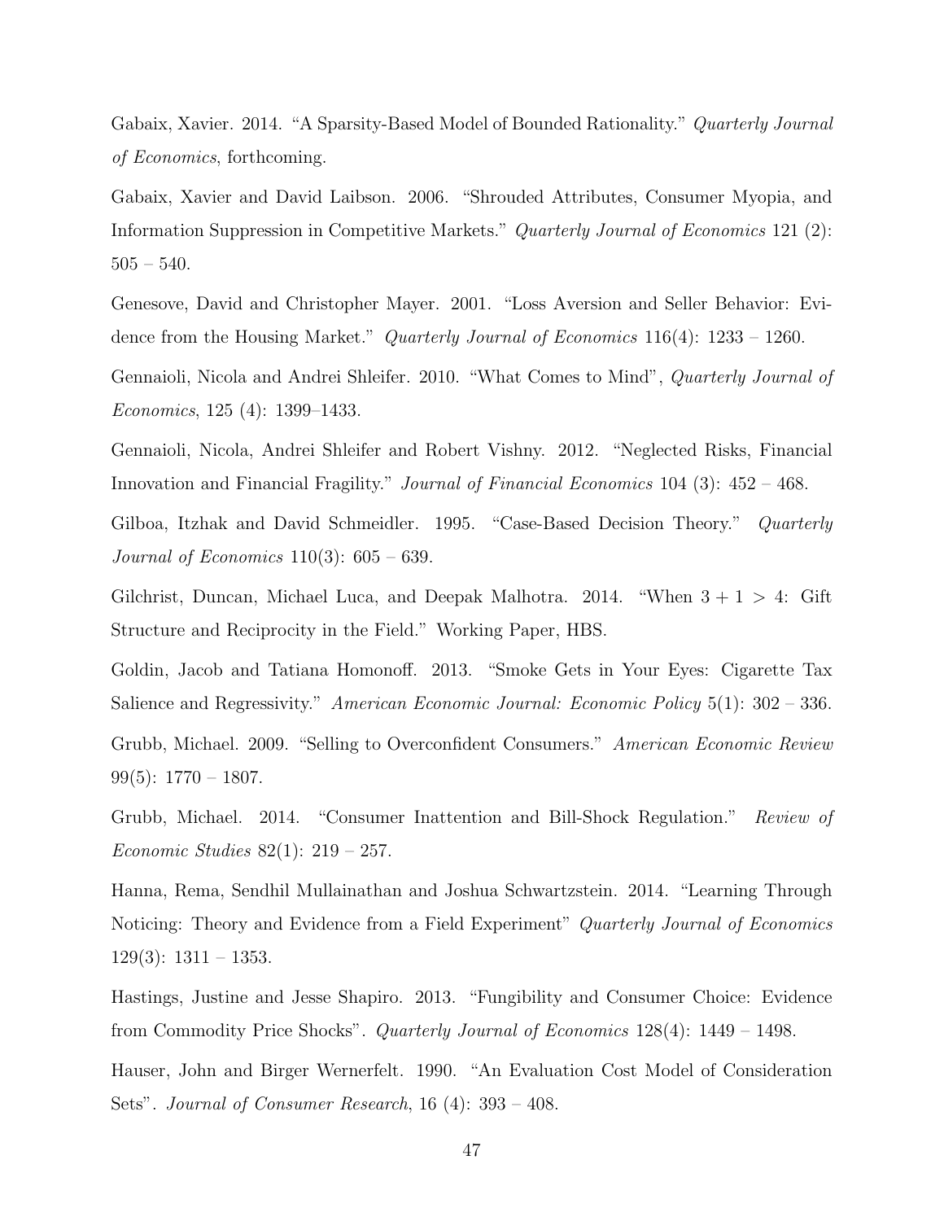Gabaix, Xavier. 2014. "A Sparsity-Based Model of Bounded Rationality." *Quarterly Journal of Economics*, forthcoming.

Gabaix, Xavier and David Laibson. 2006. "Shrouded Attributes, Consumer Myopia, and Information Suppression in Competitive Markets." *Quarterly Journal of Economics* 121 (2): 505 – 540.

Genesove, David and Christopher Mayer. 2001. "Loss Aversion and Seller Behavior: Evidence from the Housing Market." *Quarterly Journal of Economics* 116(4): 1233 – 1260.

Gennaioli, Nicola and Andrei Shleifer. 2010. "What Comes to Mind", *Quarterly Journal of Economics*, 125 (4): 1399–1433.

Gennaioli, Nicola, Andrei Shleifer and Robert Vishny. 2012. "Neglected Risks, Financial Innovation and Financial Fragility." *Journal of Financial Economics* 104 (3): 452 – 468.

Gilboa, Itzhak and David Schmeidler. 1995. "Case-Based Decision Theory." *Quarterly Journal of Economics* 110(3): 605 – 639.

Gilchrist, Duncan, Michael Luca, and Deepak Malhotra. 2014. "When $3 + 1 > 4$: Gift Structure and Reciprocity in the Field." Working Paper, HBS.

Goldin, Jacob and Tatiana Homonoff. 2013. "Smoke Gets in Your Eyes: Cigarette Tax Salience and Regressivity." *American Economic Journal: Economic Policy* 5(1): 302 – 336.

Grubb, Michael. 2009. "Selling to Overconfident Consumers." *American Economic Review* 99(5): 1770 – 1807.

Grubb, Michael. 2014. "Consumer Inattention and Bill-Shock Regulation." *Review of Economic Studies* 82(1): 219 – 257.

Hanna, Rema, Sendhil Mullainathan and Joshua Schwartzstein. 2014. "Learning Through Noticing: Theory and Evidence from a Field Experiment" *Quarterly Journal of Economics* 129(3): 1311 – 1353.

Hastings, Justine and Jesse Shapiro. 2013. "Fungibility and Consumer Choice: Evidence from Commodity Price Shocks". *Quarterly Journal of Economics* 128(4): 1449 – 1498.

Hauser, John and Birger Wernerfelt. 1990. "An Evaluation Cost Model of Consideration Sets". *Journal of Consumer Research*, 16 (4): 393 – 408.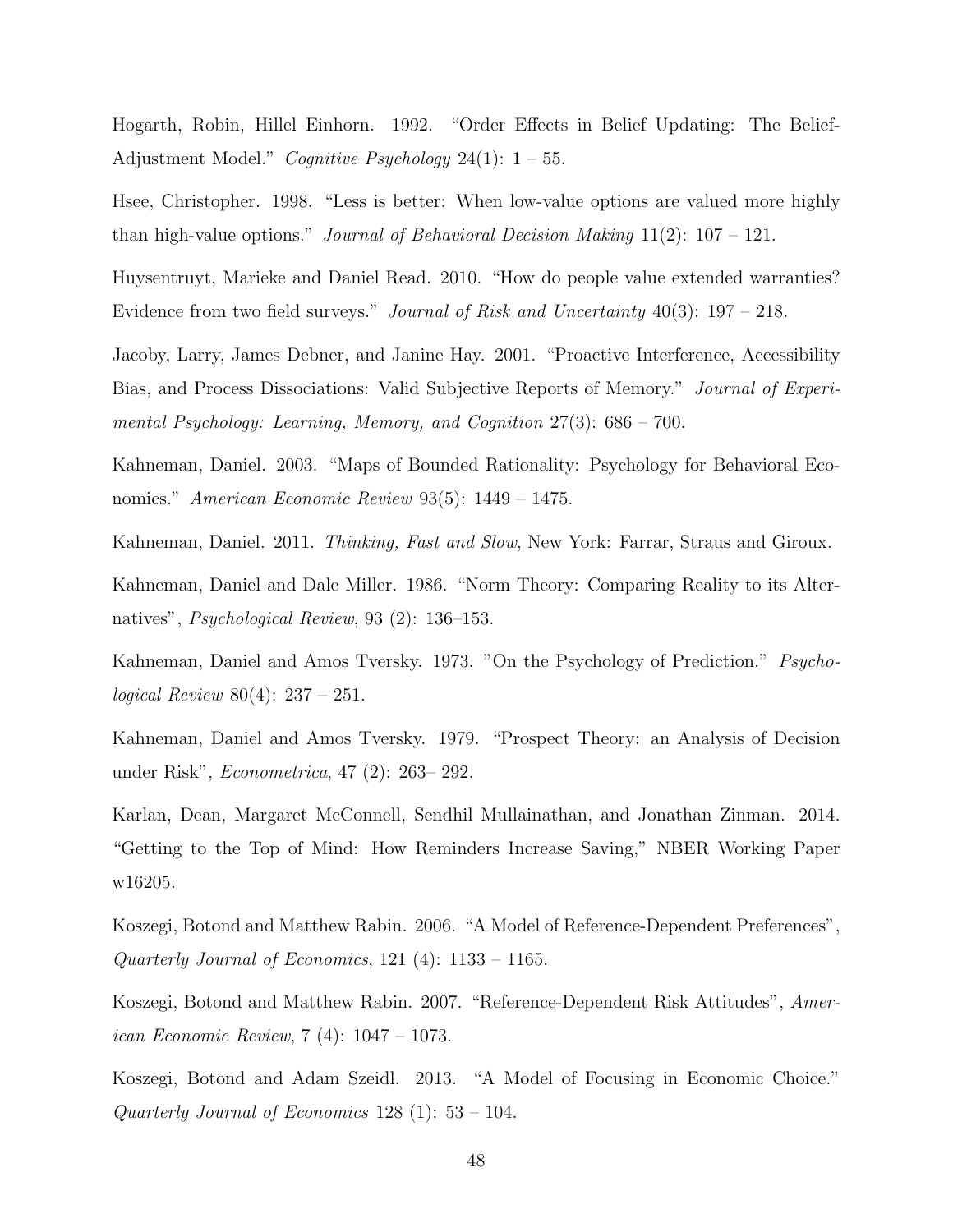Hogarth, Robin, Hillel Einhorn. 1992. "Order Effects in Belief Updating: The Belief-Adjustment Model." *Cognitive Psychology* 24(1): 1 – 55.

Hsee, Christopher. 1998. "Less is better: When low-value options are valued more highly than high-value options." *Journal of Behavioral Decision Making* 11(2): 107 – 121.

Huysentruyt, Marieke and Daniel Read. 2010. "How do people value extended warranties? Evidence from two field surveys." *Journal of Risk and Uncertainty* 40(3): 197 – 218.

Jacoby, Larry, James Debner, and Janine Hay. 2001. "Proactive Interference, Accessibility Bias, and Process Dissociations: Valid Subjective Reports of Memory." *Journal of Experimental Psychology: Learning, Memory, and Cognition* 27(3): 686 – 700.

Kahneman, Daniel. 2003. "Maps of Bounded Rationality: Psychology for Behavioral Economics." *American Economic Review* 93(5): 1449 – 1475.

Kahneman, Daniel. 2011. *Thinking, Fast and Slow*, New York: Farrar, Straus and Giroux.

Kahneman, Daniel and Dale Miller. 1986. "Norm Theory: Comparing Reality to its Alternatives", *Psychological Review*, 93 (2): 136–153.

Kahneman, Daniel and Amos Tversky. 1973. "On the Psychology of Prediction." *Psychological Review* 80(4): 237 – 251.

Kahneman, Daniel and Amos Tversky. 1979. "Prospect Theory: an Analysis of Decision under Risk", *Econometrica*, 47 (2): 263– 292.

Karlan, Dean, Margaret McConnell, Sendhil Mullainathan, and Jonathan Zinman. 2014. "Getting to the Top of Mind: How Reminders Increase Saving," NBER Working Paper w16205.

Koszegi, Botond and Matthew Rabin. 2006. "A Model of Reference-Dependent Preferences", *Quarterly Journal of Economics*, 121 (4): 1133 – 1165.

Koszegi, Botond and Matthew Rabin. 2007. "Reference-Dependent Risk Attitudes", *American Economic Review*, 7 (4): 1047 – 1073.

Koszegi, Botond and Adam Szeidl. 2013. "A Model of Focusing in Economic Choice." *Quarterly Journal of Economics* 128 (1): 53 – 104.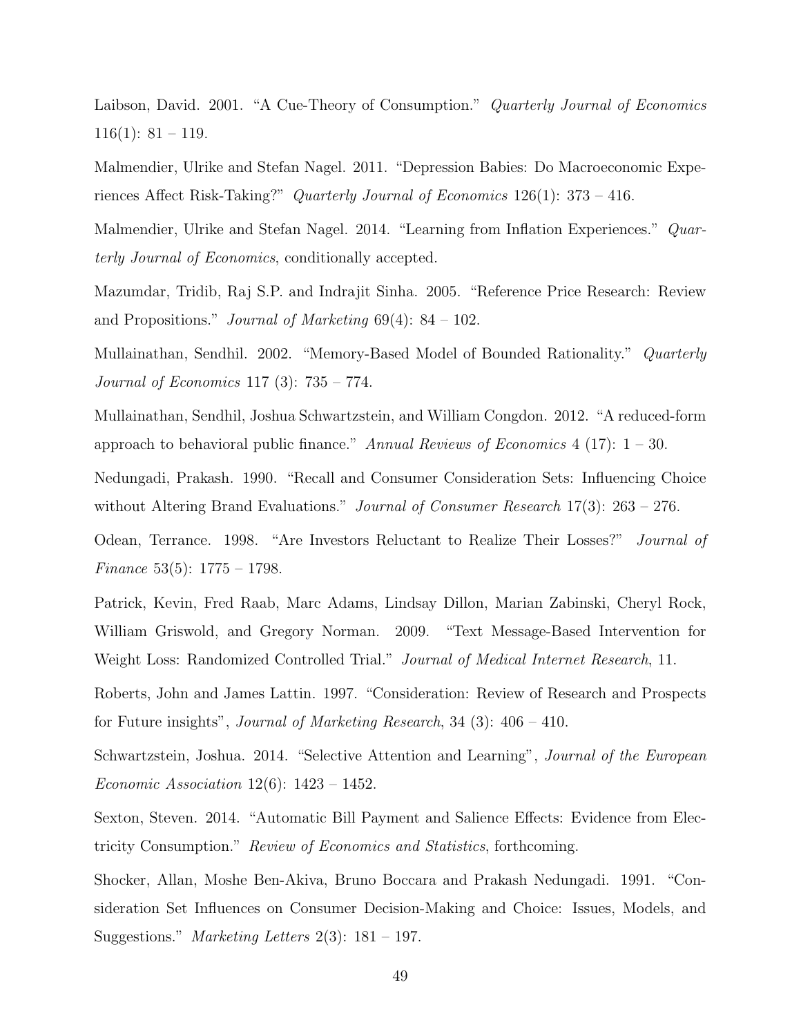Laibson, David. 2001. "A Cue-Theory of Consumption." *Quarterly Journal of Economics* 116(1): 81 – 119.

Malmendier, Ulrike and Stefan Nagel. 2011. "Depression Babies: Do Macroeconomic Experiences Affect Risk-Taking?" *Quarterly Journal of Economics* 126(1): 373 – 416.

Malmendier, Ulrike and Stefan Nagel. 2014. "Learning from Inflation Experiences." *Quarterly Journal of Economics*, conditionally accepted.

Mazumdar, Tridib, Raj S.P. and Indrajit Sinha. 2005. "Reference Price Research: Review and Propositions." *Journal of Marketing* 69(4): 84 – 102.

Mullainathan, Sendhil. 2002. "Memory-Based Model of Bounded Rationality." *Quarterly Journal of Economics* 117 (3): 735 – 774.

Mullainathan, Sendhil, Joshua Schwartzstein, and William Congdon. 2012. "A reduced-form approach to behavioral public finance." *Annual Reviews of Economics* 4 (17): 1 – 30.

Nedungadi, Prakash. 1990. "Recall and Consumer Consideration Sets: Influencing Choice without Altering Brand Evaluations." *Journal of Consumer Research* 17(3): 263 – 276.

Odean, Terrance. 1998. "Are Investors Reluctant to Realize Their Losses?" *Journal of Finance* 53(5): 1775 – 1798.

Patrick, Kevin, Fred Raab, Marc Adams, Lindsay Dillon, Marian Zabinski, Cheryl Rock, William Griswold, and Gregory Norman. 2009. "Text Message-Based Intervention for Weight Loss: Randomized Controlled Trial." *Journal of Medical Internet Research*, 11.

Roberts, John and James Lattin. 1997. "Consideration: Review of Research and Prospects for Future insights", *Journal of Marketing Research*, 34 (3): 406 – 410.

Schwartzstein, Joshua. 2014. "Selective Attention and Learning", *Journal of the European Economic Association* 12(6): 1423 – 1452.

Sexton, Steven. 2014. "Automatic Bill Payment and Salience Effects: Evidence from Electricity Consumption." *Review of Economics and Statistics*, forthcoming.

Shocker, Allan, Moshe Ben-Akiva, Bruno Boccara and Prakash Nedungadi. 1991. "Consideration Set Influences on Consumer Decision-Making and Choice: Issues, Models, and Suggestions." *Marketing Letters* 2(3): 181 – 197.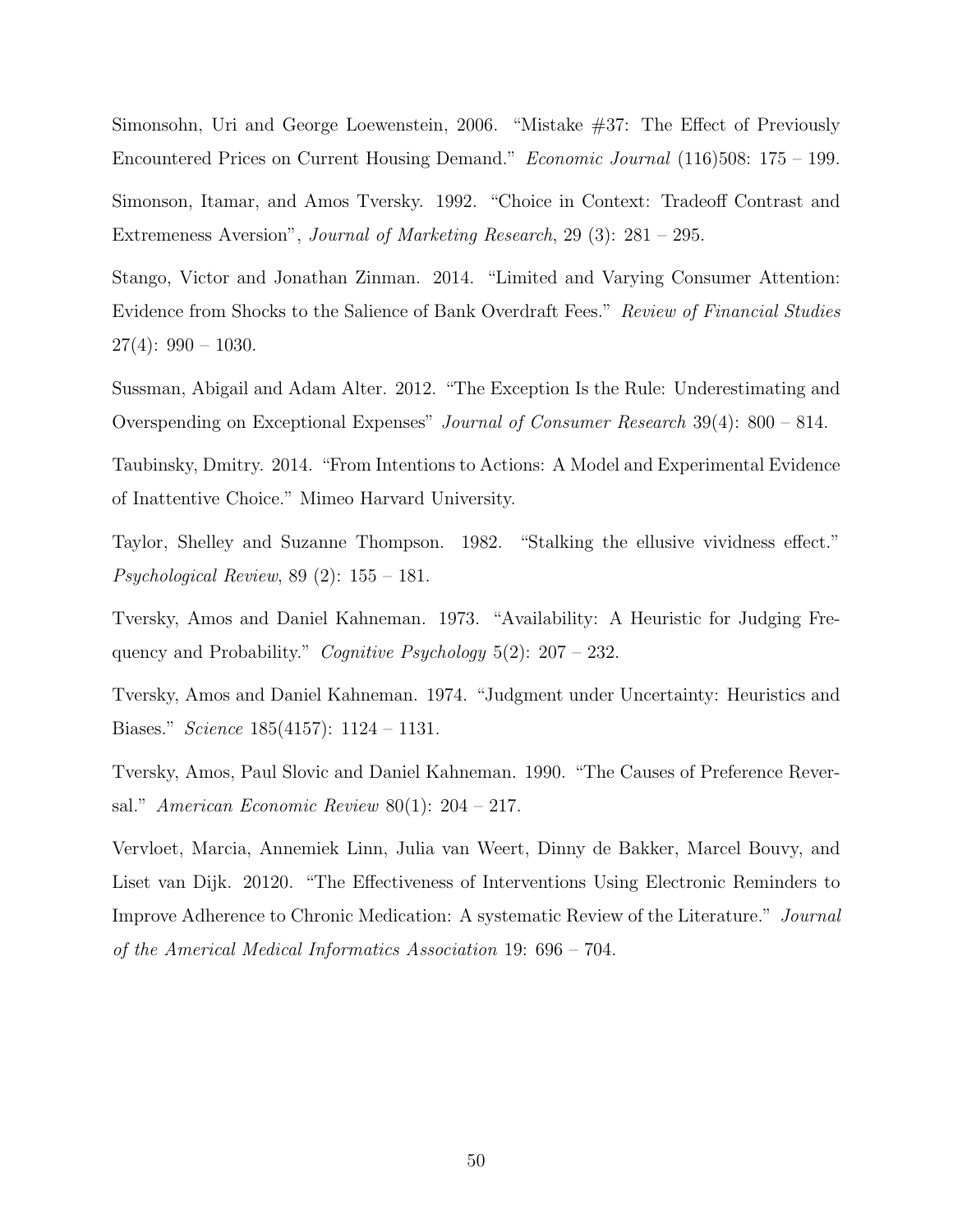Simonsohn, Uri and George Loewenstein, 2006. “Mistake #37: The Effect of Previously Encountered Prices on Current Housing Demand.” *Economic Journal* (116)508: 175 – 199.

Simonson, Itamar, and Amos Tversky. 1992. “Choice in Context: Tradeoff Contrast and Extremeness Aversion”, *Journal of Marketing Research*, 29 (3): 281 – 295.

Stango, Victor and Jonathan Zinman. 2014. “Limited and Varying Consumer Attention: Evidence from Shocks to the Salience of Bank Overdraft Fees.” *Review of Financial Studies* 27(4): 990 – 1030.

Sussman, Abigail and Adam Alter. 2012. “The Exception Is the Rule: Underestimating and Overspending on Exceptional Expenses” *Journal of Consumer Research* 39(4): 800 – 814.

Taubinsky, Dmitry. 2014. “From Intentions to Actions: A Model and Experimental Evidence of Inattentive Choice.” Mimeo Harvard University.

Taylor, Shelley and Suzanne Thompson. 1982. “Stalking the ellusive vividness effect.” *Psychological Review*, 89 (2): 155 – 181.

Tversky, Amos and Daniel Kahneman. 1973. “Availability: A Heuristic for Judging Frequency and Probability.” *Cognitive Psychology* 5(2): 207 – 232.

Tversky, Amos and Daniel Kahneman. 1974. “Judgment under Uncertainty: Heuristics and Biases.” *Science* 185(4157): 1124 – 1131.

Tversky, Amos, Paul Slovic and Daniel Kahneman. 1990. “The Causes of Preference Reversal.” *American Economic Review* 80(1): 204 – 217.

Vervloet, Marcia, Annemiek Linn, Julia van Weert, Dinny de Bakker, Marcel Bouvy, and Liset van Dijk. 20120. “The Effectiveness of Interventions Using Electronic Reminders to Improve Adherence to Chronic Medication: A systematic Review of the Literature.” *Journal of the Americal Medical Informatics Association* 19: 696 – 704.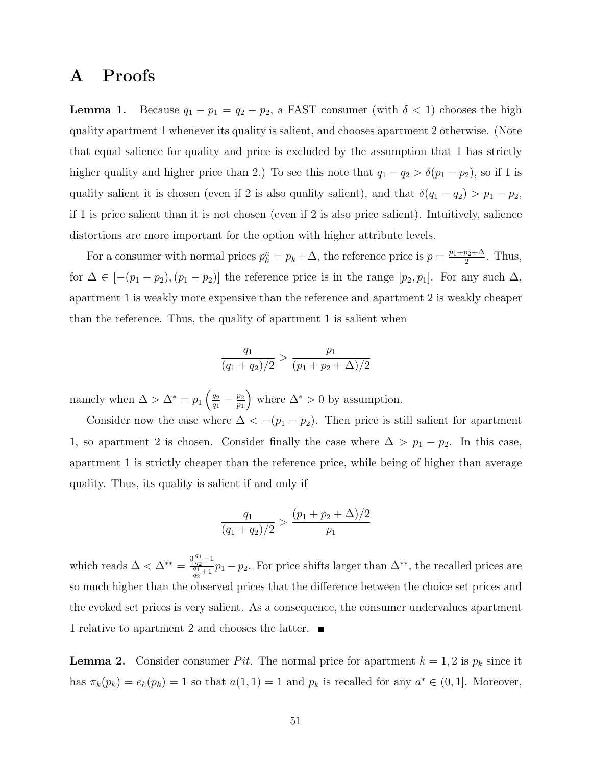# A Proofs

**Lemma 1.** Because $q_1 - p_1 = q_2 - p_2$, a FAST consumer (with $\delta < 1$) chooses the high quality apartment 1 whenever its quality is salient, and chooses apartment 2 otherwise. (Note that equal salience for quality and price is excluded by the assumption that 1 has strictly higher quality and higher price than 2.) To see this note that $q_1 - q_2 > \delta(p_1 - p_2)$, so if 1 is quality salient it is chosen (even if 2 is also quality salient), and that $\delta(q_1 - q_2) > p_1 - p_2$, if 1 is price salient than it is not chosen (even if 2 is also price salient). Intuitively, salience distortions are more important for the option with higher attribute levels.

For a consumer with normal prices $p_k^n = p_k + \Delta$, the reference price is $\overline{p} = \frac{p_1+p_2+\Delta}{2}$. Thus, for $\Delta \in [-(p_1 - p_2), (p_1 - p_2)]$ the reference price is in the range $[p_2, p_1]$. For any such $\Delta$, apartment 1 is weakly more expensive than the reference and apartment 2 is weakly cheaper than the reference. Thus, the quality of apartment 1 is salient when

$$\frac{q_1}{(q_1 + q_2)/2} > \frac{p_1}{(p_1 + p_2 + \Delta)/2}$$

namely when $\Delta > \Delta^* = p_1\left(\frac{q_2}{q_1} - \frac{p_2}{p_1}\right)$ where $\Delta^* > 0$ by assumption.

Consider now the case where $\Delta < -(p_1 - p_2)$. Then price is still salient for apartment 1, so apartment 2 is chosen. Consider finally the case where $\Delta > p_1 - p_2$. In this case, apartment 1 is strictly cheaper than the reference price, while being of higher than average quality. Thus, its quality is salient if and only if

$$\frac{q_1}{(q_1 + q_2)/2} > \frac{(p_1 + p_2 + \Delta)/2}{p_1}$$

which reads $\Delta < \Delta^{**} = \frac{3\frac{q_1}{q_2}-1}{\frac{q_1}{q_2}+1}p_1 - p_2$. For price shifts larger than $\Delta^{**}$, the recalled prices are so much higher than the observed prices that the difference between the choice set prices and the evoked set prices is very salient. As a consequence, the consumer undervalues apartment 1 relative to apartment 2 and chooses the latter. ■

**Lemma 2.** Consider consumer *Pit*. The normal price for apartment $k = 1, 2$ is $p_k$ since it has $\pi_k(p_k) = e_k(p_k) = 1$ so that $a(1, 1) = 1$ and $p_k$ is recalled for any $a^* \in (0, 1]$. Moreover,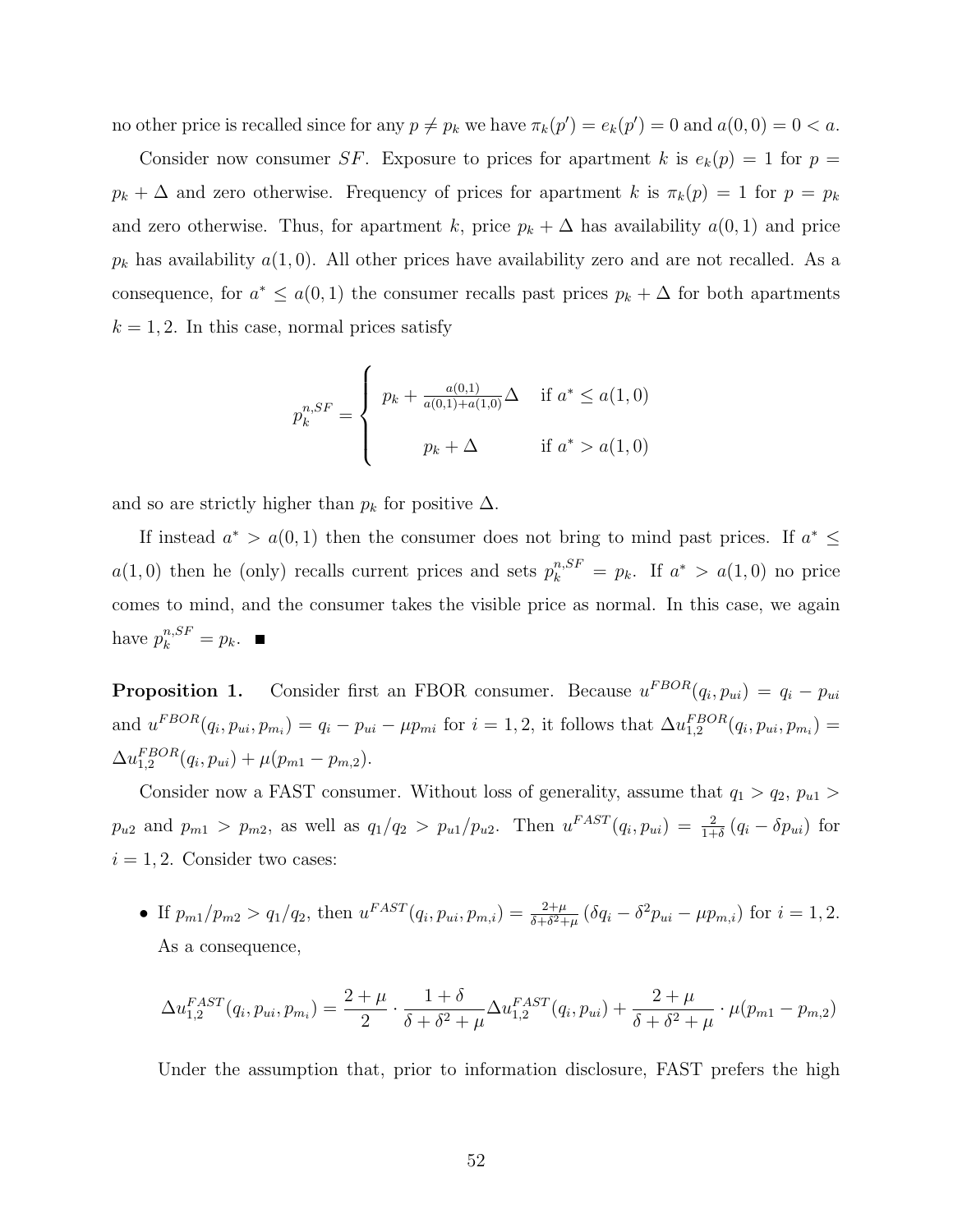no other price is recalled since for any $p \neq p_k$ we have $\pi_k(p') = e_k(p') = 0$ and $a(0,0) = 0 < a$.

Consider now consumer $SF$. Exposure to prices for apartment $k$ is $e_k(p) = 1$ for $p = p_k + \Delta$ and zero otherwise. Frequency of prices for apartment $k$ is $\pi_k(p) = 1$ for $p = p_k$ and zero otherwise. Thus, for apartment $k$, price $p_k + \Delta$ has availability $a(0,1)$ and price $p_k$ has availability $a(1,0)$. All other prices have availability zero and are not recalled. As a consequence, for $a^* \leq a(0,1)$ the consumer recalls past prices $p_k + \Delta$ for both apartments $k = 1, 2$. In this case, normal prices satisfy

$$p_k^{n,SF} = \begin{cases} p_k + \frac{a(0,1)}{a(0,1)+a(1,0)}\Delta & \text{if } a^* \leq a(1,0) \\ p_k + \Delta & \text{if } a^* > a(1,0) \end{cases}$$

and so are strictly higher than $p_k$ for positive $\Delta$.

If instead $a^* > a(0,1)$ then the consumer does not bring to mind past prices. If $a^* \leq a(1,0)$ then he (only) recalls current prices and sets $p_k^{n,SF} = p_k$. If $a^* > a(1,0)$ no price comes to mind, and the consumer takes the visible price as normal. In this case, we again have $p_k^{n,SF} = p_k$. ■

**Proposition 1.** Consider first an FBOR consumer. Because $u^{FBOR}(q_i, p_{ui}) = q_i - p_{ui}$ and $u^{FBOR}(q_i, p_{ui}, p_{m_i}) = q_i - p_{ui} - \mu p_{mi}$ for $i = 1, 2$, it follows that $\Delta u_{1,2}^{FBOR}(q_i, p_{ui}, p_{m_i}) = \Delta u_{1,2}^{FBOR}(q_i, p_{ui}) + \mu(p_{m1} - p_{m,2})$.

Consider now a FAST consumer. Without loss of generality, assume that $q_1 > q_2$, $p_{u1} > p_{u2}$ and $p_{m1} > p_{m2}$, as well as $q_1/q_2 > p_{u1}/p_{u2}$. Then $u^{FAST}(q_i, p_{ui}) = \frac{2}{1+\delta}(q_i - \delta p_{ui})$ for $i = 1, 2$. Consider two cases:

- If $p_{m1}/p_{m2} > q_1/q_2$, then $u^{FAST}(q_i, p_{ui}, p_{m,i}) = \frac{2+\mu}{\delta+\delta^2+\mu}(\delta q_i - \delta^2 p_{ui} - \mu p_{m,i})$ for $i = 1, 2$. As a consequence,

$$\Delta u_{1,2}^{FAST}(q_i, p_{ui}, p_{m_i}) = \frac{2+\mu}{2} \cdot \frac{1+\delta}{\delta+\delta^2+\mu} \Delta u_{1,2}^{FAST}(q_i, p_{ui}) + \frac{2+\mu}{\delta+\delta^2+\mu} \cdot \mu(p_{m1} - p_{m,2})$$

Under the assumption that, prior to information disclosure, FAST prefers the high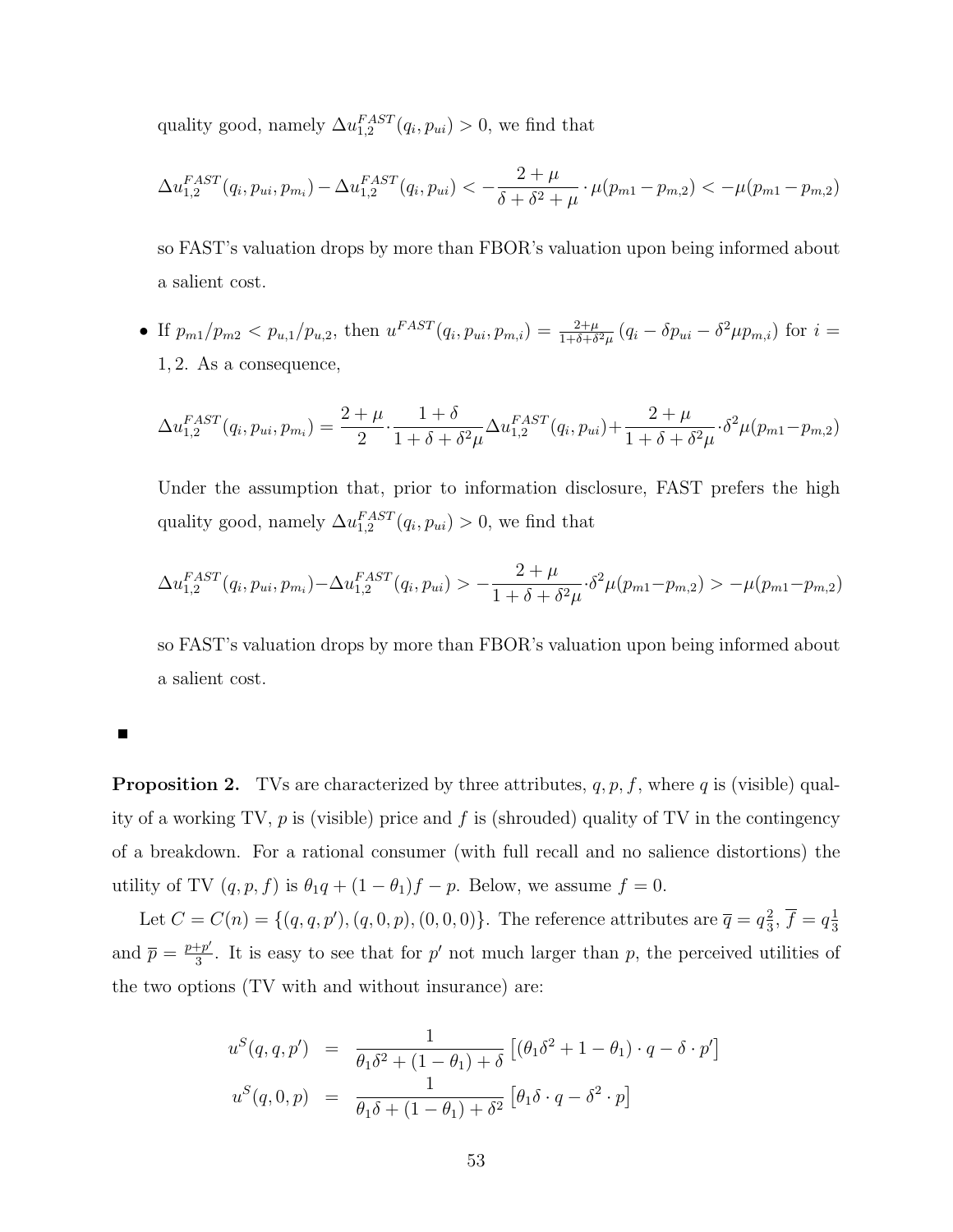quality good, namely $\Delta u_{1,2}^{FAST}(q_i, p_{ui}) > 0$, we find that

$$\Delta u_{1,2}^{FAST}(q_i, p_{ui}, p_{m_i}) - \Delta u_{1,2}^{FAST}(q_i, p_{ui}) < -\frac{2+\mu}{\delta + \delta^2 + \mu} \cdot \mu(p_{m1} - p_{m,2}) < -\mu(p_{m1} - p_{m,2})$$

so FAST's valuation drops by more than FBOR's valuation upon being informed about a salient cost.

- If $p_{m1}/p_{m2} < p_{u,1}/p_{u,2}$, then $u^{FAST}(q_i, p_{ui}, p_{m,i}) = \frac{2+\mu}{1+\delta+\delta^2\mu}\left(q_i - \delta p_{ui} - \delta^2 \mu p_{m,i}\right)$ for $i = 1, 2$. As a consequence,

$$\Delta u_{1,2}^{FAST}(q_i, p_{ui}, p_{m_i}) = \frac{2+\mu}{2} \cdot \frac{1+\delta}{1+\delta+\delta^2\mu} \Delta u_{1,2}^{FAST}(q_i, p_{ui}) + \frac{2+\mu}{1+\delta+\delta^2\mu} \cdot \delta^2 \mu (p_{m1} - p_{m,2})$$

  Under the assumption that, prior to information disclosure, FAST prefers the high quality good, namely $\Delta u_{1,2}^{FAST}(q_i, p_{ui}) > 0$, we find that

$$\Delta u_{1,2}^{FAST}(q_i, p_{ui}, p_{m_i}) - \Delta u_{1,2}^{FAST}(q_i, p_{ui}) > -\frac{2+\mu}{1+\delta+\delta^2\mu} \cdot \delta^2 \mu (p_{m1} - p_{m,2}) > -\mu(p_{m1} - p_{m,2})$$

  so FAST's valuation drops by more than FBOR's valuation upon being informed about a salient cost.

■

**Proposition 2.** TVs are characterized by three attributes, $q, p, f$, where $q$ is (visible) quality of a working TV, $p$ is (visible) price and $f$ is (shrouded) quality of TV in the contingency of a breakdown. For a rational consumer (with full recall and no salience distortions) the utility of TV $(q, p, f)$ is $\theta_1 q + (1 - \theta_1) f - p$. Below, we assume $f = 0$.

Let $C = C(n) = \{(q, q, p'), (q, 0, p), (0, 0, 0)\}$. The reference attributes are $\overline{q} = q\frac{2}{3}$, $\overline{f} = q\frac{1}{3}$ and $\overline{p} = \frac{p+p'}{3}$. It is easy to see that for $p'$ not much larger than $p$, the perceived utilities of the two options (TV with and without insurance) are:

$$\begin{aligned}
u^S(q, q, p') &= \frac{1}{\theta_1 \delta^2 + (1 - \theta_1) + \delta}\left[(\theta_1 \delta^2 + 1 - \theta_1) \cdot q - \delta \cdot p'\right] \\
u^S(q, 0, p) &= \frac{1}{\theta_1 \delta + (1 - \theta_1) + \delta^2}\left[\theta_1 \delta \cdot q - \delta^2 \cdot p\right]
\end{aligned}$$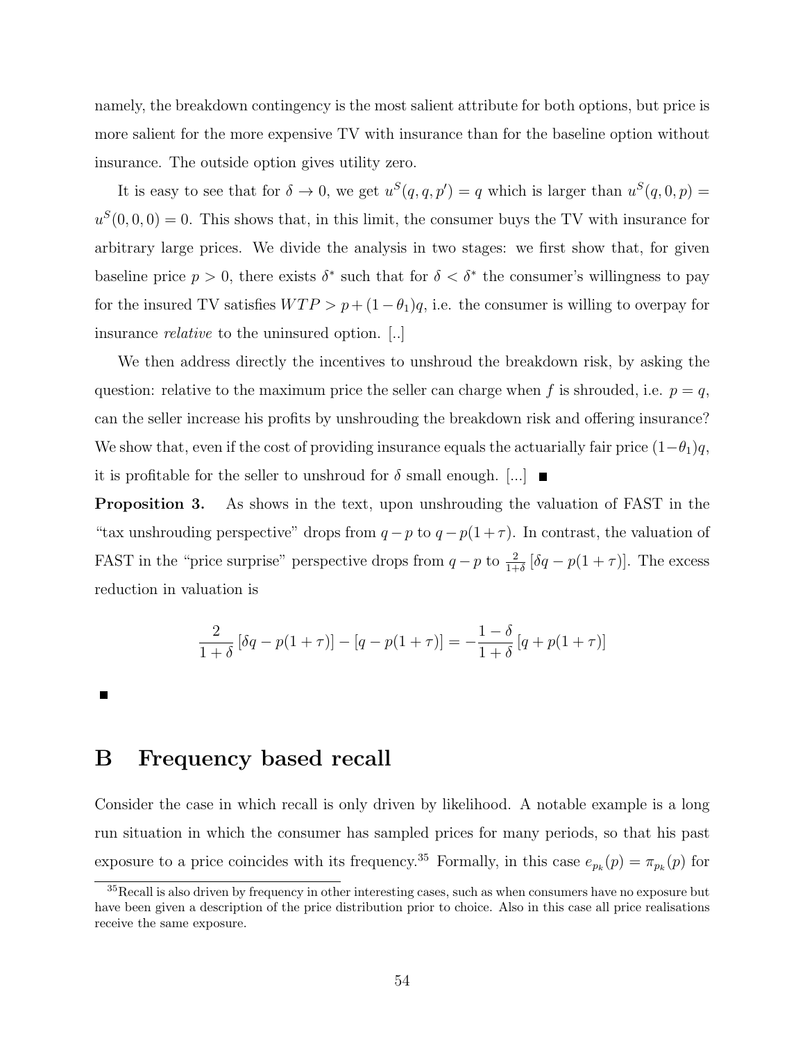namely, the breakdown contingency is the most salient attribute for both options, but price is more salient for the more expensive TV with insurance than for the baseline option without insurance. The outside option gives utility zero.

It is easy to see that for $\delta \to 0$, we get $u^S(q, q, p') = q$ which is larger than $u^S(q, 0, p) = u^S(0, 0, 0) = 0$. This shows that, in this limit, the consumer buys the TV with insurance for arbitrary large prices. We divide the analysis in two stages: we first show that, for given baseline price $p > 0$, there exists $\delta^*$ such that for $\delta < \delta^*$ the consumer's willingness to pay for the insured TV satisfies $WTP > p + (1 - \theta_1)q$, i.e. the consumer is willing to overpay for insurance *relative* to the uninsured option. [..]

We then address directly the incentives to unshroud the breakdown risk, by asking the question: relative to the maximum price the seller can charge when $f$ is shrouded, i.e. $p = q$, can the seller increase his profits by unshrouding the breakdown risk and offering insurance? We show that, even if the cost of providing insurance equals the actuarially fair price $(1-\theta_1)q$, it is profitable for the seller to unshroud for $\delta$ small enough. [...] ■

**Proposition 3.** As shows in the text, upon unshrouding the valuation of FAST in the "tax unshrouding perspective" drops from $q - p$ to $q - p(1 + \tau)$. In contrast, the valuation of FAST in the "price surprise" perspective drops from $q - p$ to $\frac{2}{1+\delta}\left[\delta q - p(1 + \tau)\right]$. The excess reduction in valuation is

$$\frac{2}{1+\delta}\left[\delta q - p(1+\tau)\right] - \left[q - p(1+\tau)\right] = -\frac{1-\delta}{1+\delta}\left[q + p(1+\tau)\right]$$

■

# B Frequency based recall

Consider the case in which recall is only driven by likelihood. A notable example is a long run situation in which the consumer has sampled prices for many periods, so that his past exposure to a price coincides with its frequency.[35] Formally, in this case $e_{p_k}(p) = \pi_{p_k}(p)$ for

[35] Recall is also driven by frequency in other interesting cases, such as when consumers have no exposure but have been given a description of the price distribution prior to choice. Also in this case all price realisations receive the same exposure.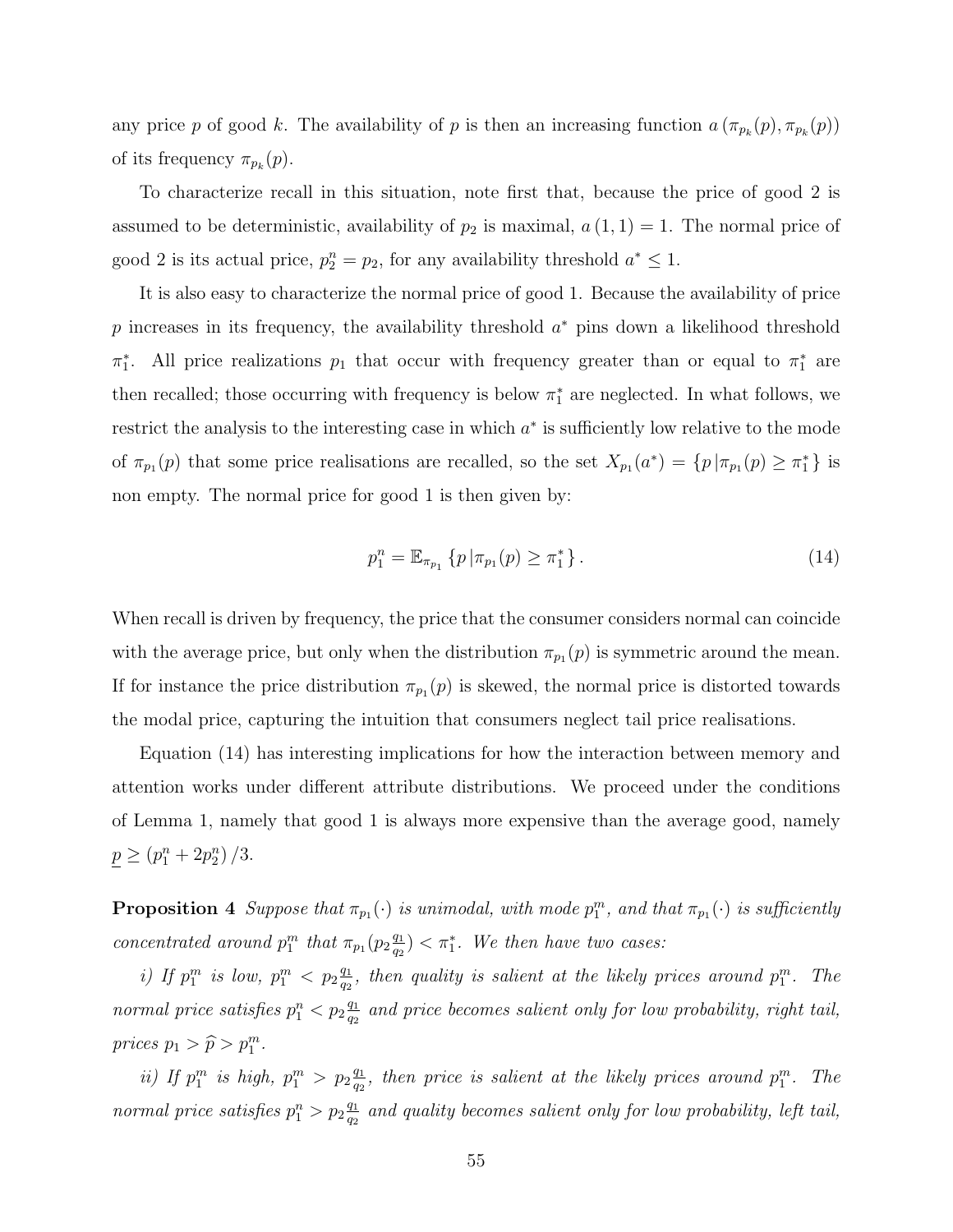any price $p$ of good $k$. The availability of $p$ is then an increasing function $a\left(\pi_{p_k}(p), \pi_{p_k}(p)\right)$ of its frequency $\pi_{p_k}(p)$.

To characterize recall in this situation, note first that, because the price of good 2 is assumed to be deterministic, availability of $p_2$ is maximal, $a(1,1) = 1$. The normal price of good 2 is its actual price, $p_2^n = p_2$, for any availability threshold $a^* \leq 1$.

It is also easy to characterize the normal price of good 1. Because the availability of price $p$ increases in its frequency, the availability threshold $a^*$ pins down a likelihood threshold $\pi_1^*$. All price realizations $p_1$ that occur with frequency greater than or equal to $\pi_1^*$ are then recalled; those occurring with frequency is below $\pi_1^*$ are neglected. In what follows, we restrict the analysis to the interesting case in which $a^*$ is sufficiently low relative to the mode of $\pi_{p_1}(p)$ that some price realisations are recalled, so the set $X_{p_1}(a^*) = \{p \,|\pi_{p_1}(p) \geq \pi_1^*\}$ is non empty. The normal price for good 1 is then given by:

$$p_1^n = \mathbb{E}_{\pi_{p_1}} \left\{p \,|\pi_{p_1}(p) \geq \pi_1^* \right\}. \tag{14}$$

When recall is driven by frequency, the price that the consumer considers normal can coincide with the average price, but only when the distribution $\pi_{p_1}(p)$ is symmetric around the mean. If for instance the price distribution $\pi_{p_1}(p)$ is skewed, the normal price is distorted towards the modal price, capturing the intuition that consumers neglect tail price realisations.

Equation (14) has interesting implications for how the interaction between memory and attention works under different attribute distributions. We proceed under the conditions of Lemma 1, namely that good 1 is always more expensive than the average good, namely $\underline{p} \geq (p_1^n + 2p_2^n)/3$.

**Proposition 4** *Suppose that $\pi_{p_1}(\cdot)$ is unimodal, with mode $p_1^m$, and that $\pi_{p_1}(\cdot)$ is sufficiently concentrated around $p_1^m$ that $\pi_{p_1}(p_2\frac{q_1}{q_2}) < \pi_1^*$. We then have two cases:*

*i) If $p_1^m$ is low, $p_1^m < p_2\frac{q_1}{q_2}$, then quality is salient at the likely prices around $p_1^m$. The normal price satisfies $p_1^n < p_2\frac{q_1}{q_2}$ and price becomes salient only for low probability, right tail, prices $p_1 > \widehat{p} > p_1^m$.*

*ii) If $p_1^m$ is high, $p_1^m > p_2\frac{q_1}{q_2}$, then price is salient at the likely prices around $p_1^m$. The normal price satisfies $p_1^n > p_2\frac{q_1}{q_2}$ and quality becomes salient only for low probability, left tail,*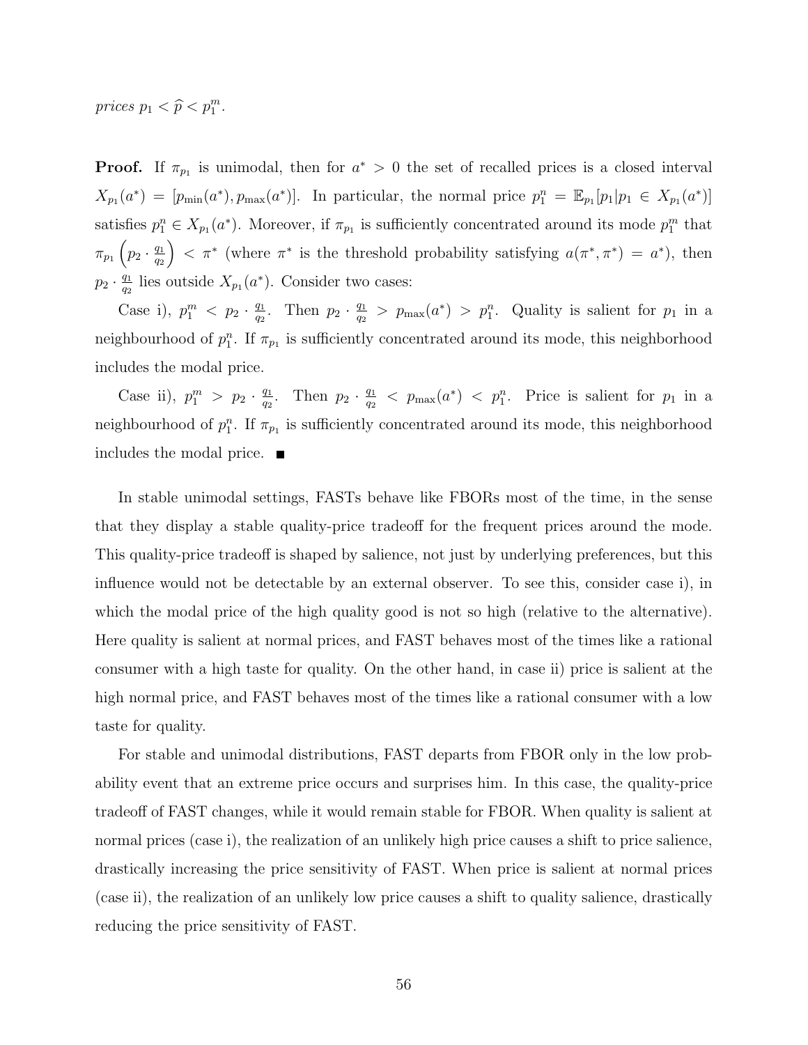*prices* $p_1 < \widehat{p} < p_1^m$.

**Proof.** If $\pi_{p_1}$ is unimodal, then for $a^* > 0$ the set of recalled prices is a closed interval $X_{p_1}(a^*) = [p_{\min}(a^*), p_{\max}(a^*)]$. In particular, the normal price $p_1^n = \mathbb{E}_{p_1}[p_1 | p_1 \in X_{p_1}(a^*)]$ satisfies $p_1^n \in X_{p_1}(a^*)$. Moreover, if $\pi_{p_1}$ is sufficiently concentrated around its mode $p_1^m$ that $\pi_{p_1}\left(p_2 \cdot \frac{q_1}{q_2}\right) < \pi^*$ (where $\pi^*$ is the threshold probability satisfying $a(\pi^*, \pi^*) = a^*$), then $p_2 \cdot \frac{q_1}{q_2}$ lies outside $X_{p_1}(a^*)$. Consider two cases:

Case i), $p_1^m < p_2 \cdot \frac{q_1}{q_2}$. Then $p_2 \cdot \frac{q_1}{q_2} > p_{\max}(a^*) > p_1^n$. Quality is salient for $p_1$ in a neighbourhood of $p_1^n$. If $\pi_{p_1}$ is sufficiently concentrated around its mode, this neighborhood includes the modal price.

Case ii), $p_1^m > p_2 \cdot \frac{q_1}{q_2}$. Then $p_2 \cdot \frac{q_1}{q_2} < p_{\max}(a^*) < p_1^n$. Price is salient for $p_1$ in a neighbourhood of $p_1^n$. If $\pi_{p_1}$ is sufficiently concentrated around its mode, this neighborhood includes the modal price. ■

In stable unimodal settings, FASTs behave like FBORs most of the time, in the sense that they display a stable quality-price tradeoff for the frequent prices around the mode. This quality-price tradeoff is shaped by salience, not just by underlying preferences, but this influence would not be detectable by an external observer. To see this, consider case i), in which the modal price of the high quality good is not so high (relative to the alternative). Here quality is salient at normal prices, and FAST behaves most of the times like a rational consumer with a high taste for quality. On the other hand, in case ii) price is salient at the high normal price, and FAST behaves most of the times like a rational consumer with a low taste for quality.

For stable and unimodal distributions, FAST departs from FBOR only in the low probability event that an extreme price occurs and surprises him. In this case, the quality-price tradeoff of FAST changes, while it would remain stable for FBOR. When quality is salient at normal prices (case i), the realization of an unlikely high price causes a shift to price salience, drastically increasing the price sensitivity of FAST. When price is salient at normal prices (case ii), the realization of an unlikely low price causes a shift to quality salience, drastically reducing the price sensitivity of FAST.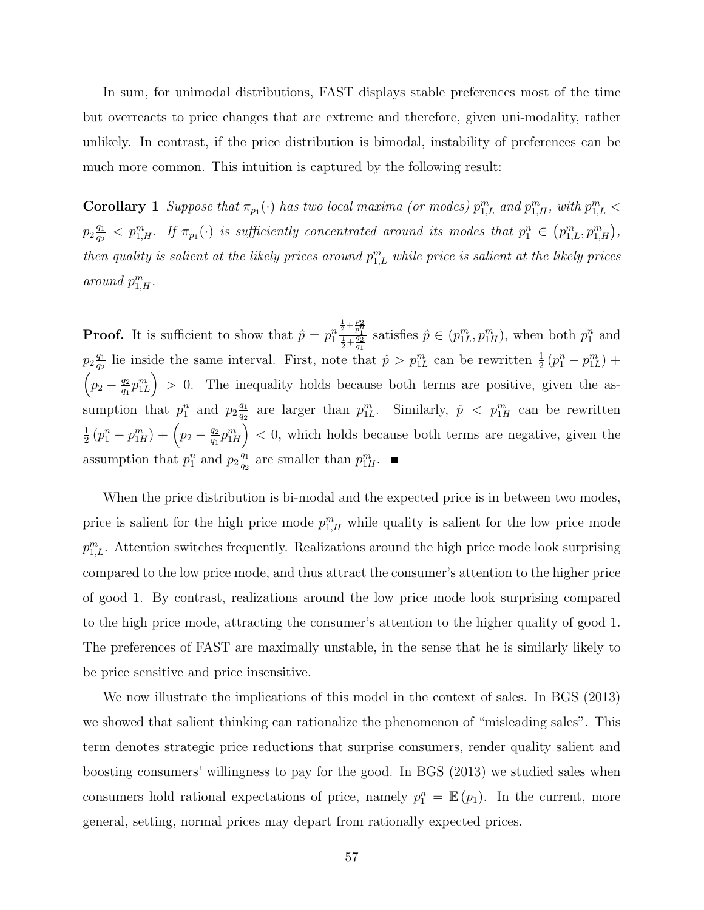In sum, for unimodal distributions, FAST displays stable preferences most of the time but overreacts to price changes that are extreme and therefore, given uni-modality, rather unlikely. In contrast, if the price distribution is bimodal, instability of preferences can be much more common. This intuition is captured by the following result:

**Corollary 1** *Suppose that $\pi_{p_1}(\cdot)$ has two local maxima (or modes) $p^m_{1,L}$ and $p^m_{1,H}$, with $p^m_{1,L} < p_2 \frac{q_1}{q_2} < p^m_{1,H}$. If $\pi_{p_1}(\cdot)$ is sufficiently concentrated around its modes that $p^n_1 \in \left(p^m_{1,L}, p^m_{1,H}\right)$, then quality is salient at the likely prices around $p^m_{1,L}$ while price is salient at the likely prices around $p^m_{1,H}$.*

**Proof.** It is sufficient to show that $\hat{p} = p^n_1 \frac{\frac{1}{2}+\frac{p_2}{p^n_1}}{\frac{1}{2}+\frac{q_2}{q_1}}$ satisfies $\hat{p} \in (p^m_{1L}, p^m_{1H})$, when both $p^n_1$ and $p_2 \frac{q_1}{q_2}$ lie inside the same interval. First, note that $\hat{p} > p^m_{1L}$ can be rewritten $\frac{1}{2}\left(p^n_1 - p^m_{1L}\right) + \left(p_2 - \frac{q_2}{q_1} p^m_{1L}\right) > 0$. The inequality holds because both terms are positive, given the assumption that $p^n_1$ and $p_2 \frac{q_1}{q_2}$ are larger than $p^m_{1L}$. Similarly, $\hat{p} < p^m_{1H}$ can be rewritten $\frac{1}{2}\left(p^n_1 - p^m_{1H}\right) + \left(p_2 - \frac{q_2}{q_1} p^m_{1H}\right) < 0$, which holds because both terms are negative, given the assumption that $p^n_1$ and $p_2 \frac{q_1}{q_2}$ are smaller than $p^m_{1H}$. ■

When the price distribution is bi-modal and the expected price is in between two modes, price is salient for the high price mode $p^m_{1,H}$ while quality is salient for the low price mode $p^m_{1,L}$. Attention switches frequently. Realizations around the high price mode look surprising compared to the low price mode, and thus attract the consumer's attention to the higher price of good 1. By contrast, realizations around the low price mode look surprising compared to the high price mode, attracting the consumer's attention to the higher quality of good 1. The preferences of FAST are maximally unstable, in the sense that he is similarly likely to be price sensitive and price insensitive.

We now illustrate the implications of this model in the context of sales. In BGS (2013) we showed that salient thinking can rationalize the phenomenon of "misleading sales". This term denotes strategic price reductions that surprise consumers, render quality salient and boosting consumers' willingness to pay for the good. In BGS (2013) we studied sales when consumers hold rational expectations of price, namely $p^n_1 = \mathbb{E}(p_1)$. In the current, more general, setting, normal prices may depart from rationally expected prices.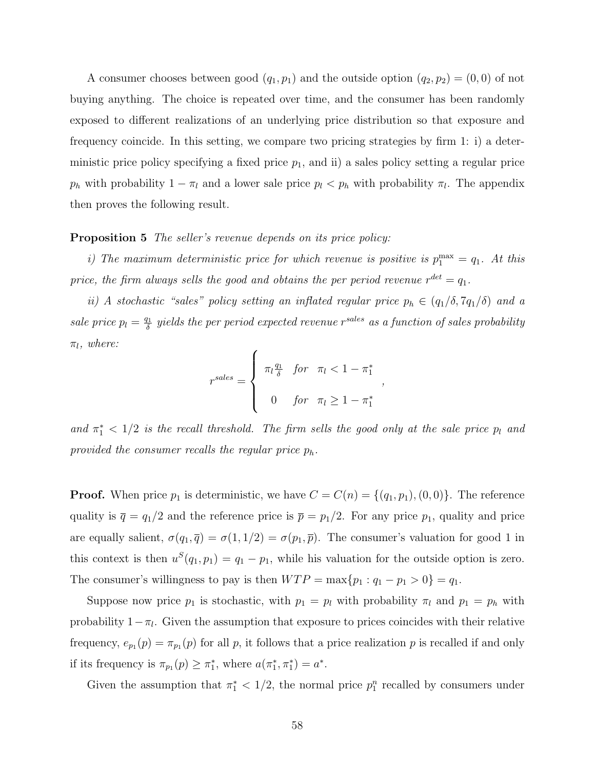A consumer chooses between good $(q_1, p_1)$ and the outside option $(q_2, p_2) = (0, 0)$ of not buying anything. The choice is repeated over time, and the consumer has been randomly exposed to different realizations of an underlying price distribution so that exposure and frequency coincide. In this setting, we compare two pricing strategies by firm 1: i) a deterministic price policy specifying a fixed price $p_1$, and ii) a sales policy setting a regular price $p_h$ with probability $1 - \pi_l$ and a lower sale price $p_l < p_h$ with probability $\pi_l$. The appendix then proves the following result.

**Proposition 5** *The seller's revenue depends on its price policy:*

*i) The maximum deterministic price for which revenue is positive is $p_1^{\max} = q_1$. At this price, the firm always sells the good and obtains the per period revenue $r^{det} = q_1$.*

*ii) A stochastic "sales" policy setting an inflated regular price $p_h \in (q_1/\delta, 7q_1/\delta)$ and a sale price $p_l = \frac{q_1}{\delta}$ yields the per period expected revenue $r^{sales}$ as a function of sales probability $\pi_l$, where:*

$$r^{sales} = \begin{cases} \pi_l \frac{q_1}{\delta} & for \quad \pi_l < 1 - \pi_1^* \\ \\ 0 & for \quad \pi_l \geq 1 - \pi_1^* \end{cases},$$

*and $\pi_1^* < 1/2$ is the recall threshold. The firm sells the good only at the sale price $p_l$ and provided the consumer recalls the regular price $p_h$.*

**Proof.** When price $p_1$ is deterministic, we have $C = C(n) = \{(q_1, p_1), (0, 0)\}$. The reference quality is $\overline{q} = q_1/2$ and the reference price is $\overline{p} = p_1/2$. For any price $p_1$, quality and price are equally salient, $\sigma(q_1, \overline{q}) = \sigma(1, 1/2) = \sigma(p_1, \overline{p})$. The consumer's valuation for good 1 in this context is then $u^S(q_1, p_1) = q_1 - p_1$, while his valuation for the outside option is zero. The consumer's willingness to pay is then $WTP = \max\{p_1 : q_1 - p_1 > 0\} = q_1$.

Suppose now price $p_1$ is stochastic, with $p_1 = p_l$ with probability $\pi_l$ and $p_1 = p_h$ with probability $1 - \pi_l$. Given the assumption that exposure to prices coincides with their relative frequency, $e_{p_1}(p) = \pi_{p_1}(p)$ for all $p$, it follows that a price realization $p$ is recalled if and only if its frequency is $\pi_{p_1}(p) \geq \pi_1^*$, where $a(\pi_1^*, \pi_1^*) = a^*$.

Given the assumption that $\pi_1^* < 1/2$, the normal price $p_1^n$ recalled by consumers under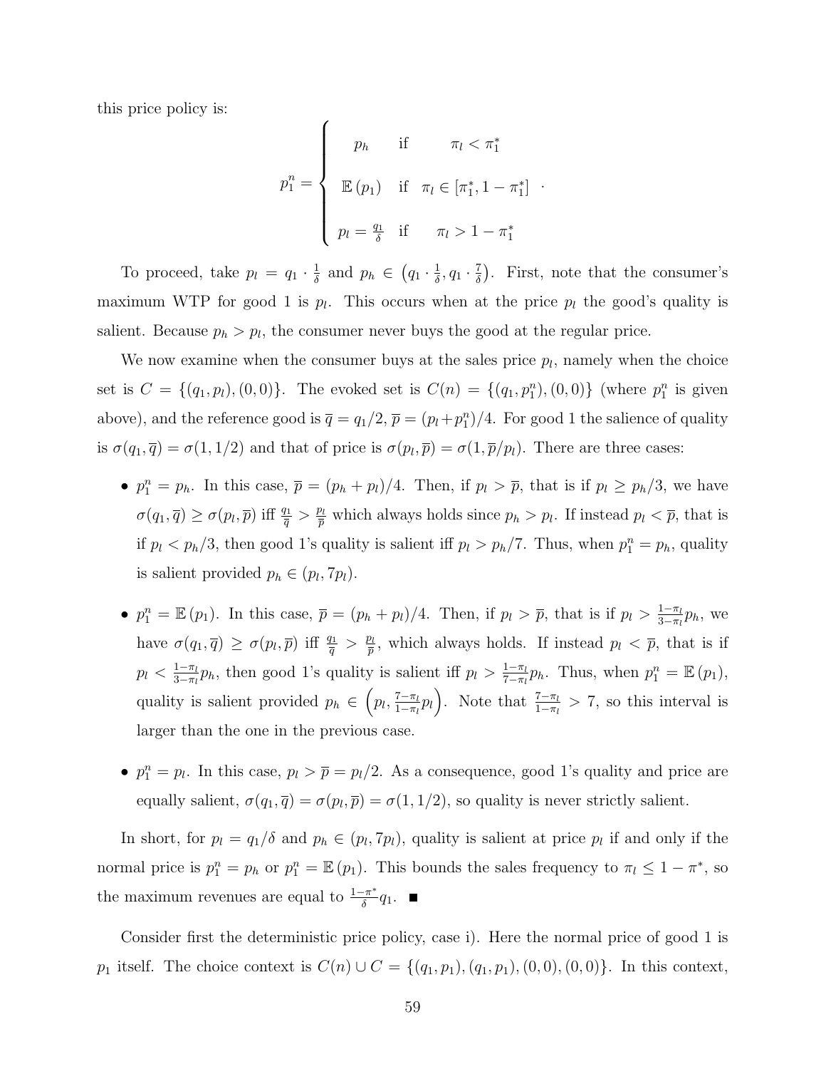this price policy is:

$$p_1^n = \begin{cases} p_h & \text{if} \quad \pi_l < \pi_1^* \\ \mathbb{E}(p_1) & \text{if} \quad \pi_l \in [\pi_1^*, 1 - \pi_1^*] \\ p_l = \frac{q_1}{\delta} & \text{if} \quad \pi_l > 1 - \pi_1^* \end{cases} .$$

To proceed, take $p_l = q_1 \cdot \frac{1}{\delta}$ and $p_h \in \left(q_1 \cdot \frac{1}{\delta}, q_1 \cdot \frac{7}{\delta}\right)$. First, note that the consumer's maximum WTP for good 1 is $p_l$. This occurs when at the price $p_l$ the good's quality is salient. Because $p_h > p_l$, the consumer never buys the good at the regular price.

We now examine when the consumer buys at the sales price $p_l$, namely when the choice set is $C = \{(q_1, p_l), (0, 0)\}$. The evoked set is $C(n) = \{(q_1, p_1^n), (0, 0)\}$ (where $p_1^n$ is given above), and the reference good is $\overline{q} = q_1/2$, $\overline{p} = (p_l + p_1^n)/4$. For good 1 the salience of quality is $\sigma(q_1, \overline{q}) = \sigma(1, 1/2)$ and that of price is $\sigma(p_l, \overline{p}) = \sigma(1, \overline{p}/p_l)$. There are three cases:

- $p_1^n = p_h$. In this case, $\overline{p} = (p_h + p_l)/4$. Then, if $p_l > \overline{p}$, that is if $p_l \geq p_h/3$, we have $\sigma(q_1, \overline{q}) \geq \sigma(p_l, \overline{p})$ iff $\frac{q_1}{\overline{q}} > \frac{p_l}{\overline{p}}$ which always holds since $p_h > p_l$. If instead $p_l < \overline{p}$, that is if $p_l < p_h/3$, then good 1's quality is salient iff $p_l > p_h/7$. Thus, when $p_1^n = p_h$, quality is salient provided $p_h \in (p_l, 7p_l)$.

- $p_1^n = \mathbb{E}(p_1)$. In this case, $\overline{p} = (p_h + p_l)/4$. Then, if $p_l > \overline{p}$, that is if $p_l > \frac{1-\pi_l}{3-\pi_l} p_h$, we have $\sigma(q_1, \overline{q}) \geq \sigma(p_l, \overline{p})$ iff $\frac{q_1}{\overline{q}} > \frac{p_l}{\overline{p}}$, which always holds. If instead $p_l < \overline{p}$, that is if $p_l < \frac{1-\pi_l}{3-\pi_l} p_h$, then good 1's quality is salient iff $p_l > \frac{1-\pi_l}{7-\pi_l} p_h$. Thus, when $p_1^n = \mathbb{E}(p_1)$, quality is salient provided $p_h \in \left(p_l, \frac{7-\pi_l}{1-\pi_l} p_l\right)$. Note that $\frac{7-\pi_l}{1-\pi_l} > 7$, so this interval is larger than the one in the previous case.

- $p_1^n = p_l$. In this case, $p_l > \overline{p} = p_l/2$. As a consequence, good 1's quality and price are equally salient, $\sigma(q_1, \overline{q}) = \sigma(p_l, \overline{p}) = \sigma(1, 1/2)$, so quality is never strictly salient.

In short, for $p_l = q_1/\delta$ and $p_h \in (p_l, 7p_l)$, quality is salient at price $p_l$ if and only if the normal price is $p_1^n = p_h$ or $p_1^n = \mathbb{E}(p_1)$. This bounds the sales frequency to $\pi_l \leq 1 - \pi^*$, so the maximum revenues are equal to $\frac{1-\pi^*}{\delta} q_1$. ■

Consider first the deterministic price policy, case i). Here the normal price of good 1 is $p_1$ itself. The choice context is $C(n) \cup C = \{(q_1, p_1), (q_1, p_1), (0, 0), (0, 0)\}$. In this context,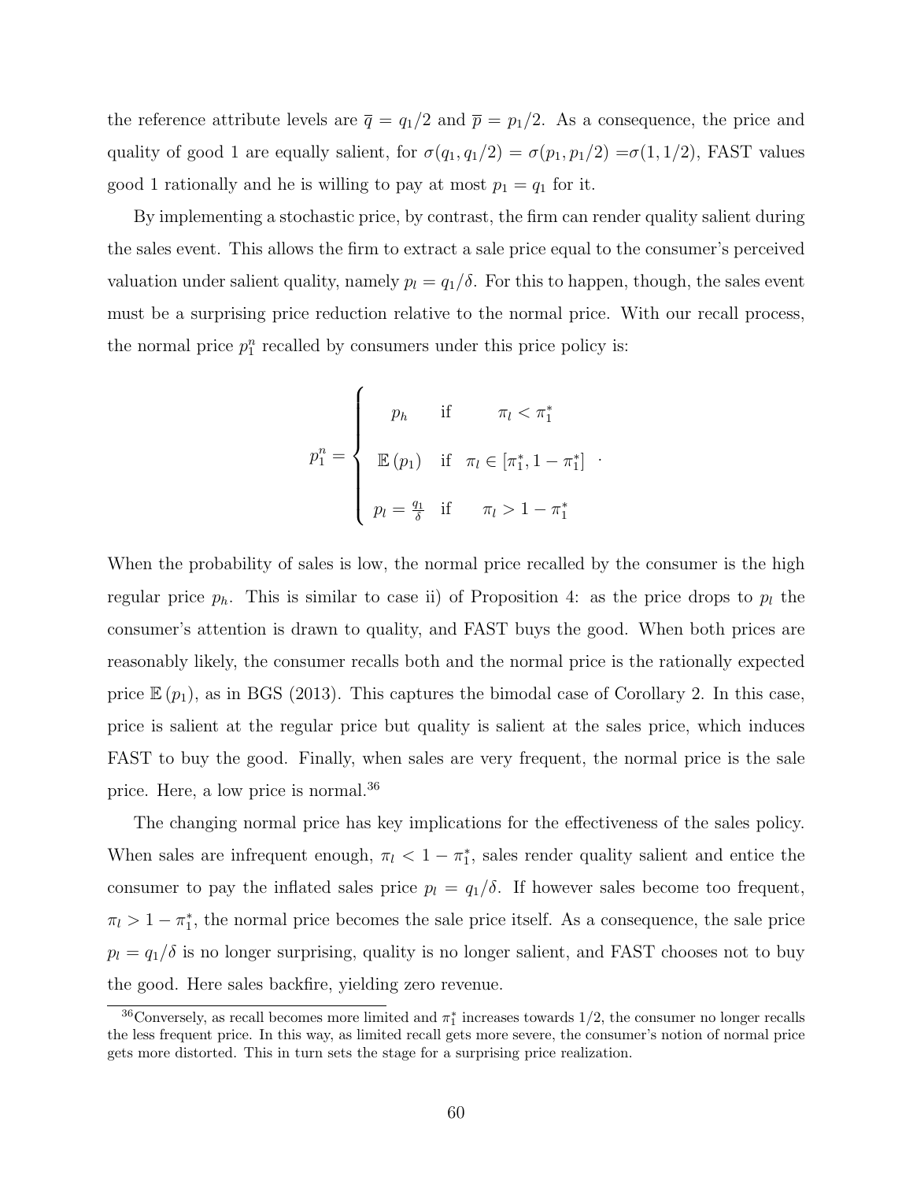the reference attribute levels are $\overline{q} = q_1/2$ and $\overline{p} = p_1/2$. As a consequence, the price and quality of good 1 are equally salient, for $\sigma(q_1, q_1/2) = \sigma(p_1, p_1/2) = \sigma(1, 1/2)$, FAST values good 1 rationally and he is willing to pay at most $p_1 = q_1$ for it.

By implementing a stochastic price, by contrast, the firm can render quality salient during the sales event. This allows the firm to extract a sale price equal to the consumer's perceived valuation under salient quality, namely $p_l = q_1/\delta$. For this to happen, though, the sales event must be a surprising price reduction relative to the normal price. With our recall process, the normal price $p_1^n$ recalled by consumers under this price policy is:

$$p_1^n = \begin{cases} p_h & \text{if} \quad \pi_l < \pi_1^* \\ \mathbb{E}(p_1) & \text{if} \quad \pi_l \in [\pi_1^*, 1 - \pi_1^*] \\ p_l = \frac{q_1}{\delta} & \text{if} \quad \pi_l > 1 - \pi_1^* \end{cases} .$$

When the probability of sales is low, the normal price recalled by the consumer is the high regular price $p_h$. This is similar to case ii) of Proposition 4: as the price drops to $p_l$ the consumer's attention is drawn to quality, and FAST buys the good. When both prices are reasonably likely, the consumer recalls both and the normal price is the rationally expected price $\mathbb{E}(p_1)$, as in BGS (2013). This captures the bimodal case of Corollary 2. In this case, price is salient at the regular price but quality is salient at the sales price, which induces FAST to buy the good. Finally, when sales are very frequent, the normal price is the sale price. Here, a low price is normal.[36]

The changing normal price has key implications for the effectiveness of the sales policy. When sales are infrequent enough, $\pi_l < 1 - \pi_1^*$, sales render quality salient and entice the consumer to pay the inflated sales price $p_l = q_1/\delta$. If however sales become too frequent, $\pi_l > 1 - \pi_1^*$, the normal price becomes the sale price itself. As a consequence, the sale price $p_l = q_1/\delta$ is no longer surprising, quality is no longer salient, and FAST chooses not to buy the good. Here sales backfire, yielding zero revenue.

[36] Conversely, as recall becomes more limited and $\pi_1^*$ increases towards 1/2, the consumer no longer recalls the less frequent price. In this way, as limited recall gets more severe, the consumer's notion of normal price gets more distorted. This in turn sets the stage for a surprising price realization.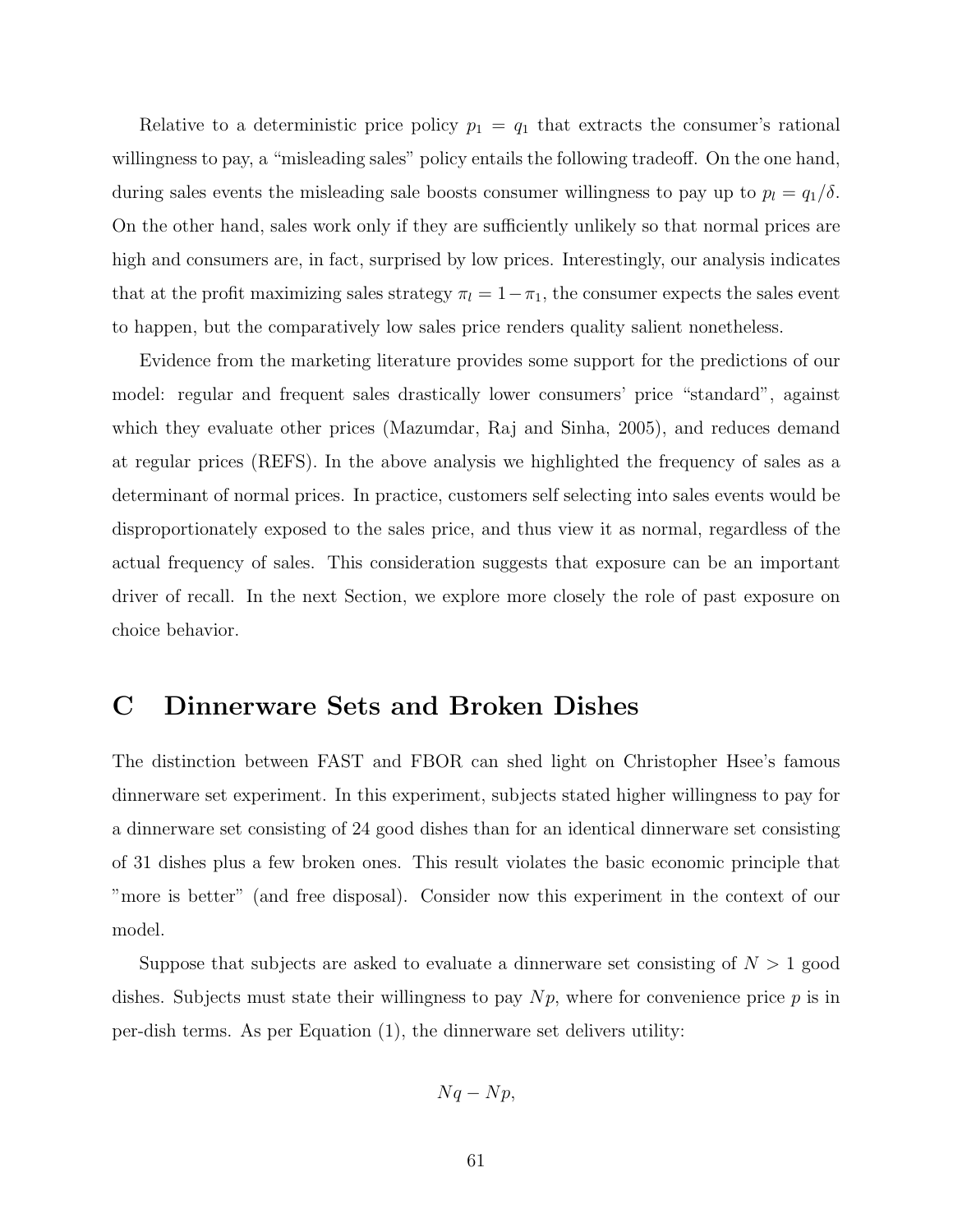Relative to a deterministic price policy $p_1 = q_1$ that extracts the consumer's rational willingness to pay, a "misleading sales" policy entails the following tradeoff. On the one hand, during sales events the misleading sale boosts consumer willingness to pay up to $p_l = q_1/\delta$. On the other hand, sales work only if they are sufficiently unlikely so that normal prices are high and consumers are, in fact, surprised by low prices. Interestingly, our analysis indicates that at the profit maximizing sales strategy $\pi_l = 1 - \pi_1$, the consumer expects the sales event to happen, but the comparatively low sales price renders quality salient nonetheless.

Evidence from the marketing literature provides some support for the predictions of our model: regular and frequent sales drastically lower consumers' price "standard", against which they evaluate other prices (Mazumdar, Raj and Sinha, 2005), and reduces demand at regular prices (REFS). In the above analysis we highlighted the frequency of sales as a determinant of normal prices. In practice, customers self selecting into sales events would be disproportionately exposed to the sales price, and thus view it as normal, regardless of the actual frequency of sales. This consideration suggests that exposure can be an important driver of recall. In the next Section, we explore more closely the role of past exposure on choice behavior.

# C Dinnerware Sets and Broken Dishes

The distinction between FAST and FBOR can shed light on Christopher Hsee's famous dinnerware set experiment. In this experiment, subjects stated higher willingness to pay for a dinnerware set consisting of 24 good dishes than for an identical dinnerware set consisting of 31 dishes plus a few broken ones. This result violates the basic economic principle that "more is better" (and free disposal). Consider now this experiment in the context of our model.

Suppose that subjects are asked to evaluate a dinnerware set consisting of $N > 1$ good dishes. Subjects must state their willingness to pay $Np$, where for convenience price $p$ is in per-dish terms. As per Equation (1), the dinnerware set delivers utility:

$$Nq - Np,$$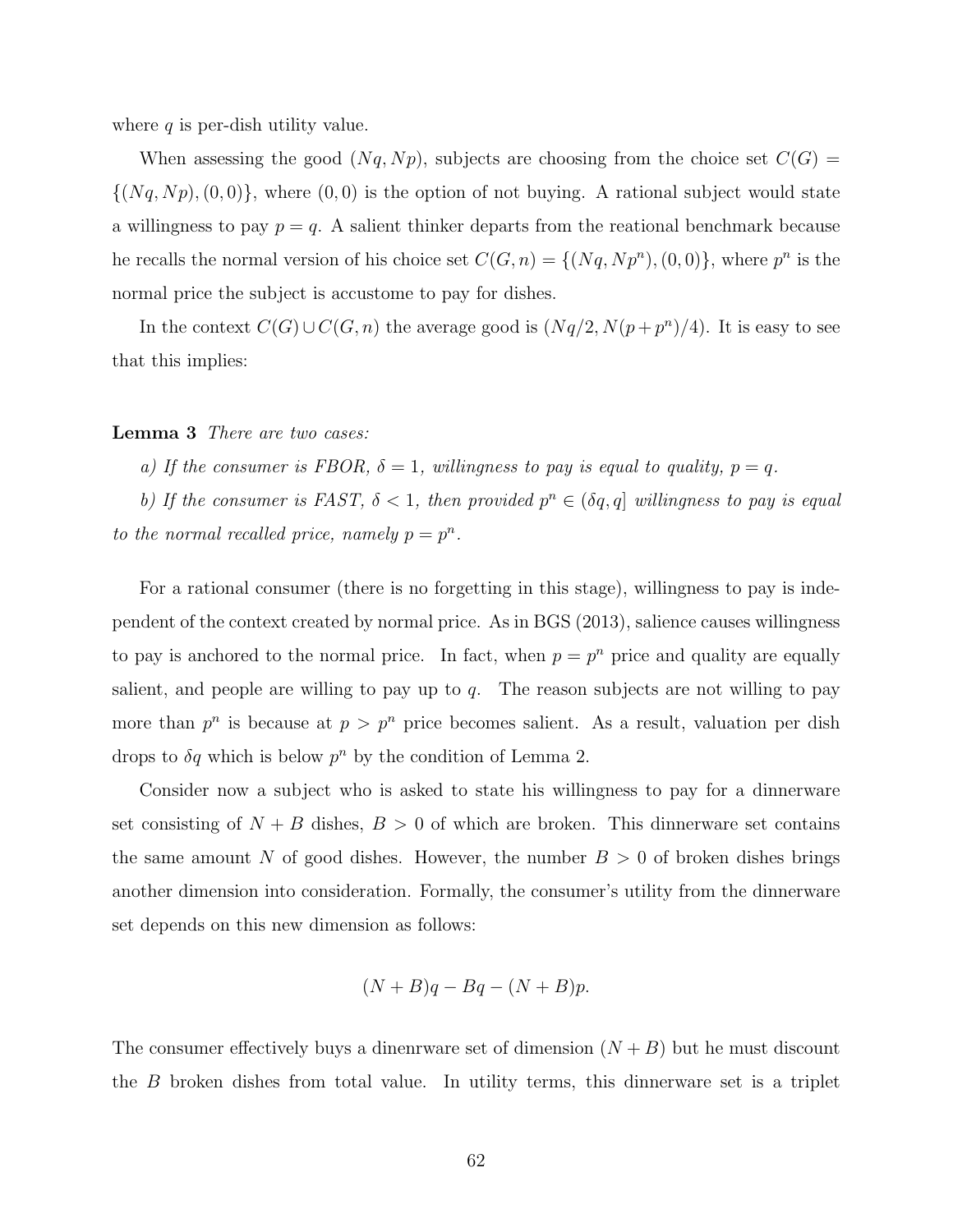where $q$ is per-dish utility value.

When assessing the good $(Nq, Np)$, subjects are choosing from the choice set $C(G) = \{(Nq, Np), (0, 0)\}$, where $(0, 0)$ is the option of not buying. A rational subject would state a willingness to pay $p = q$. A salient thinker departs from the reational benchmark because he recalls the normal version of his choice set $C(G, n) = \{(Nq, Np^n), (0, 0)\}$, where $p^n$ is the normal price the subject is accustome to pay for dishes.

In the context $C(G) \cup C(G, n)$ the average good is $(Nq/2, N(p + p^n)/4)$. It is easy to see that this implies:

**Lemma 3** *There are two cases:*

*a) If the consumer is FBOR, $\delta = 1$, willingness to pay is equal to quality, $p = q$.*

*b) If the consumer is FAST, $\delta < 1$, then provided $p^n \in (\delta q, q]$ willingness to pay is equal to the normal recalled price, namely $p = p^n$.*

For a rational consumer (there is no forgetting in this stage), willingness to pay is independent of the context created by normal price. As in BGS (2013), salience causes willingness to pay is anchored to the normal price. In fact, when $p = p^n$ price and quality are equally salient, and people are willing to pay up to $q$. The reason subjects are not willing to pay more than $p^n$ is because at $p > p^n$ price becomes salient. As a result, valuation per dish drops to $\delta q$ which is below $p^n$ by the condition of Lemma 2.

Consider now a subject who is asked to state his willingness to pay for a dinnerware set consisting of $N + B$ dishes, $B > 0$ of which are broken. This dinnerware set contains the same amount $N$ of good dishes. However, the number $B > 0$ of broken dishes brings another dimension into consideration. Formally, the consumer's utility from the dinnerware set depends on this new dimension as follows:

$$(N + B)q - Bq - (N + B)p.$$

The consumer effectively buys a dinenrware set of dimension $(N + B)$ but he must discount the $B$ broken dishes from total value. In utility terms, this dinnerware set is a triplet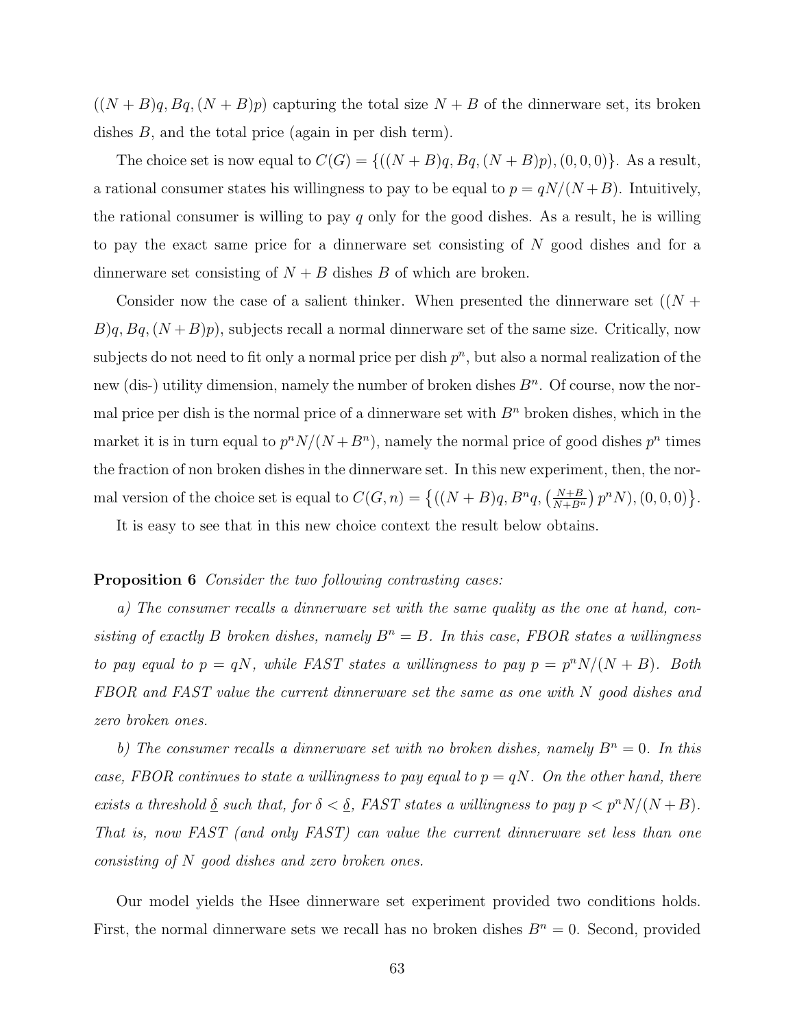$((N+B)q, Bq, (N+B)p)$ capturing the total size $N+B$ of the dinnerware set, its broken dishes $B$, and the total price (again in per dish term).

The choice set is now equal to $C(G) = \{((N+B)q, Bq, (N+B)p), (0,0,0)\}$. As a result, a rational consumer states his willingness to pay to be equal to $p = qN/(N+B)$. Intuitively, the rational consumer is willing to pay $q$ only for the good dishes. As a result, he is willing to pay the exact same price for a dinnerware set consisting of $N$ good dishes and for a dinnerware set consisting of $N+B$ dishes $B$ of which are broken.

Consider now the case of a salient thinker. When presented the dinnerware set $((N+B)q, Bq, (N+B)p)$, subjects recall a normal dinnerware set of the same size. Critically, now subjects do not need to fit only a normal price per dish $p^n$, but also a normal realization of the new (dis-) utility dimension, namely the number of broken dishes $B^n$. Of course, now the normal price per dish is the normal price of a dinnerware set with $B^n$ broken dishes, which in the market it is in turn equal to $p^n N/(N+B^n)$, namely the normal price of good dishes $p^n$ times the fraction of non broken dishes in the dinnerware set. In this new experiment, then, the normal version of the choice set is equal to $C(G,n) = \left\{((N+B)q, B^n q, \left(\frac{N+B}{N+B^n}\right) p^n N), (0,0,0)\right\}$.

It is easy to see that in this new choice context the result below obtains.

**Proposition 6** *Consider the two following contrasting cases:*

*a) The consumer recalls a dinnerware set with the same quality as the one at hand, consisting of exactly $B$ broken dishes, namely $B^n = B$. In this case, FBOR states a willingness to pay equal to $p = qN$, while FAST states a willingness to pay $p = p^n N/(N+B)$. Both FBOR and FAST value the current dinnerware set the same as one with $N$ good dishes and zero broken ones.*

*b) The consumer recalls a dinnerware set with no broken dishes, namely $B^n = 0$. In this case, FBOR continues to state a willingness to pay equal to $p = qN$. On the other hand, there exists a threshold $\underline{\delta}$ such that, for $\delta < \underline{\delta}$, FAST states a willingness to pay $p < p^n N/(N+B)$. That is, now FAST (and only FAST) can value the current dinnerware set less than one consisting of $N$ good dishes and zero broken ones.*

Our model yields the Hsee dinnerware set experiment provided two conditions holds. First, the normal dinnerware sets we recall has no broken dishes $B^n = 0$. Second, provided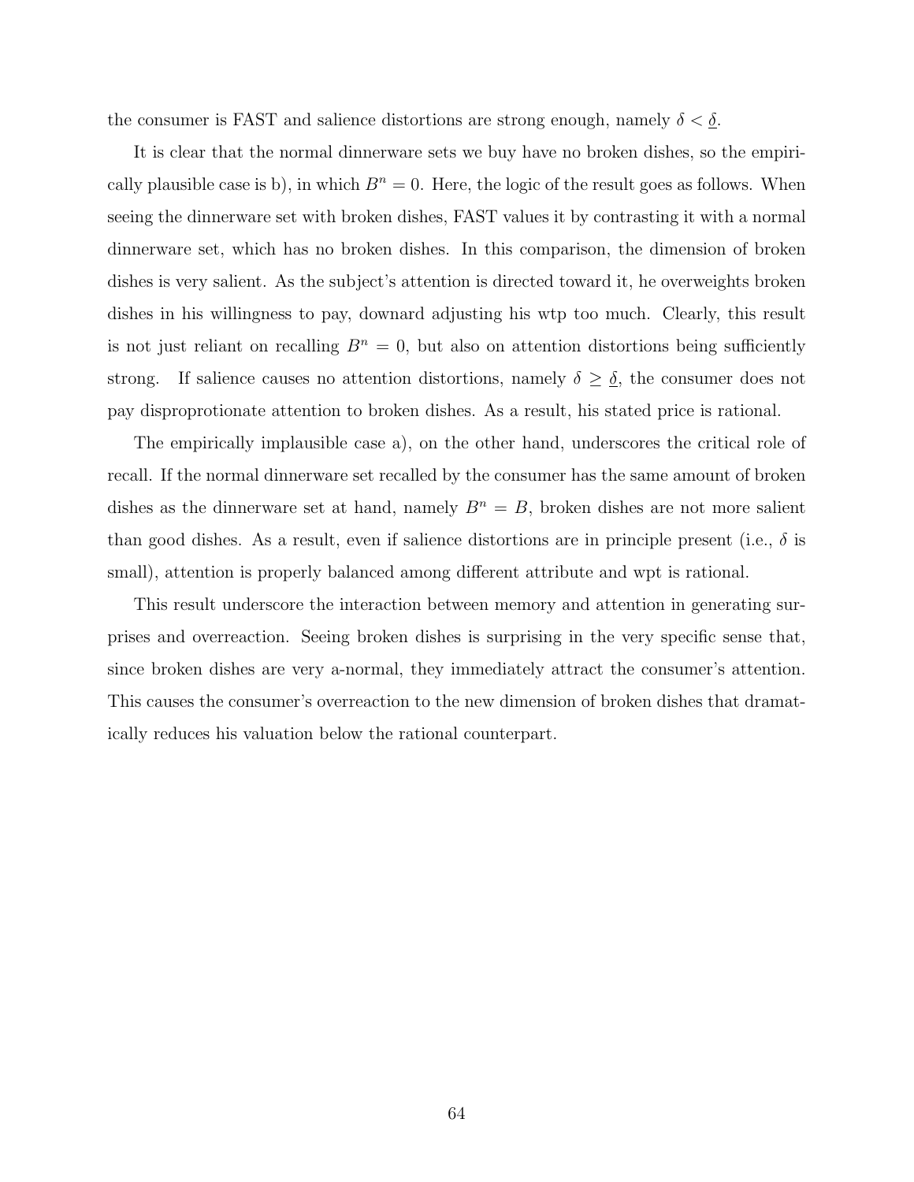the consumer is FAST and salience distortions are strong enough, namely $\delta < \underline{\delta}$.

It is clear that the normal dinnerware sets we buy have no broken dishes, so the empirically plausible case is b), in which $B^n = 0$. Here, the logic of the result goes as follows. When seeing the dinnerware set with broken dishes, FAST values it by contrasting it with a normal dinnerware set, which has no broken dishes. In this comparison, the dimension of broken dishes is very salient. As the subject's attention is directed toward it, he overweights broken dishes in his willingness to pay, downard adjusting his wtp too much. Clearly, this result is not just reliant on recalling $B^n = 0$, but also on attention distortions being sufficiently strong. If salience causes no attention distortions, namely $\delta \geq \underline{\delta}$, the consumer does not pay disproprotionate attention to broken dishes. As a result, his stated price is rational.

The empirically implausible case a), on the other hand, underscores the critical role of recall. If the normal dinnerware set recalled by the consumer has the same amount of broken dishes as the dinnerware set at hand, namely $B^n = B$, broken dishes are not more salient than good dishes. As a result, even if salience distortions are in principle present (i.e., $\delta$ is small), attention is properly balanced among different attribute and wpt is rational.

This result underscore the interaction between memory and attention in generating surprises and overreaction. Seeing broken dishes is surprising in the very specific sense that, since broken dishes are very a-normal, they immediately attract the consumer's attention. This causes the consumer's overreaction to the new dimension of broken dishes that dramatically reduces his valuation below the rational counterpart.